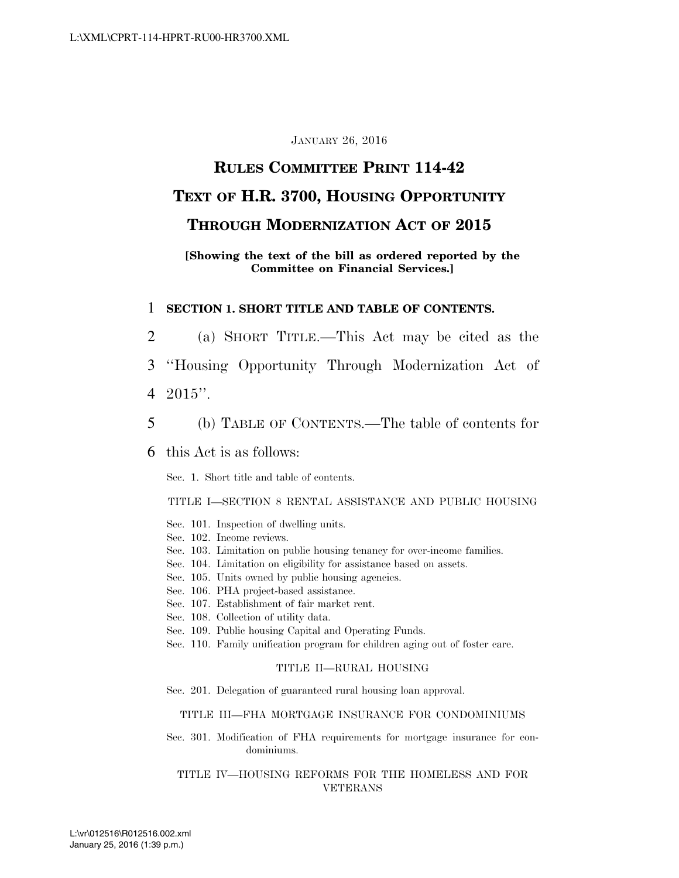JANUARY 26, 2016

# RULES COMMITTEE PRINT 114-42

# TEXT OF H.R. 3700, HOUSING OPPORTUNITY THROUGH MODERNIZATION ACT OF 2015

**[Showing the text of the bill as ordered reported by the Committee on Financial Services.]**

**SECTION 1. SHORT TITLE AND TABLE OF CONTENTS.**

(a) SHORT TITLE.—This Act may be cited as the "Housing Opportunity Through Modernization Act of 2015".

(b) TABLE OF CONTENTS.—The table of contents for this Act is as follows:

Sec. 1. Short title and table of contents.

TITLE I—SECTION 8 RENTAL ASSISTANCE AND PUBLIC HOUSING

Sec. 101. Inspection of dwelling units.
Sec. 102. Income reviews.
Sec. 103. Limitation on public housing tenancy for over-income families.
Sec. 104. Limitation on eligibility for assistance based on assets.
Sec. 105. Units owned by public housing agencies.
Sec. 106. PHA project-based assistance.
Sec. 107. Establishment of fair market rent.
Sec. 108. Collection of utility data.
Sec. 109. Public housing Capital and Operating Funds.
Sec. 110. Family unification program for children aging out of foster care.

TITLE II—RURAL HOUSING

Sec. 201. Delegation of guaranteed rural housing loan approval.

TITLE III—FHA MORTGAGE INSURANCE FOR CONDOMINIUMS

Sec. 301. Modification of FHA requirements for mortgage insurance for condominiums.

TITLE IV—HOUSING REFORMS FOR THE HOMELESS AND FOR VETERANS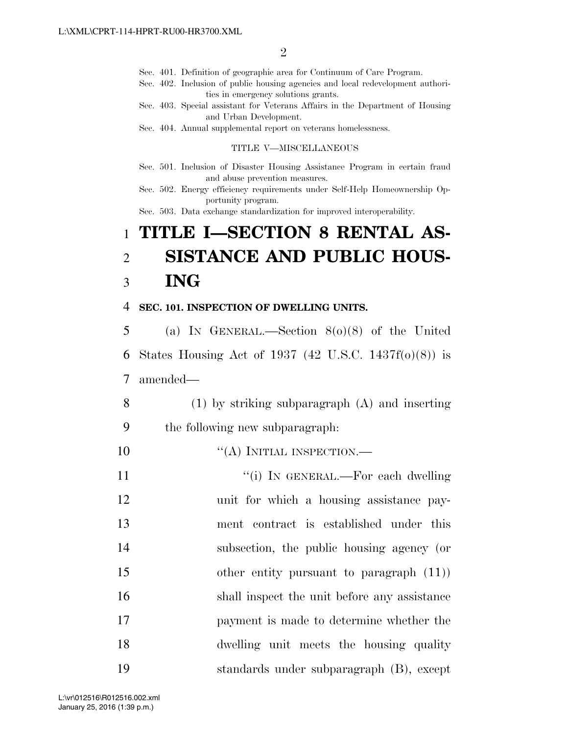Sec. 401. Definition of geographic area for Continuum of Care Program.
Sec. 402. Inclusion of public housing agencies and local redevelopment authorities in emergency solutions grants.
Sec. 403. Special assistant for Veterans Affairs in the Department of Housing and Urban Development.
Sec. 404. Annual supplemental report on veterans homelessness.

TITLE V—MISCELLANEOUS

Sec. 501. Inclusion of Disaster Housing Assistance Program in certain fraud and abuse prevention measures.
Sec. 502. Energy efficiency requirements under Self-Help Homeownership Opportunity program.
Sec. 503. Data exchange standardization for improved interoperability.

# TITLE I—SECTION 8 RENTAL ASSISTANCE AND PUBLIC HOUSING

**SEC. 101. INSPECTION OF DWELLING UNITS.**

(a) IN GENERAL.—Section 8(o)(8) of the United States Housing Act of 1937 (42 U.S.C. 1437f(o)(8)) is amended—

(1) by striking subparagraph (A) and inserting the following new subparagraph:

"(A) INITIAL INSPECTION.—

"(i) IN GENERAL.—For each dwelling unit for which a housing assistance payment contract is established under this subsection, the public housing agency (or other entity pursuant to paragraph (11)) shall inspect the unit before any assistance payment is made to determine whether the dwelling unit meets the housing quality standards under subparagraph (B), except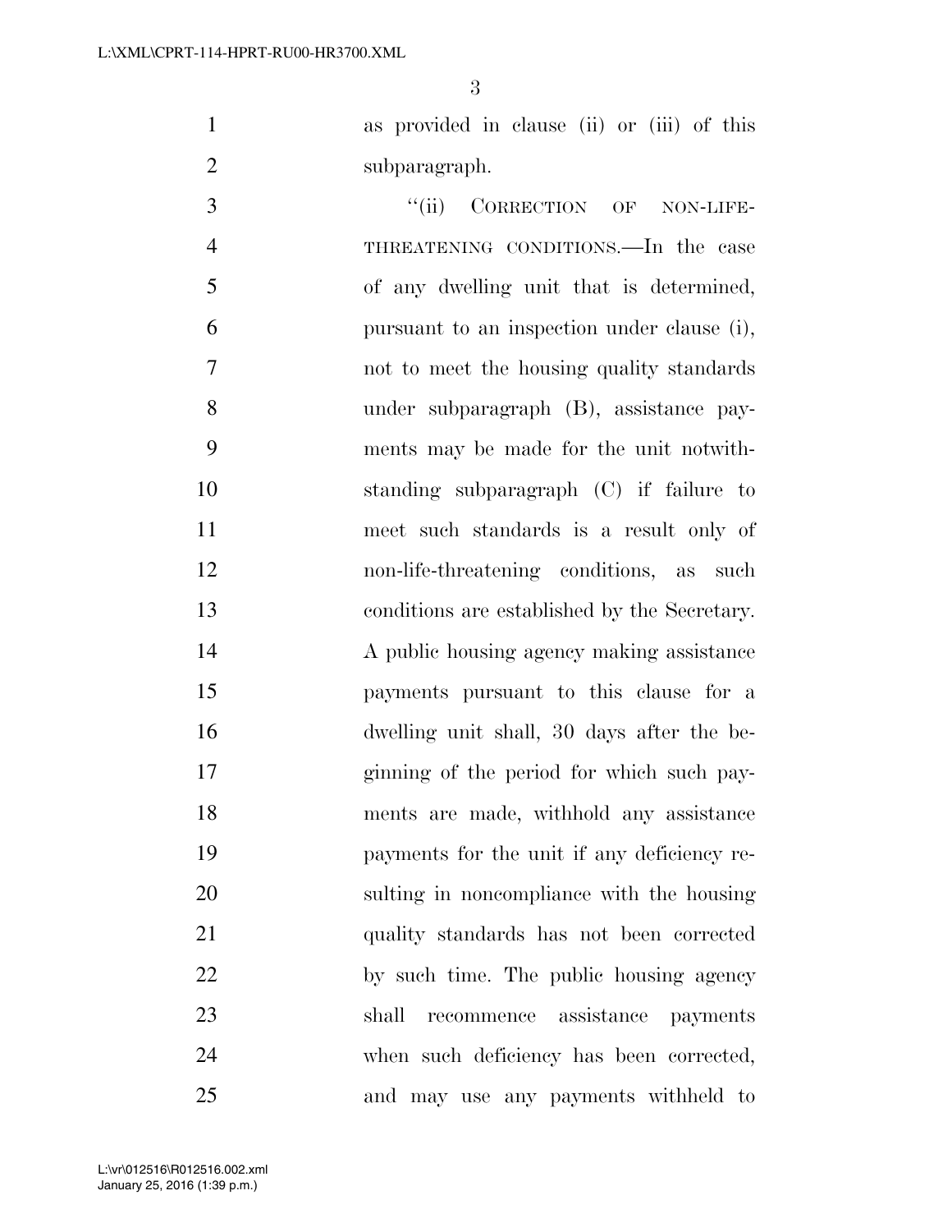as provided in clause (ii) or (iii) of this subparagraph.

"(ii) CORRECTION OF NON-LIFE-THREATENING CONDITIONS.—In the case of any dwelling unit that is determined, pursuant to an inspection under clause (i), not to meet the housing quality standards under subparagraph (B), assistance payments may be made for the unit notwithstanding subparagraph (C) if failure to meet such standards is a result only of non-life-threatening conditions, as such conditions are established by the Secretary. A public housing agency making assistance payments pursuant to this clause for a dwelling unit shall, 30 days after the beginning of the period for which such payments are made, withhold any assistance payments for the unit if any deficiency resulting in noncompliance with the housing quality standards has not been corrected by such time. The public housing agency shall recommence assistance payments when such deficiency has been corrected, and may use any payments withheld to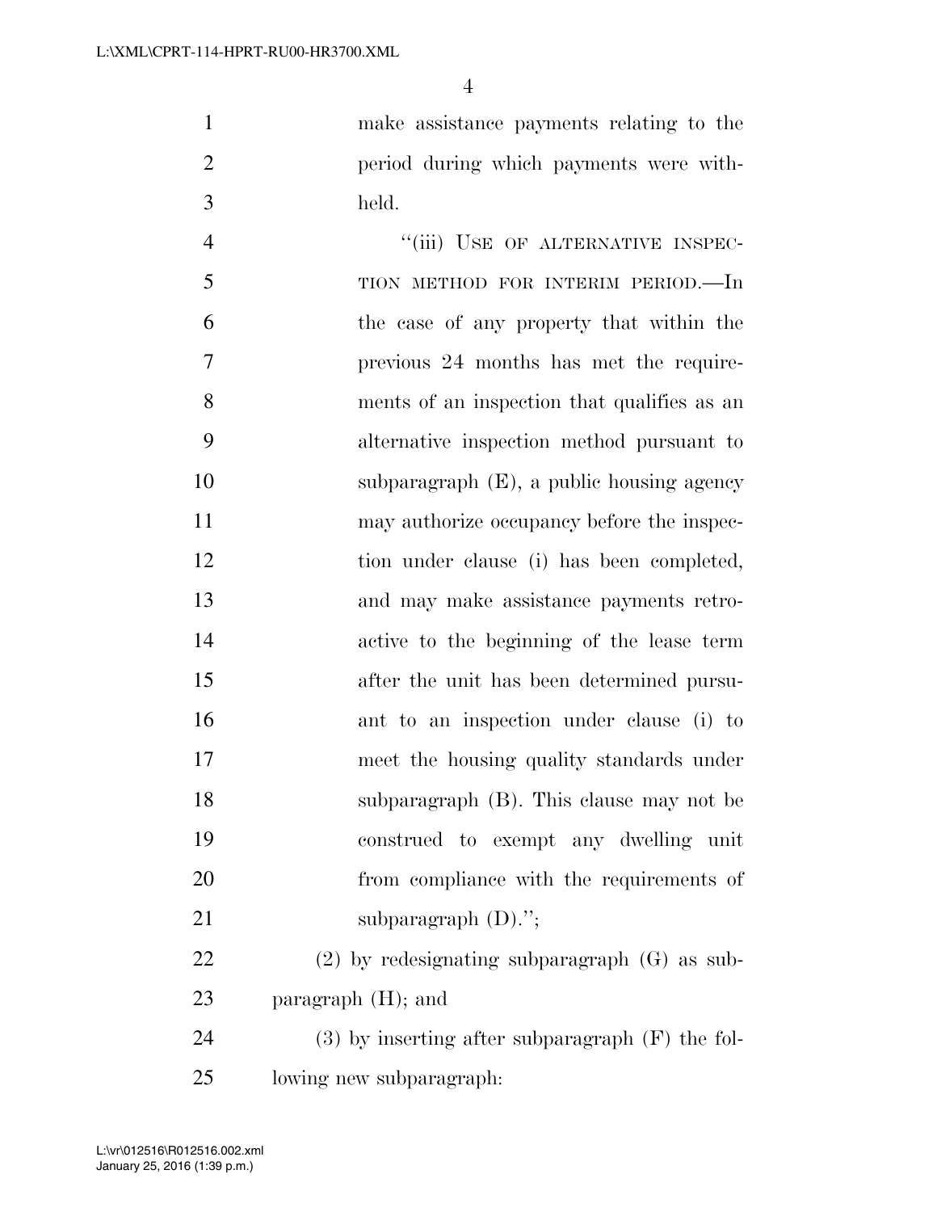make assistance payments relating to the period during which payments were withheld.

"(iii) USE OF ALTERNATIVE INSPECTION METHOD FOR INTERIM PERIOD.—In the case of any property that within the previous 24 months has met the requirements of an inspection that qualifies as an alternative inspection method pursuant to subparagraph (E), a public housing agency may authorize occupancy before the inspection under clause (i) has been completed, and may make assistance payments retroactive to the beginning of the lease term after the unit has been determined pursuant to an inspection under clause (i) to meet the housing quality standards under subparagraph (B). This clause may not be construed to exempt any dwelling unit from compliance with the requirements of subparagraph (D).";

(2) by redesignating subparagraph (G) as subparagraph (H); and

(3) by inserting after subparagraph (F) the following new subparagraph: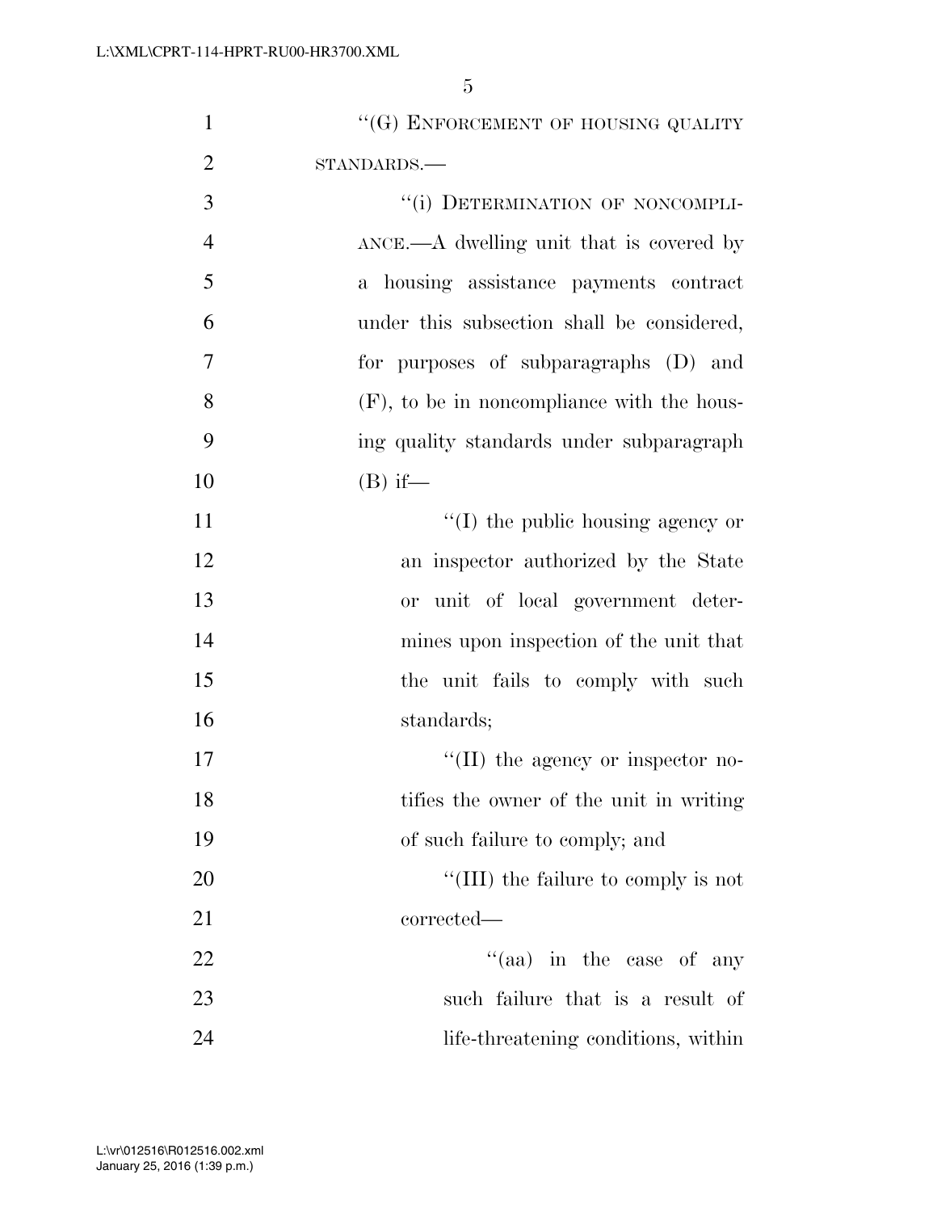"(G) ENFORCEMENT OF HOUSING QUALITY STANDARDS.—

"(i) DETERMINATION OF NONCOMPLIANCE.—A dwelling unit that is covered by a housing assistance payments contract under this subsection shall be considered, for purposes of subparagraphs (D) and (F), to be in noncompliance with the housing quality standards under subparagraph (B) if—

"(I) the public housing agency or an inspector authorized by the State or unit of local government determines upon inspection of the unit that the unit fails to comply with such standards;

"(II) the agency or inspector notifies the owner of the unit in writing of such failure to comply; and

"(III) the failure to comply is not corrected—

"(aa) in the case of any such failure that is a result of life-threatening conditions, within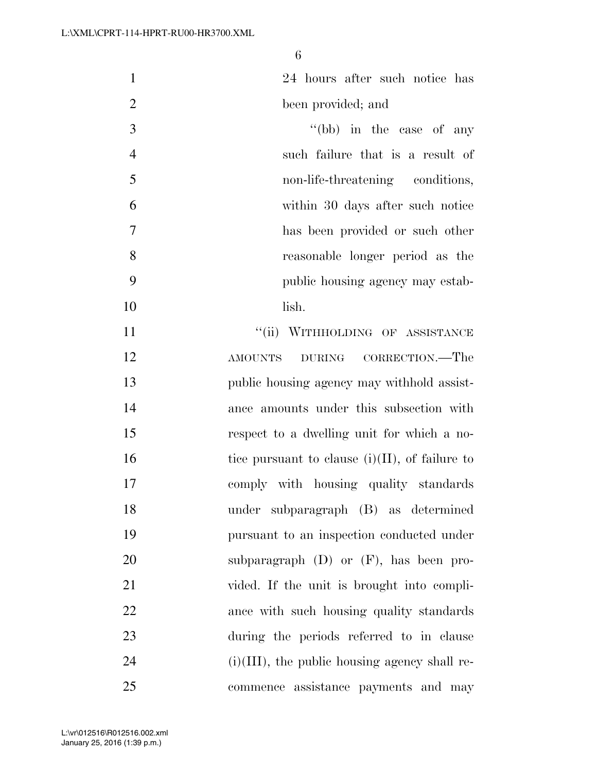24 hours after such notice has been provided; and

"(bb) in the case of any such failure that is a result of non-life-threatening conditions, within 30 days after such notice has been provided or such other reasonable longer period as the public housing agency may establish.

"(ii) WITHHOLDING OF ASSISTANCE AMOUNTS DURING CORRECTION.—The public housing agency may withhold assistance amounts under this subsection with respect to a dwelling unit for which a notice pursuant to clause (i)(II), of failure to comply with housing quality standards under subparagraph (B) as determined pursuant to an inspection conducted under subparagraph (D) or (F), has been provided. If the unit is brought into compliance with such housing quality standards during the periods referred to in clause (i)(III), the public housing agency shall recommence assistance payments and may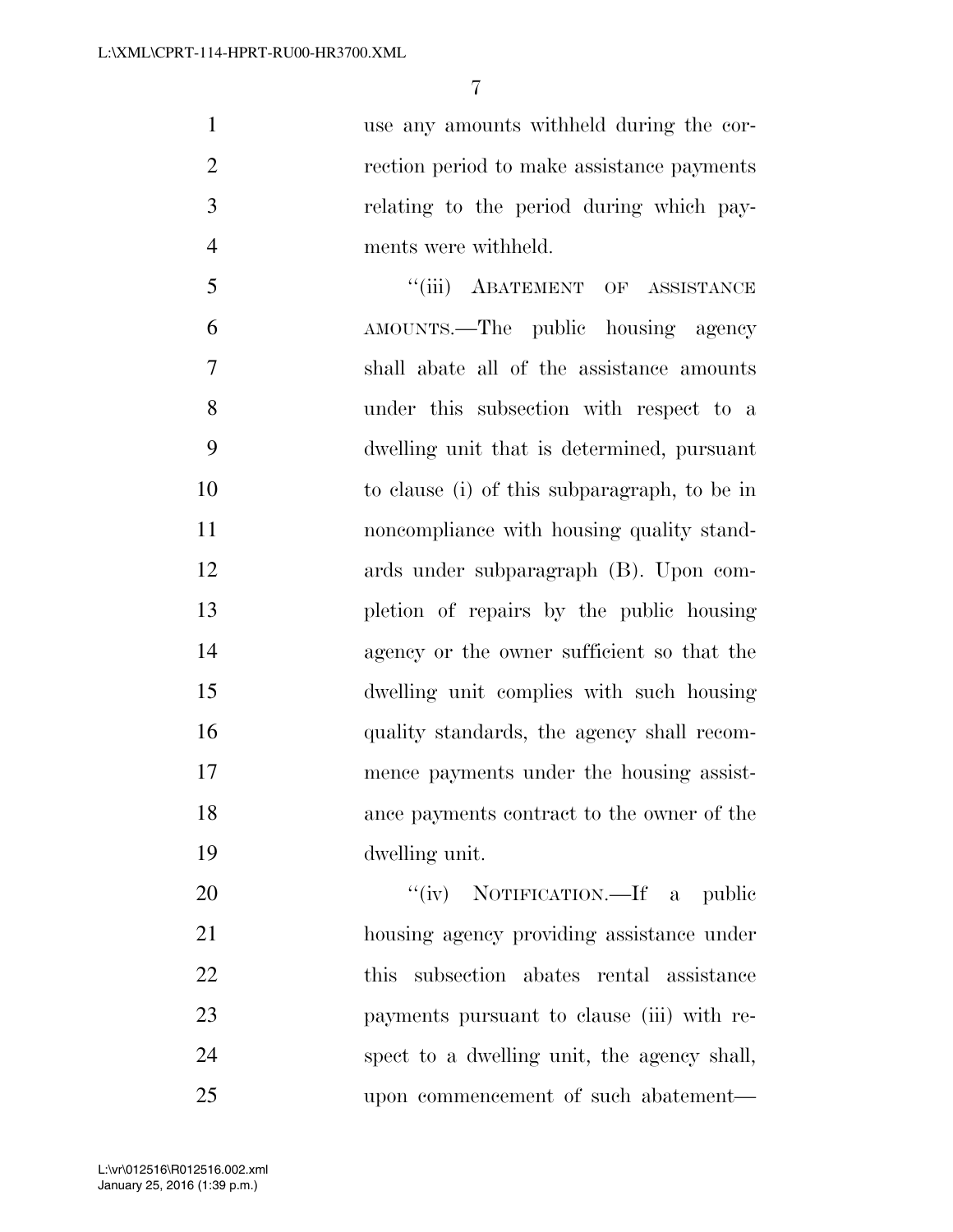use any amounts withheld during the correction period to make assistance payments relating to the period during which payments were withheld.

"(iii) ABATEMENT OF ASSISTANCE AMOUNTS.—The public housing agency shall abate all of the assistance amounts under this subsection with respect to a dwelling unit that is determined, pursuant to clause (i) of this subparagraph, to be in noncompliance with housing quality standards under subparagraph (B). Upon completion of repairs by the public housing agency or the owner sufficient so that the dwelling unit complies with such housing quality standards, the agency shall recommence payments under the housing assistance payments contract to the owner of the dwelling unit.

"(iv) NOTIFICATION.—If a public housing agency providing assistance under this subsection abates rental assistance payments pursuant to clause (iii) with respect to a dwelling unit, the agency shall, upon commencement of such abatement—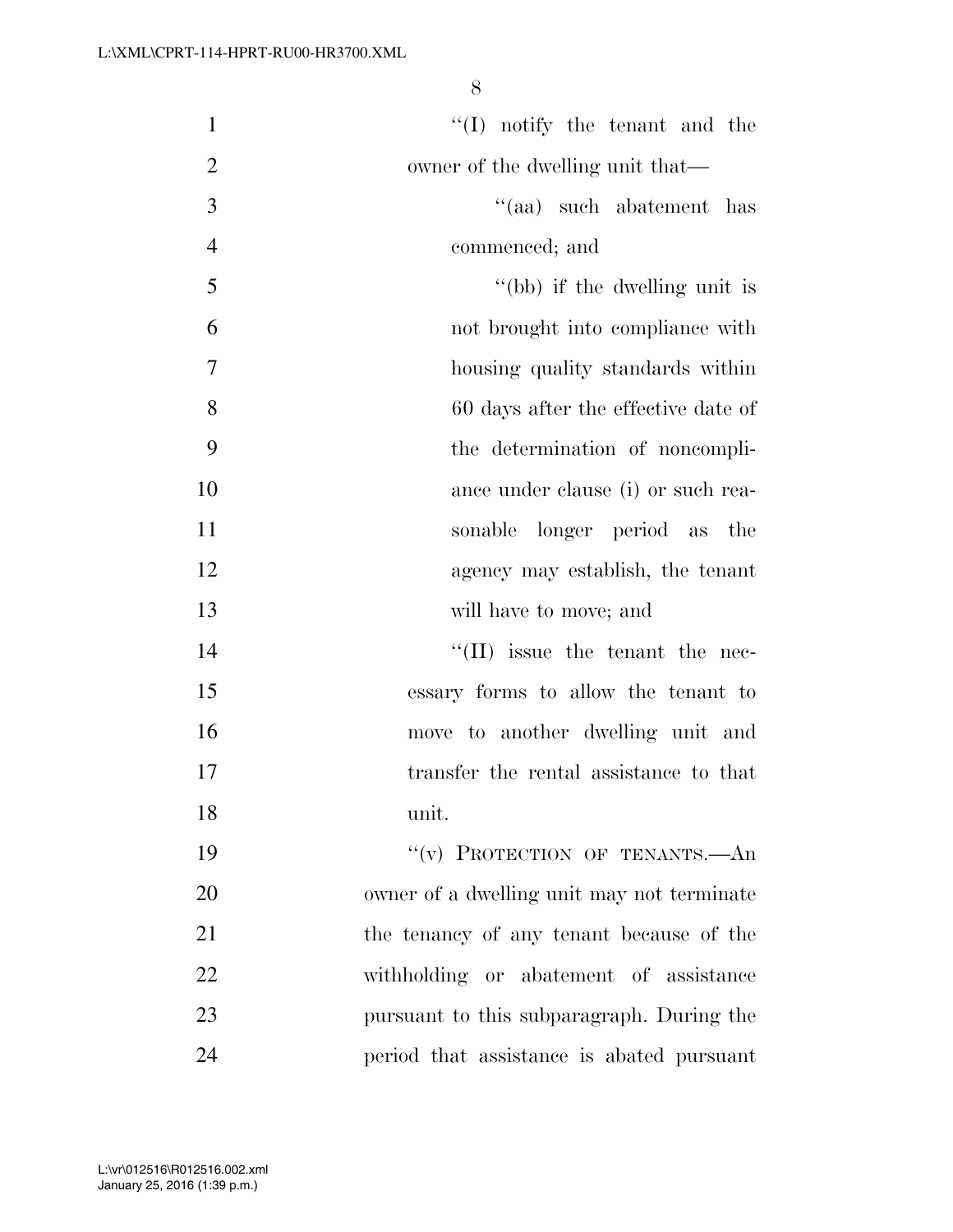''(I) notify the tenant and the owner of the dwelling unit that—

''(aa) such abatement has commenced; and

''(bb) if the dwelling unit is not brought into compliance with housing quality standards within 60 days after the effective date of the determination of noncompliance under clause (i) or such reasonable longer period as the agency may establish, the tenant will have to move; and

''(II) issue the tenant the necessary forms to allow the tenant to move to another dwelling unit and transfer the rental assistance to that unit.

''(v) PROTECTION OF TENANTS.—An owner of a dwelling unit may not terminate the tenancy of any tenant because of the withholding or abatement of assistance pursuant to this subparagraph. During the period that assistance is abated pursuant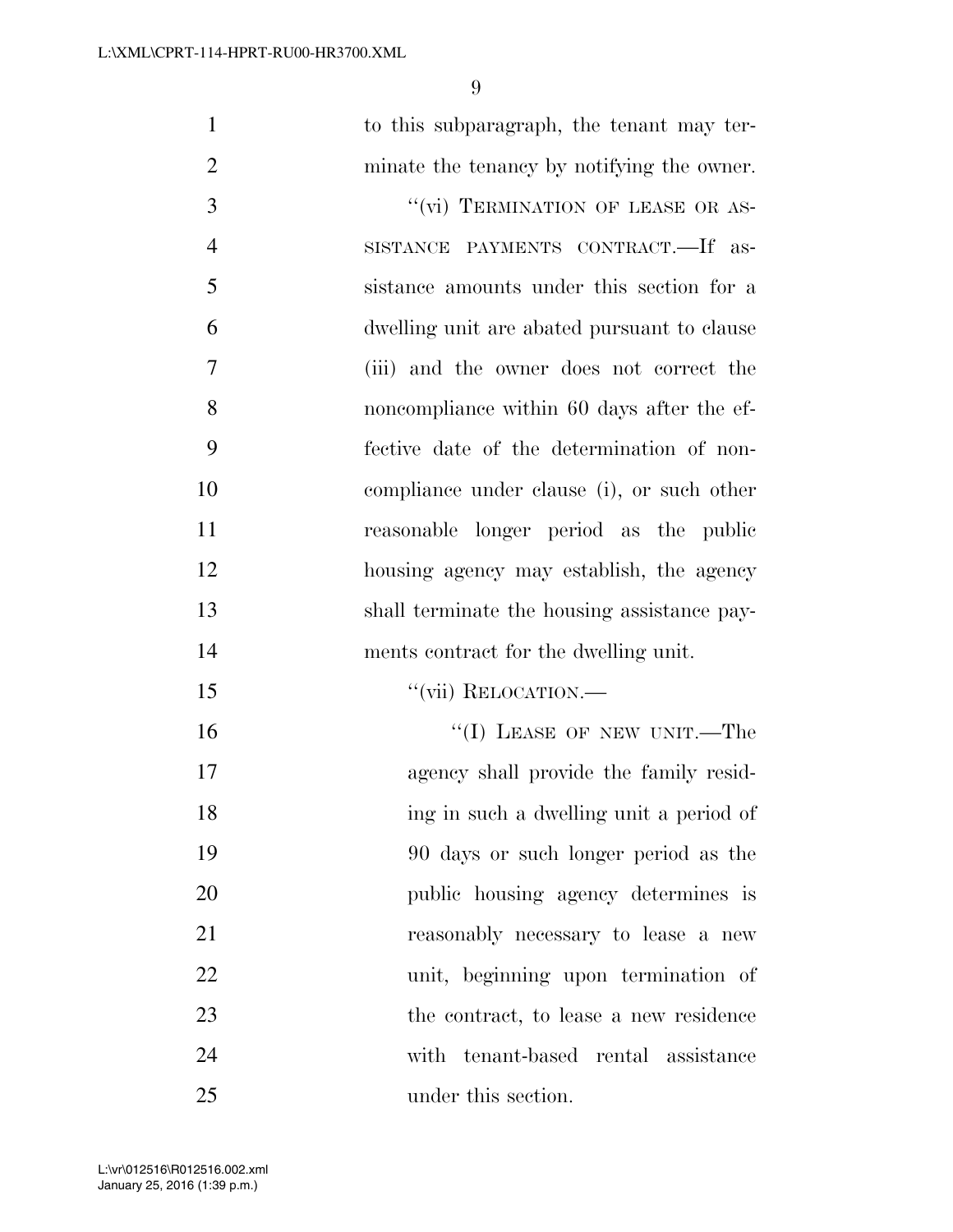to this subparagraph, the tenant may terminate the tenancy by notifying the owner.

''(vi) TERMINATION OF LEASE OR ASSISTANCE PAYMENTS CONTRACT.—If assistance amounts under this section for a dwelling unit are abated pursuant to clause (iii) and the owner does not correct the noncompliance within 60 days after the effective date of the determination of noncompliance under clause (i), or such other reasonable longer period as the public housing agency may establish, the agency shall terminate the housing assistance payments contract for the dwelling unit.

''(vii) RELOCATION.—

''(I) LEASE OF NEW UNIT.—The agency shall provide the family residing in such a dwelling unit a period of 90 days or such longer period as the public housing agency determines is reasonably necessary to lease a new unit, beginning upon termination of the contract, to lease a new residence with tenant-based rental assistance under this section.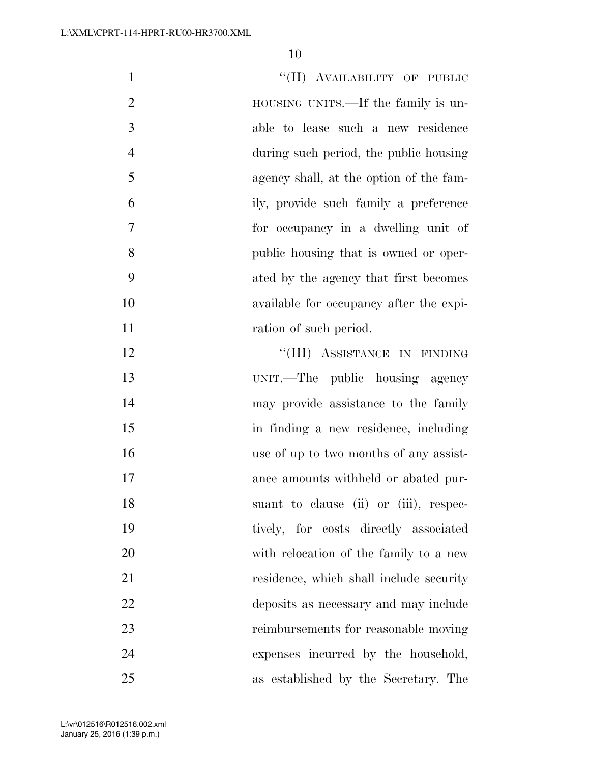"(II) AVAILABILITY OF PUBLIC HOUSING UNITS.—If the family is unable to lease such a new residence during such period, the public housing agency shall, at the option of the family, provide such family a preference for occupancy in a dwelling unit of public housing that is owned or operated by the agency that first becomes available for occupancy after the expiration of such period.

"(III) ASSISTANCE IN FINDING UNIT.—The public housing agency may provide assistance to the family in finding a new residence, including use of up to two months of any assistance amounts withheld or abated pursuant to clause (ii) or (iii), respectively, for costs directly associated with relocation of the family to a new residence, which shall include security deposits as necessary and may include reimbursements for reasonable moving expenses incurred by the household, as established by the Secretary. The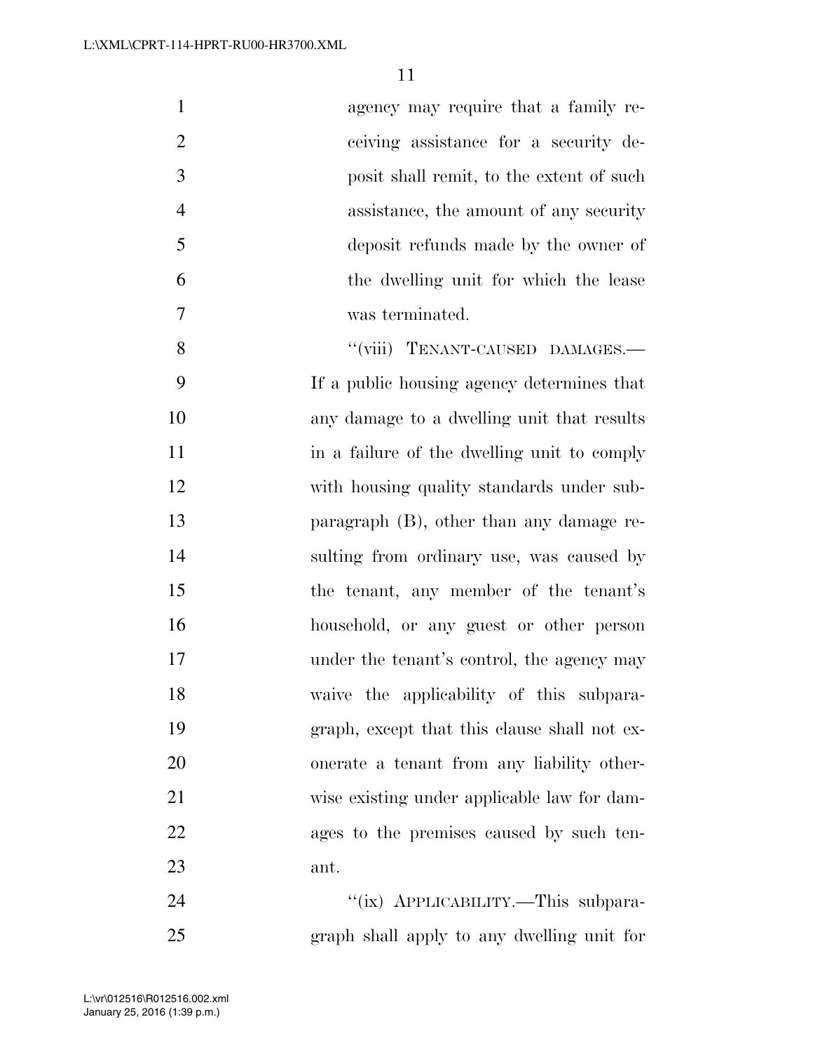agency may require that a family receiving assistance for a security deposit shall remit, to the extent of such assistance, the amount of any security deposit refunds made by the owner of the dwelling unit for which the lease was terminated.

"(viii) TENANT-CAUSED DAMAGES.—If a public housing agency determines that any damage to a dwelling unit that results in a failure of the dwelling unit to comply with housing quality standards under subparagraph (B), other than any damage resulting from ordinary use, was caused by the tenant, any member of the tenant's household, or any guest or other person under the tenant's control, the agency may waive the applicability of this subparagraph, except that this clause shall not exonerate a tenant from any liability otherwise existing under applicable law for damages to the premises caused by such tenant.

"(ix) APPLICABILITY.—This subparagraph shall apply to any dwelling unit for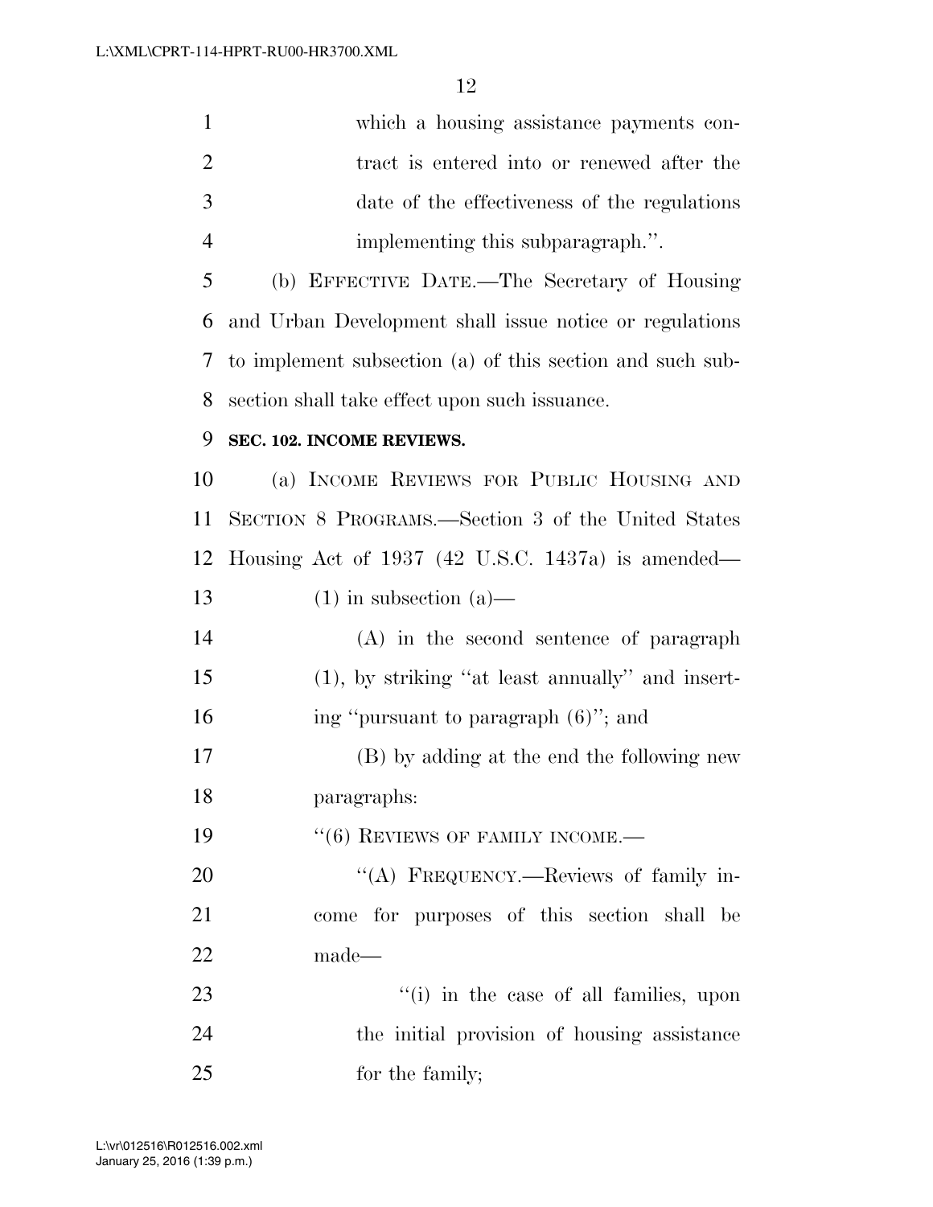which a housing assistance payments contract is entered into or renewed after the date of the effectiveness of the regulations implementing this subparagraph.''.

(b) EFFECTIVE DATE.—The Secretary of Housing and Urban Development shall issue notice or regulations to implement subsection (a) of this section and such subsection shall take effect upon such issuance.

**SEC. 102. INCOME REVIEWS.**

(a) INCOME REVIEWS FOR PUBLIC HOUSING AND SECTION 8 PROGRAMS.—Section 3 of the United States Housing Act of 1937 (42 U.S.C. 1437a) is amended—

(1) in subsection (a)—

(A) in the second sentence of paragraph (1), by striking ''at least annually'' and inserting ''pursuant to paragraph (6)''; and

(B) by adding at the end the following new paragraphs:

''(6) REVIEWS OF FAMILY INCOME.—

''(A) FREQUENCY.—Reviews of family income for purposes of this section shall be made—

''(i) in the case of all families, upon the initial provision of housing assistance for the family;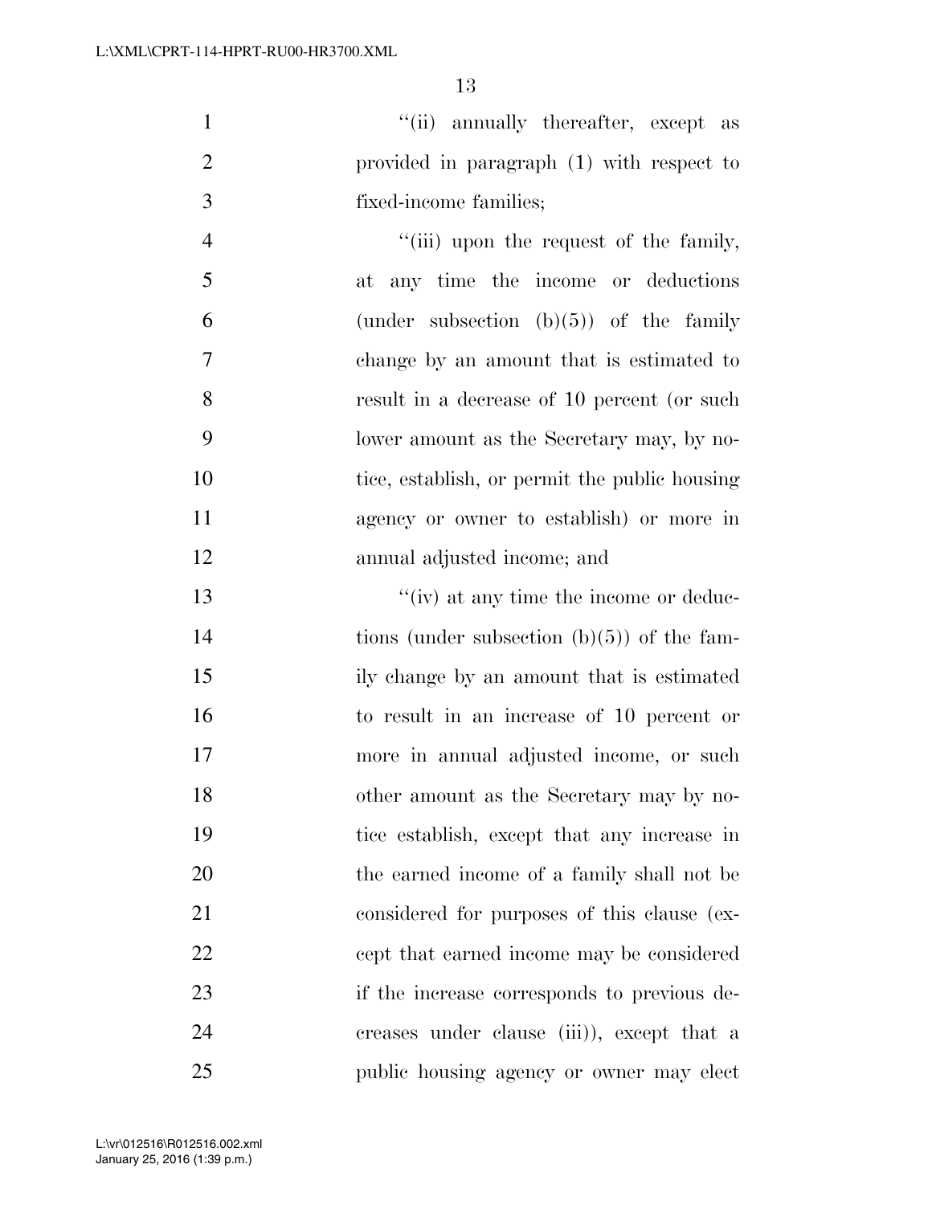''(ii) annually thereafter, except as provided in paragraph (1) with respect to fixed-income families;

''(iii) upon the request of the family, at any time the income or deductions (under subsection (b)(5)) of the family change by an amount that is estimated to result in a decrease of 10 percent (or such lower amount as the Secretary may, by notice, establish, or permit the public housing agency or owner to establish) or more in annual adjusted income; and

''(iv) at any time the income or deductions (under subsection (b)(5)) of the family change by an amount that is estimated to result in an increase of 10 percent or more in annual adjusted income, or such other amount as the Secretary may by notice establish, except that any increase in the earned income of a family shall not be considered for purposes of this clause (except that earned income may be considered if the increase corresponds to previous decreases under clause (iii)), except that a public housing agency or owner may elect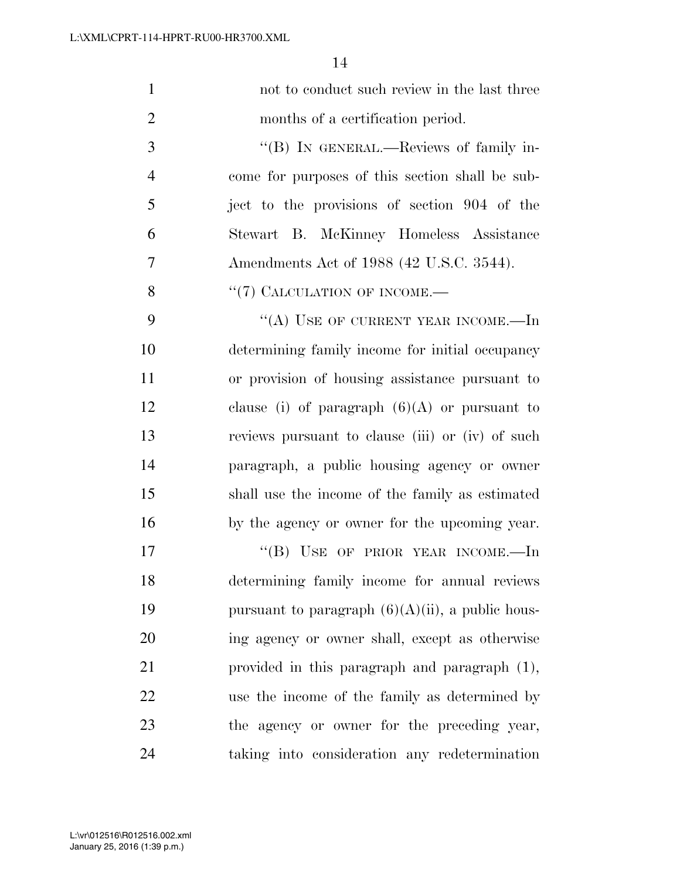not to conduct such review in the last three months of a certification period.

"(B) IN GENERAL.—Reviews of family income for purposes of this section shall be subject to the provisions of section 904 of the Stewart B. McKinney Homeless Assistance Amendments Act of 1988 (42 U.S.C. 3544).

"(7) CALCULATION OF INCOME.—

"(A) USE OF CURRENT YEAR INCOME.—In determining family income for initial occupancy or provision of housing assistance pursuant to clause (i) of paragraph (6)(A) or pursuant to reviews pursuant to clause (iii) or (iv) of such paragraph, a public housing agency or owner shall use the income of the family as estimated by the agency or owner for the upcoming year.

"(B) USE OF PRIOR YEAR INCOME.—In determining family income for annual reviews pursuant to paragraph (6)(A)(ii), a public housing agency or owner shall, except as otherwise provided in this paragraph and paragraph (1), use the income of the family as determined by the agency or owner for the preceding year, taking into consideration any redetermination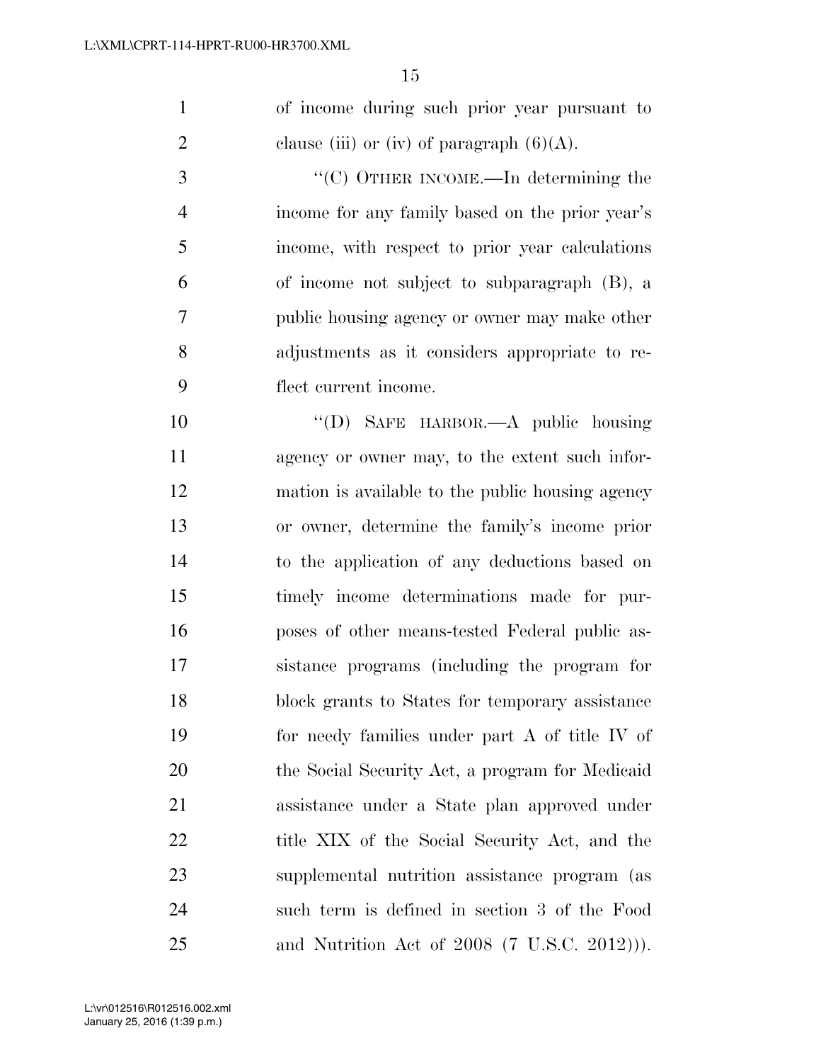of income during such prior year pursuant to clause (iii) or (iv) of paragraph (6)(A).

"(C) OTHER INCOME.—In determining the income for any family based on the prior year's income, with respect to prior year calculations of income not subject to subparagraph (B), a public housing agency or owner may make other adjustments as it considers appropriate to reflect current income.

"(D) SAFE HARBOR.—A public housing agency or owner may, to the extent such information is available to the public housing agency or owner, determine the family's income prior to the application of any deductions based on timely income determinations made for purposes of other means-tested Federal public assistance programs (including the program for block grants to States for temporary assistance for needy families under part A of title IV of the Social Security Act, a program for Medicaid assistance under a State plan approved under title XIX of the Social Security Act, and the supplemental nutrition assistance program (as such term is defined in section 3 of the Food and Nutrition Act of 2008 (7 U.S.C. 2012))).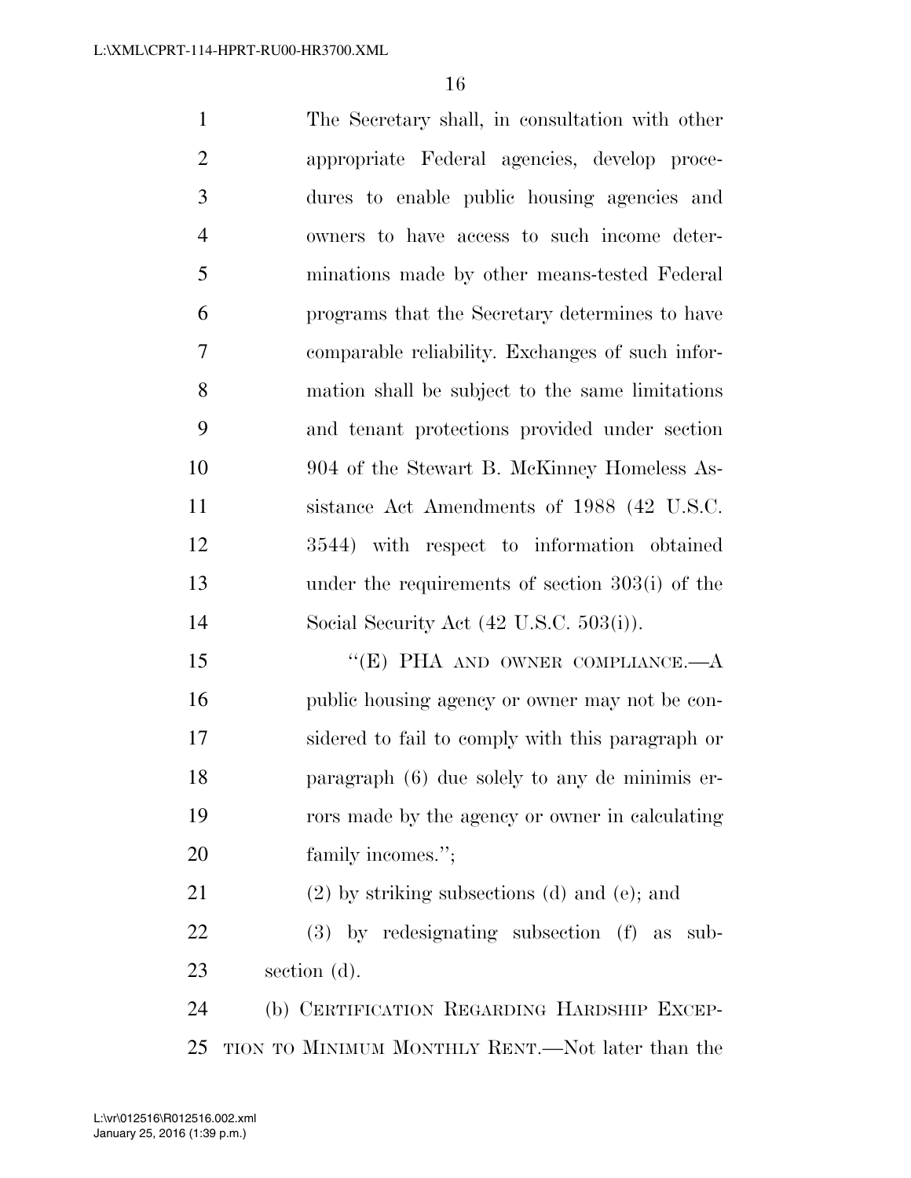The Secretary shall, in consultation with other appropriate Federal agencies, develop procedures to enable public housing agencies and owners to have access to such income determinations made by other means-tested Federal programs that the Secretary determines to have comparable reliability. Exchanges of such information shall be subject to the same limitations and tenant protections provided under section 904 of the Stewart B. McKinney Homeless Assistance Act Amendments of 1988 (42 U.S.C. 3544) with respect to information obtained under the requirements of section 303(i) of the Social Security Act (42 U.S.C. 503(i)).

"(E) PHA AND OWNER COMPLIANCE.—A public housing agency or owner may not be considered to fail to comply with this paragraph or paragraph (6) due solely to any de minimis errors made by the agency or owner in calculating family incomes.";

(2) by striking subsections (d) and (e); and

(3) by redesignating subsection (f) as subsection (d).

(b) CERTIFICATION REGARDING HARDSHIP EXCEPTION TO MINIMUM MONTHLY RENT.—Not later than the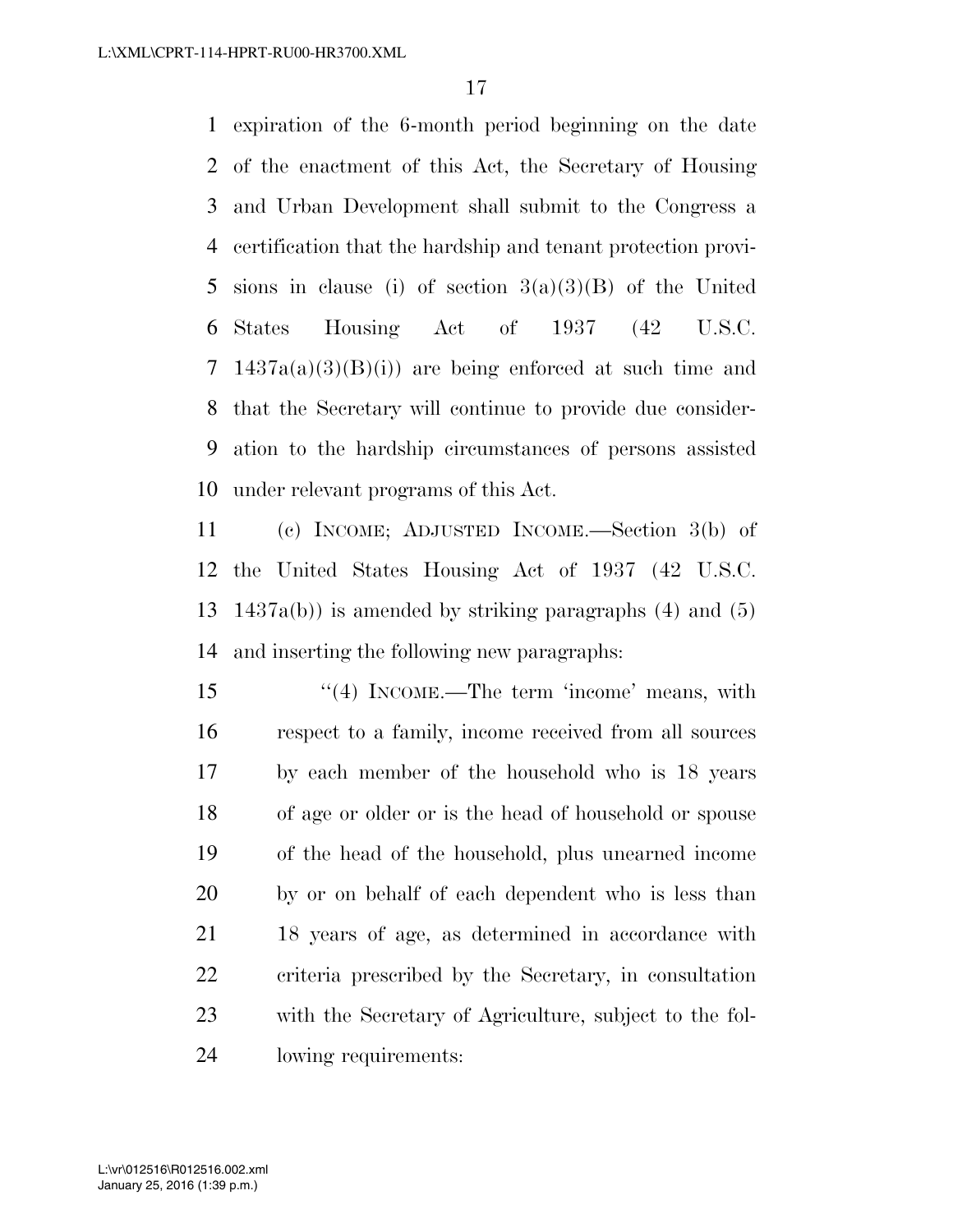expiration of the 6-month period beginning on the date of the enactment of this Act, the Secretary of Housing and Urban Development shall submit to the Congress a certification that the hardship and tenant protection provisions in clause (i) of section 3(a)(3)(B) of the United States Housing Act of 1937 (42 U.S.C. 1437a(a)(3)(B)(i)) are being enforced at such time and that the Secretary will continue to provide due consideration to the hardship circumstances of persons assisted under relevant programs of this Act.

(c) INCOME; ADJUSTED INCOME.—Section 3(b) of the United States Housing Act of 1937 (42 U.S.C. 1437a(b)) is amended by striking paragraphs (4) and (5) and inserting the following new paragraphs:

"(4) INCOME.—The term 'income' means, with respect to a family, income received from all sources by each member of the household who is 18 years of age or older or is the head of household or spouse of the head of the household, plus unearned income by or on behalf of each dependent who is less than 18 years of age, as determined in accordance with criteria prescribed by the Secretary, in consultation with the Secretary of Agriculture, subject to the following requirements: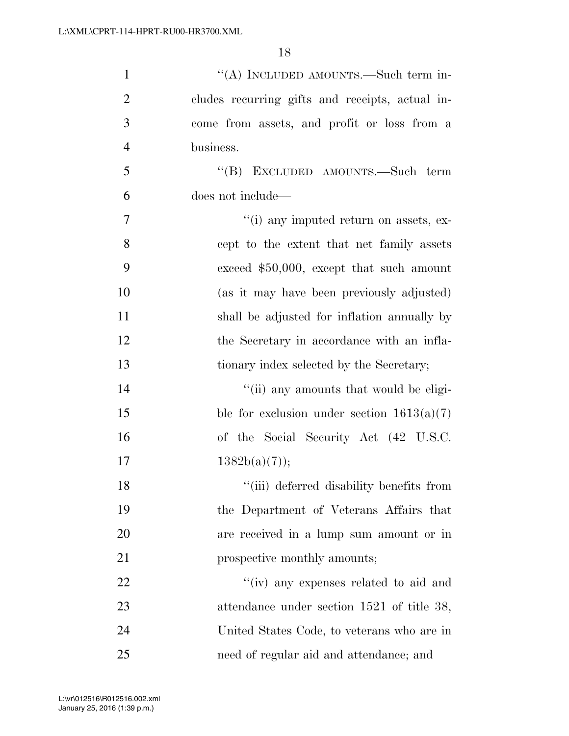"(A) INCLUDED AMOUNTS.—Such term includes recurring gifts and receipts, actual income from assets, and profit or loss from a business.

"(B) EXCLUDED AMOUNTS.—Such term does not include—

"(i) any imputed return on assets, except to the extent that net family assets exceed $50,000, except that such amount (as it may have been previously adjusted) shall be adjusted for inflation annually by the Secretary in accordance with an inflationary index selected by the Secretary;

"(ii) any amounts that would be eligible for exclusion under section 1613(a)(7) of the Social Security Act (42 U.S.C. 1382b(a)(7));

"(iii) deferred disability benefits from the Department of Veterans Affairs that are received in a lump sum amount or in prospective monthly amounts;

"(iv) any expenses related to aid and attendance under section 1521 of title 38, United States Code, to veterans who are in need of regular aid and attendance; and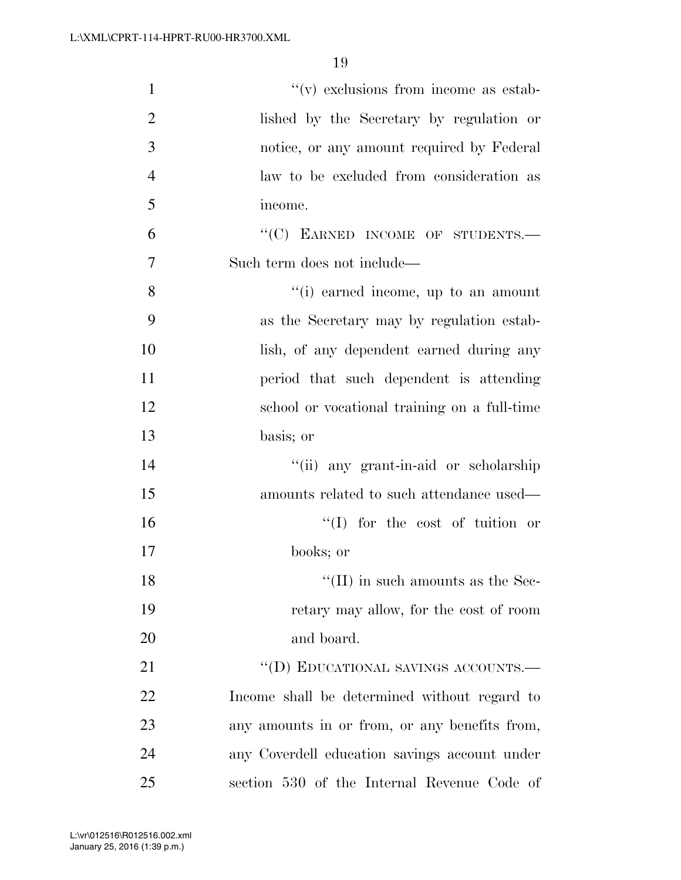''(v) exclusions from income as established by the Secretary by regulation or notice, or any amount required by Federal law to be excluded from consideration as income.

''(C) EARNED INCOME OF STUDENTS.—Such term does not include—

''(i) earned income, up to an amount as the Secretary may by regulation establish, of any dependent earned during any period that such dependent is attending school or vocational training on a full-time basis; or

''(ii) any grant-in-aid or scholarship amounts related to such attendance used—

''(I) for the cost of tuition or books; or

''(II) in such amounts as the Secretary may allow, for the cost of room and board.

''(D) EDUCATIONAL SAVINGS ACCOUNTS.—Income shall be determined without regard to any amounts in or from, or any benefits from, any Coverdell education savings account under section 530 of the Internal Revenue Code of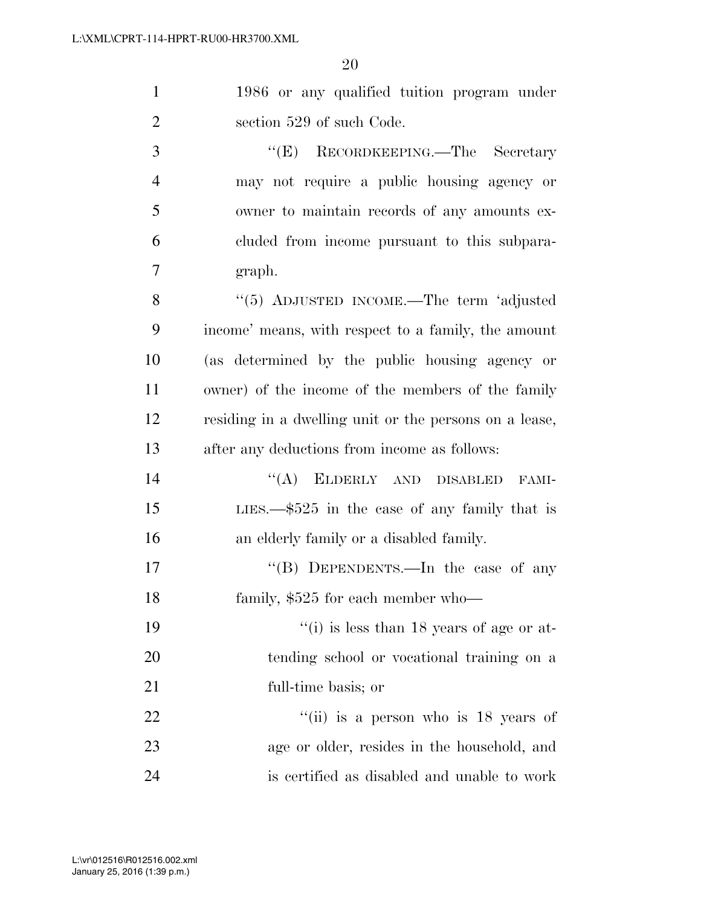1986 or any qualified tuition program under section 529 of such Code.

"(E) RECORDKEEPING.—The Secretary may not require a public housing agency or owner to maintain records of any amounts excluded from income pursuant to this subparagraph.

"(5) ADJUSTED INCOME.—The term 'adjusted income' means, with respect to a family, the amount (as determined by the public housing agency or owner) of the income of the members of the family residing in a dwelling unit or the persons on a lease, after any deductions from income as follows:

"(A) ELDERLY AND DISABLED FAMILIES.—$525 in the case of any family that is an elderly family or a disabled family.

"(B) DEPENDENTS.—In the case of any family, $525 for each member who—

"(i) is less than 18 years of age or attending school or vocational training on a full-time basis; or

"(ii) is a person who is 18 years of age or older, resides in the household, and is certified as disabled and unable to work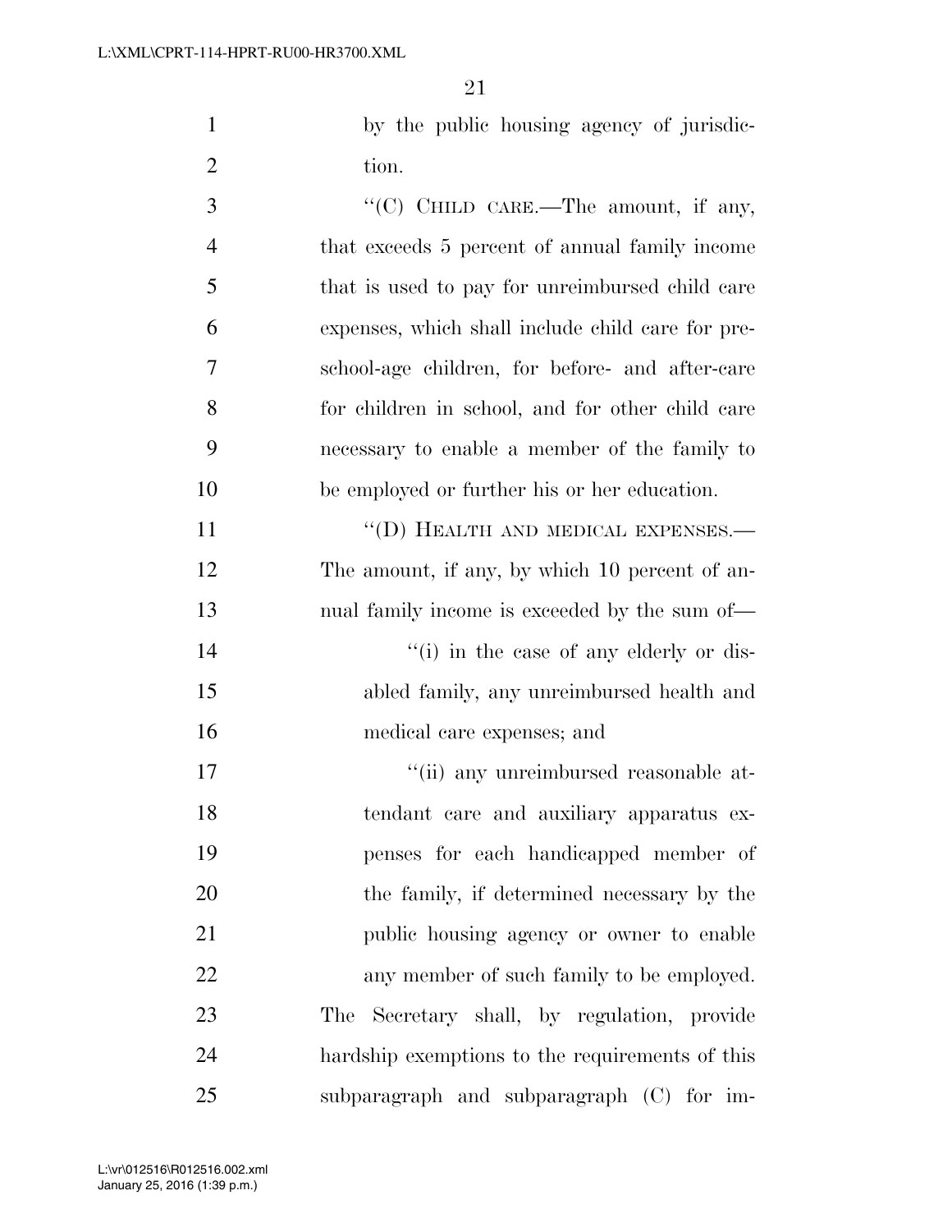by the public housing agency of jurisdiction.

"(C) CHILD CARE.—The amount, if any, that exceeds 5 percent of annual family income that is used to pay for unreimbursed child care expenses, which shall include child care for preschool-age children, for before- and after-care for children in school, and for other child care necessary to enable a member of the family to be employed or further his or her education.

"(D) HEALTH AND MEDICAL EXPENSES.— The amount, if any, by which 10 percent of annual family income is exceeded by the sum of—

"(i) in the case of any elderly or disabled family, any unreimbursed health and medical care expenses; and

"(ii) any unreimbursed reasonable attendant care and auxiliary apparatus expenses for each handicapped member of the family, if determined necessary by the public housing agency or owner to enable any member of such family to be employed.

The Secretary shall, by regulation, provide hardship exemptions to the requirements of this subparagraph and subparagraph (C) for im-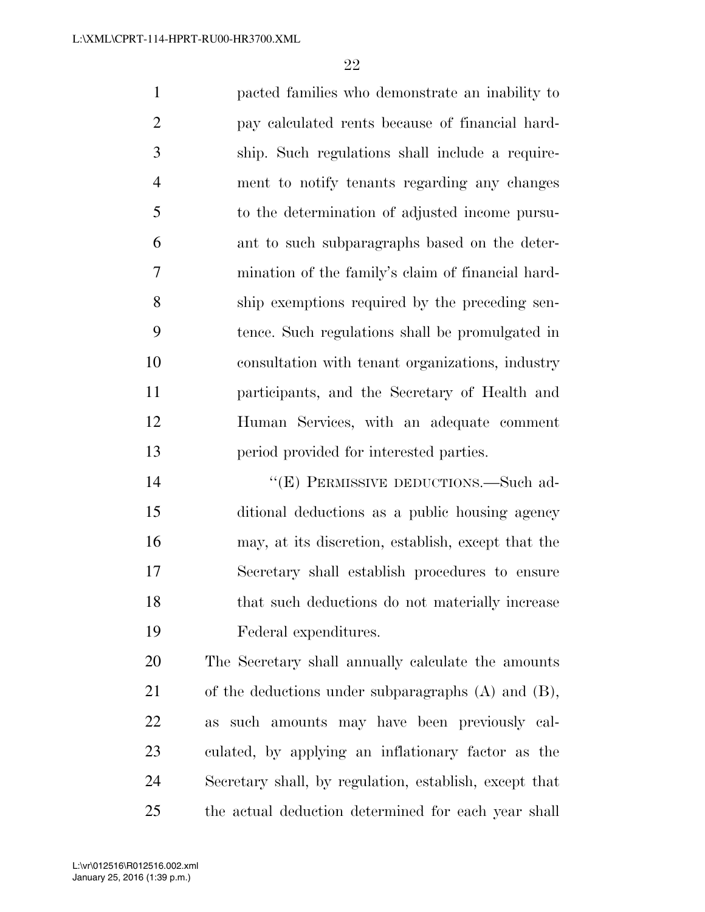pacted families who demonstrate an inability to pay calculated rents because of financial hardship. Such regulations shall include a requirement to notify tenants regarding any changes to the determination of adjusted income pursuant to such subparagraphs based on the determination of the family's claim of financial hardship exemptions required by the preceding sentence. Such regulations shall be promulgated in consultation with tenant organizations, industry participants, and the Secretary of Health and Human Services, with an adequate comment period provided for interested parties.

"(E) PERMISSIVE DEDUCTIONS.—Such additional deductions as a public housing agency may, at its discretion, establish, except that the Secretary shall establish procedures to ensure that such deductions do not materially increase Federal expenditures.

The Secretary shall annually calculate the amounts of the deductions under subparagraphs (A) and (B), as such amounts may have been previously calculated, by applying an inflationary factor as the Secretary shall, by regulation, establish, except that the actual deduction determined for each year shall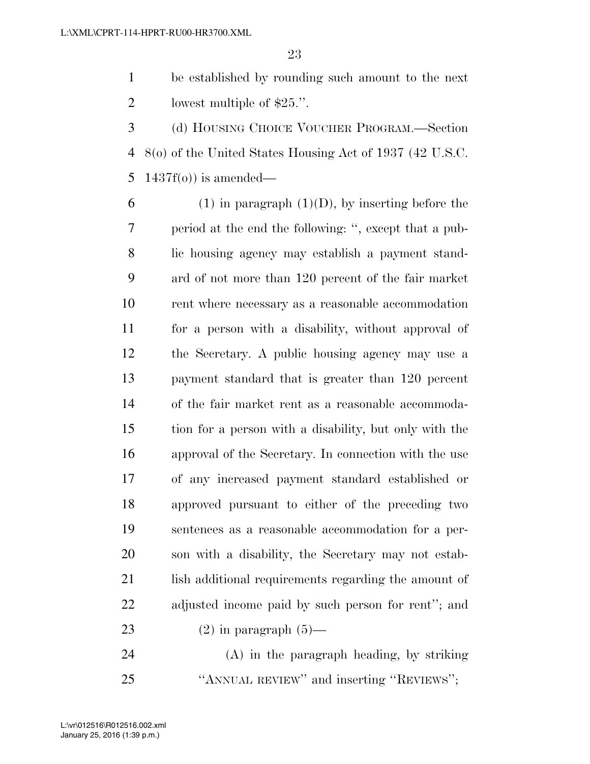be established by rounding such amount to the next lowest multiple of $25.''.

(d) HOUSING CHOICE VOUCHER PROGRAM.—Section 8(o) of the United States Housing Act of 1937 (42 U.S.C. 1437f(o)) is amended—

(1) in paragraph (1)(D), by inserting before the period at the end the following: '', except that a public housing agency may establish a payment standard of not more than 120 percent of the fair market rent where necessary as a reasonable accommodation for a person with a disability, without approval of the Secretary. A public housing agency may use a payment standard that is greater than 120 percent of the fair market rent as a reasonable accommodation for a person with a disability, but only with the approval of the Secretary. In connection with the use of any increased payment standard established or approved pursuant to either of the preceding two sentences as a reasonable accommodation for a person with a disability, the Secretary may not establish additional requirements regarding the amount of adjusted income paid by such person for rent''; and

(2) in paragraph (5)—

(A) in the paragraph heading, by striking ''ANNUAL REVIEW'' and inserting ''REVIEWS'';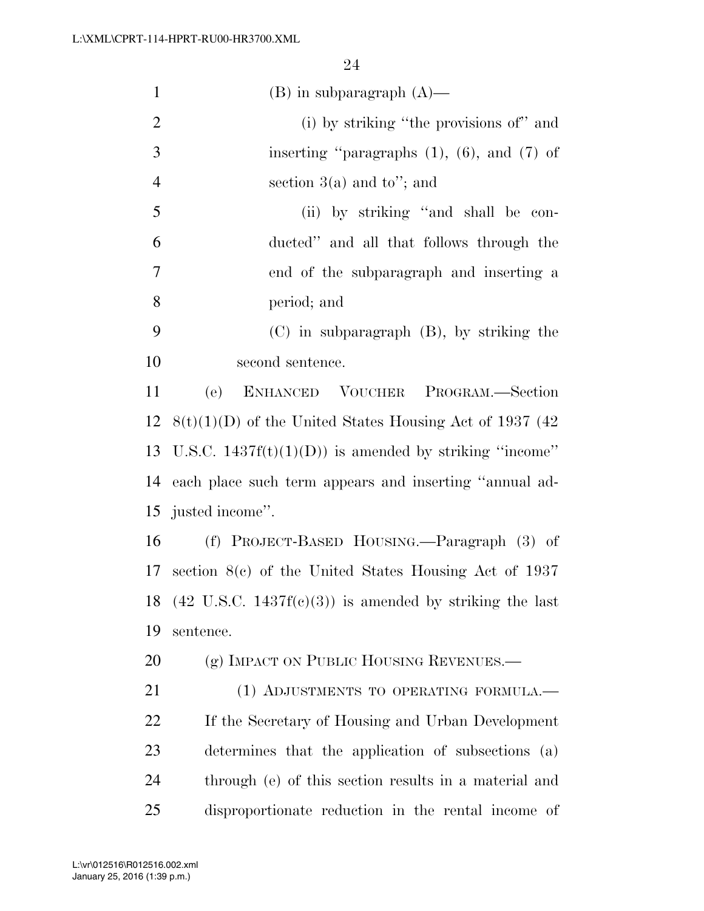(B) in subparagraph (A)—

(i) by striking "the provisions of" and inserting "paragraphs (1), (6), and (7) of section 3(a) and to"; and

(ii) by striking "and shall be conducted" and all that follows through the end of the subparagraph and inserting a period; and

(C) in subparagraph (B), by striking the second sentence.

(e) ENHANCED VOUCHER PROGRAM.—Section 8(t)(1)(D) of the United States Housing Act of 1937 (42 U.S.C. 1437f(t)(1)(D)) is amended by striking "income" each place such term appears and inserting "annual adjusted income".

(f) PROJECT-BASED HOUSING.—Paragraph (3) of section 8(c) of the United States Housing Act of 1937 (42 U.S.C. 1437f(c)(3)) is amended by striking the last sentence.

(g) IMPACT ON PUBLIC HOUSING REVENUES.—

(1) ADJUSTMENTS TO OPERATING FORMULA.—If the Secretary of Housing and Urban Development determines that the application of subsections (a) through (e) of this section results in a material and disproportionate reduction in the rental income of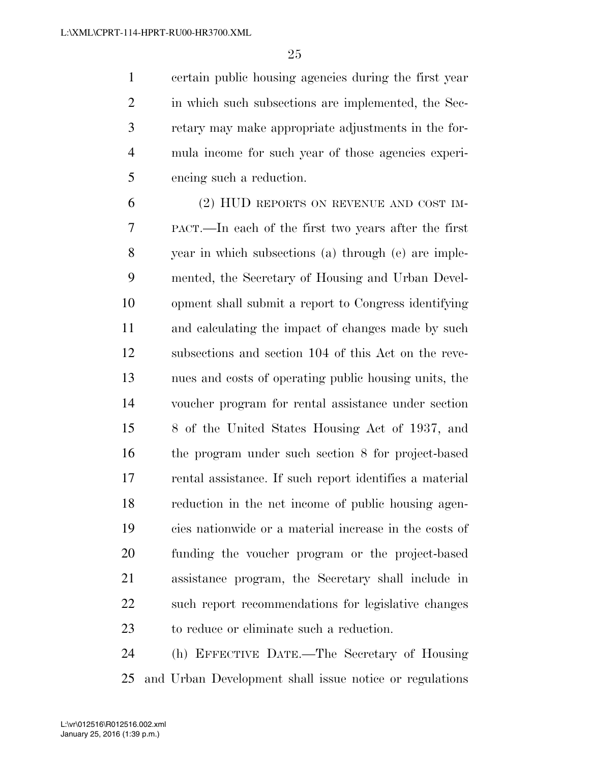certain public housing agencies during the first year in which such subsections are implemented, the Secretary may make appropriate adjustments in the formula income for such year of those agencies experiencing such a reduction.

(2) HUD REPORTS ON REVENUE AND COST IMPACT.—In each of the first two years after the first year in which subsections (a) through (e) are implemented, the Secretary of Housing and Urban Development shall submit a report to Congress identifying and calculating the impact of changes made by such subsections and section 104 of this Act on the revenues and costs of operating public housing units, the voucher program for rental assistance under section 8 of the United States Housing Act of 1937, and the program under such section 8 for project-based rental assistance. If such report identifies a material reduction in the net income of public housing agencies nationwide or a material increase in the costs of funding the voucher program or the project-based assistance program, the Secretary shall include in such report recommendations for legislative changes to reduce or eliminate such a reduction.

(h) EFFECTIVE DATE.—The Secretary of Housing and Urban Development shall issue notice or regulations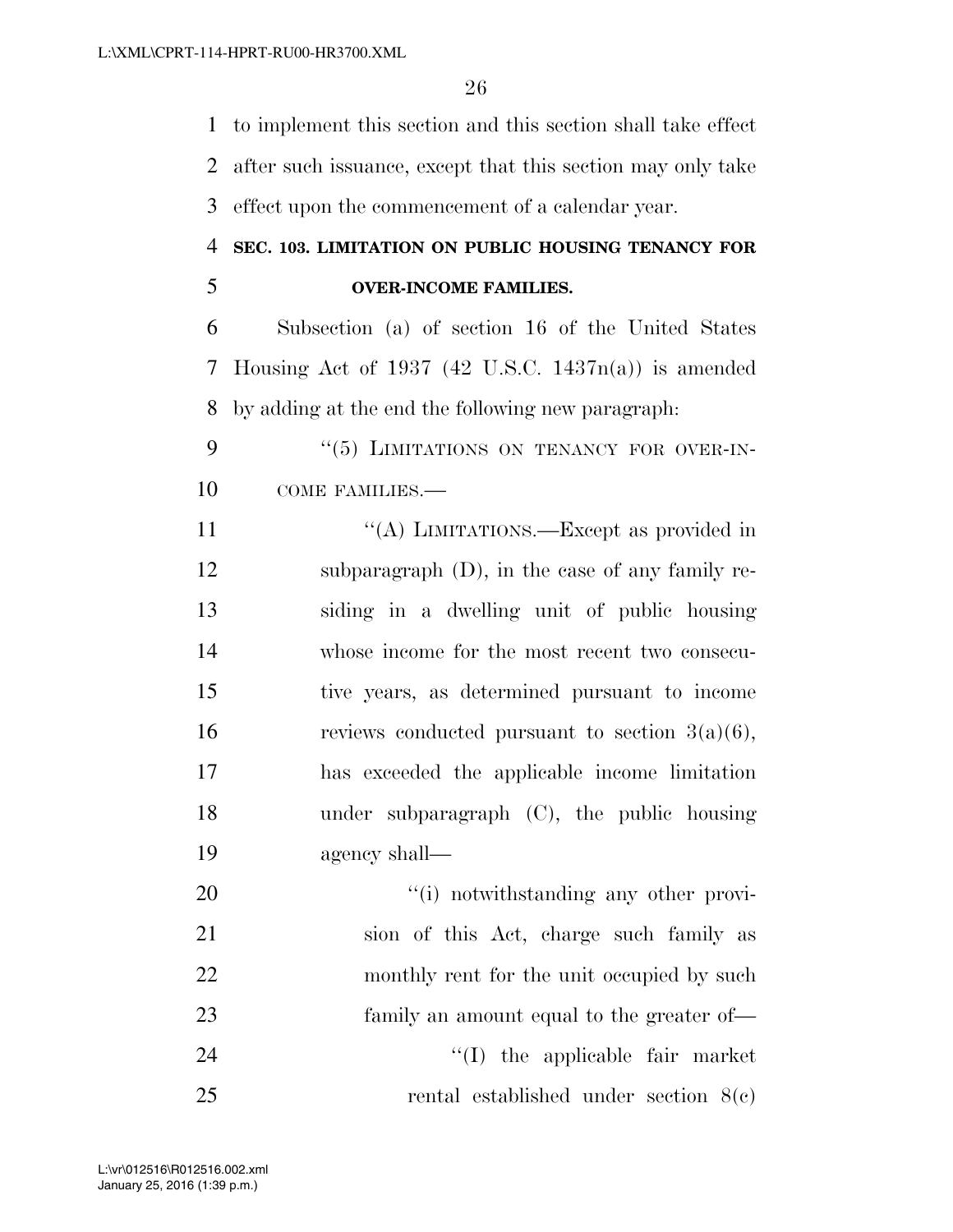to implement this section and this section shall take effect after such issuance, except that this section may only take effect upon the commencement of a calendar year.

**SEC. 103. LIMITATION ON PUBLIC HOUSING TENANCY FOR OVER-INCOME FAMILIES.**

Subsection (a) of section 16 of the United States Housing Act of 1937 (42 U.S.C. 1437n(a)) is amended by adding at the end the following new paragraph:

"(5) LIMITATIONS ON TENANCY FOR OVER-INCOME FAMILIES.—

"(A) LIMITATIONS.—Except as provided in subparagraph (D), in the case of any family residing in a dwelling unit of public housing whose income for the most recent two consecutive years, as determined pursuant to income reviews conducted pursuant to section 3(a)(6), has exceeded the applicable income limitation under subparagraph (C), the public housing agency shall—

"(i) notwithstanding any other provision of this Act, charge such family as monthly rent for the unit occupied by such family an amount equal to the greater of—

"(I) the applicable fair market rental established under section 8(c)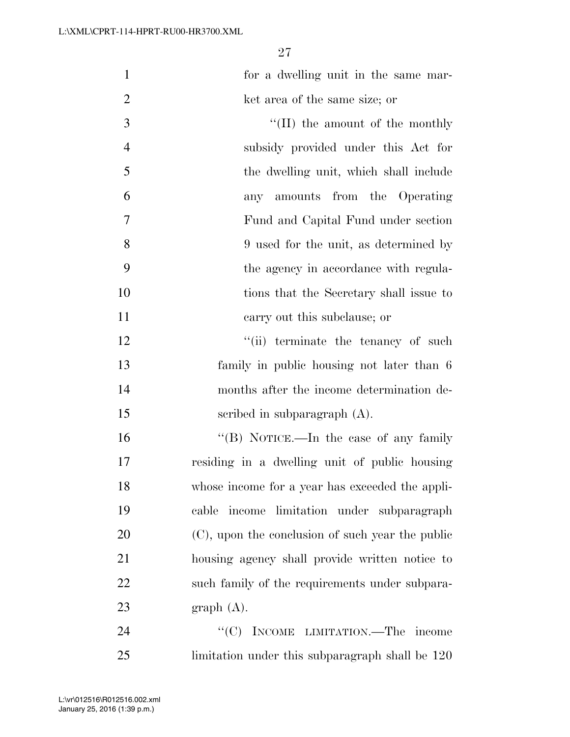for a dwelling unit in the same market area of the same size; or

''(II) the amount of the monthly subsidy provided under this Act for the dwelling unit, which shall include any amounts from the Operating Fund and Capital Fund under section 9 used for the unit, as determined by the agency in accordance with regulations that the Secretary shall issue to carry out this subclause; or

''(ii) terminate the tenancy of such family in public housing not later than 6 months after the income determination described in subparagraph (A).

''(B) NOTICE.—In the case of any family residing in a dwelling unit of public housing whose income for a year has exceeded the applicable income limitation under subparagraph (C), upon the conclusion of such year the public housing agency shall provide written notice to such family of the requirements under subparagraph (A).

''(C) INCOME LIMITATION.—The income limitation under this subparagraph shall be 120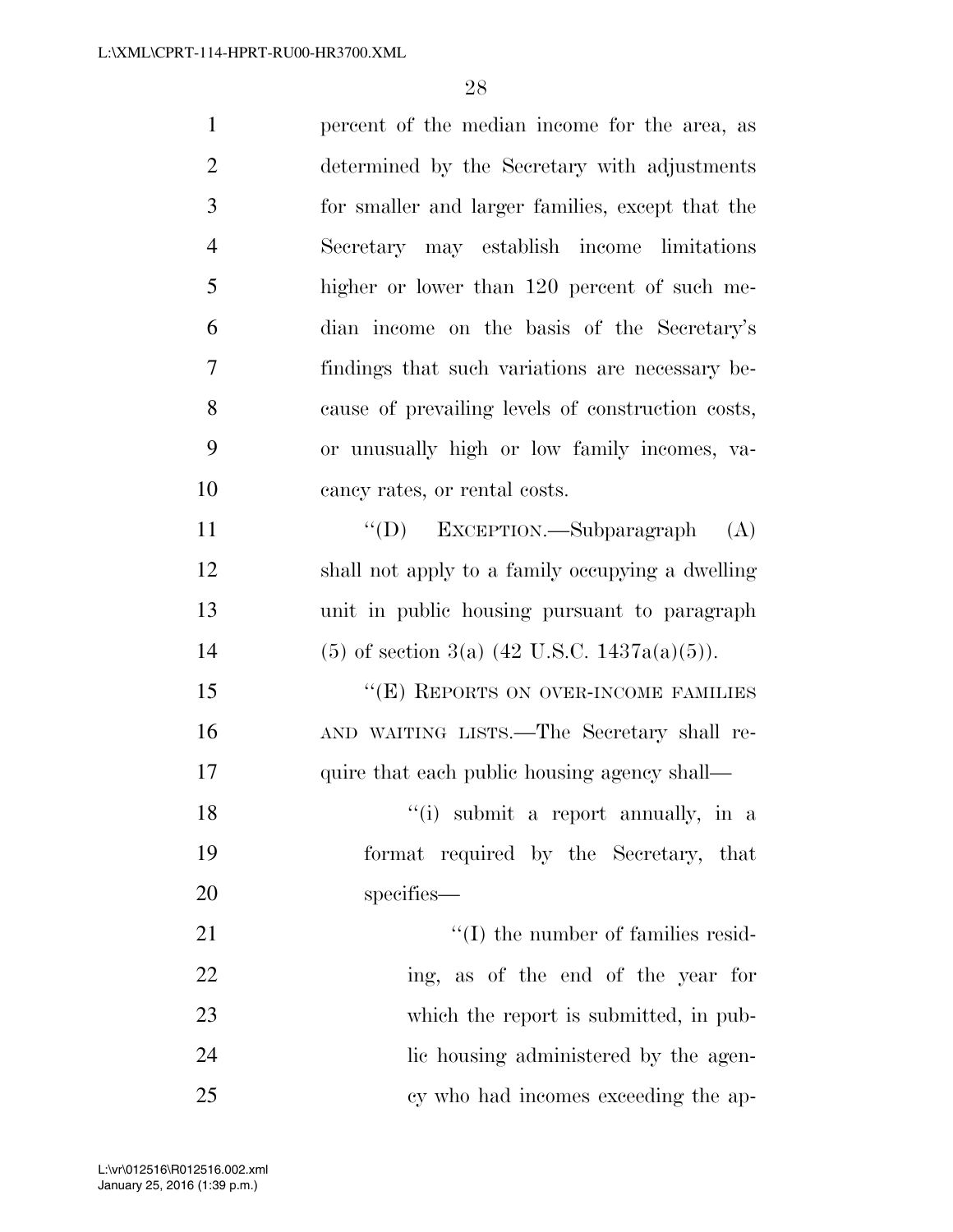percent of the median income for the area, as determined by the Secretary with adjustments for smaller and larger families, except that the Secretary may establish income limitations higher or lower than 120 percent of such median income on the basis of the Secretary's findings that such variations are necessary because of prevailing levels of construction costs, or unusually high or low family incomes, vacancy rates, or rental costs.

"(D) EXCEPTION.—Subparagraph (A) shall not apply to a family occupying a dwelling unit in public housing pursuant to paragraph (5) of section 3(a) (42 U.S.C. 1437a(a)(5)).

"(E) REPORTS ON OVER-INCOME FAMILIES AND WAITING LISTS.—The Secretary shall require that each public housing agency shall—

"(i) submit a report annually, in a format required by the Secretary, that specifies—

"(I) the number of families residing, as of the end of the year for which the report is submitted, in public housing administered by the agency who had incomes exceeding the ap-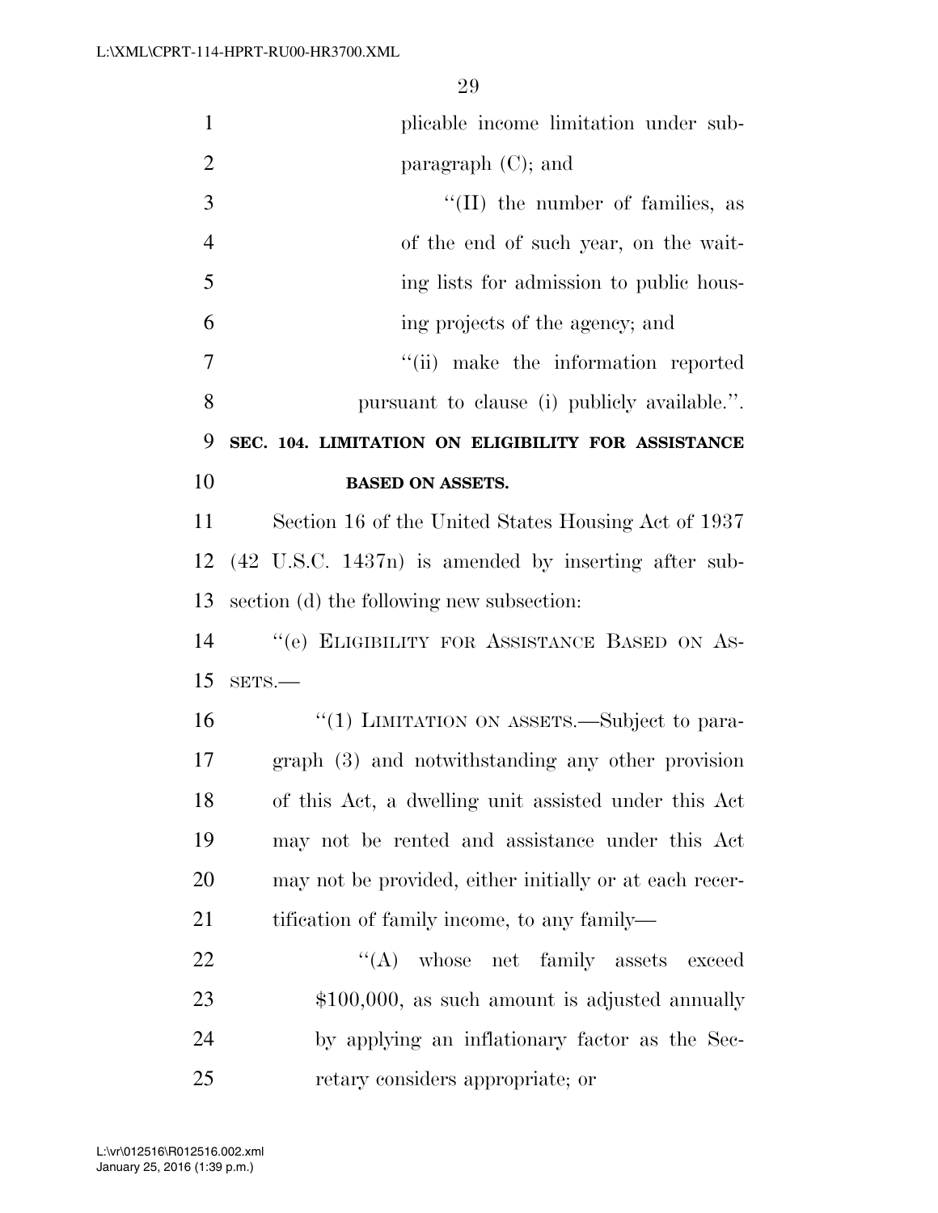plicable income limitation under subparagraph (C); and

''(II) the number of families, as of the end of such year, on the waiting lists for admission to public housing projects of the agency; and

''(ii) make the information reported pursuant to clause (i) publicly available.''.

**SEC. 104. LIMITATION ON ELIGIBILITY FOR ASSISTANCE BASED ON ASSETS.**

Section 16 of the United States Housing Act of 1937 (42 U.S.C. 1437n) is amended by inserting after subsection (d) the following new subsection:

''(e) ELIGIBILITY FOR ASSISTANCE BASED ON ASSETS.—

''(1) LIMITATION ON ASSETS.—Subject to paragraph (3) and notwithstanding any other provision of this Act, a dwelling unit assisted under this Act may not be rented and assistance under this Act may not be provided, either initially or at each recertification of family income, to any family—

''(A) whose net family assets exceed \$100,000, as such amount is adjusted annually by applying an inflationary factor as the Secretary considers appropriate; or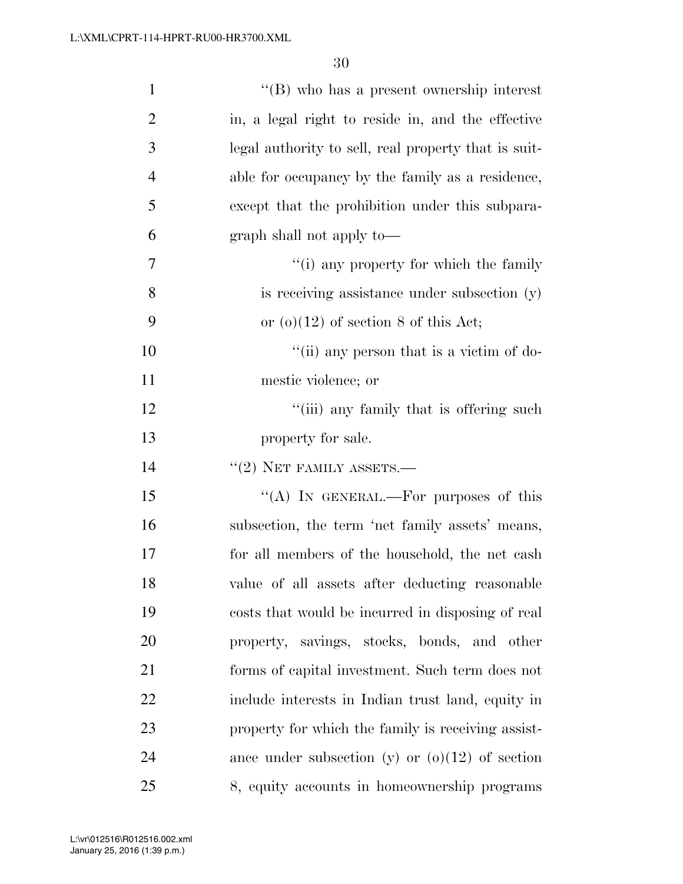''(B) who has a present ownership interest in, a legal right to reside in, and the effective legal authority to sell, real property that is suitable for occupancy by the family as a residence, except that the prohibition under this subparagraph shall not apply to—

''(i) any property for which the family is receiving assistance under subsection (y) or (o)(12) of section 8 of this Act;

''(ii) any person that is a victim of domestic violence; or

''(iii) any family that is offering such property for sale.

''(2) NET FAMILY ASSETS.—

''(A) IN GENERAL.—For purposes of this subsection, the term 'net family assets' means, for all members of the household, the net cash value of all assets after deducting reasonable costs that would be incurred in disposing of real property, savings, stocks, bonds, and other forms of capital investment. Such term does not include interests in Indian trust land, equity in property for which the family is receiving assistance under subsection (y) or (o)(12) of section 8, equity accounts in homeownership programs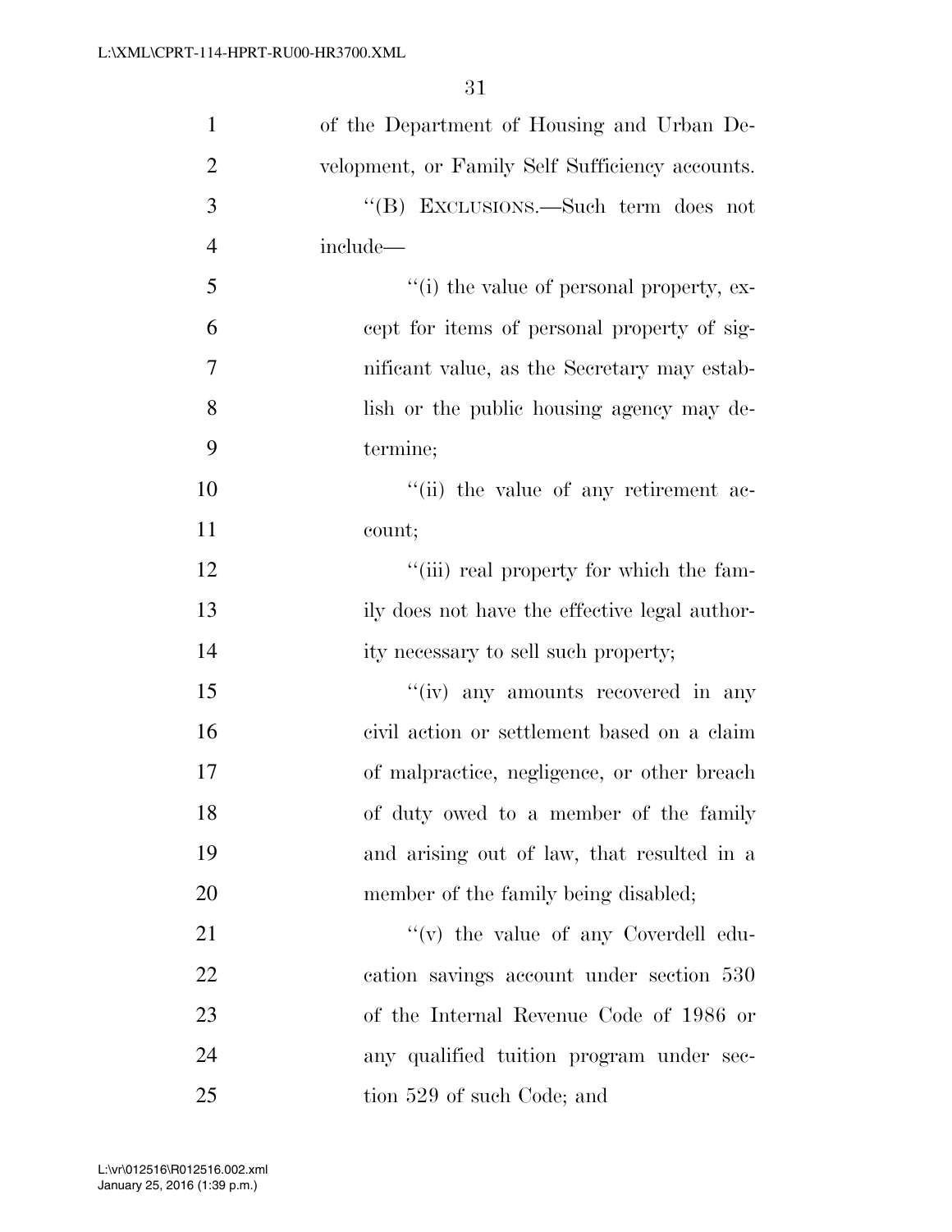of the Department of Housing and Urban Development, or Family Self Sufficiency accounts.

''(B) EXCLUSIONS.—Such term does not include—

''(i) the value of personal property, except for items of personal property of significant value, as the Secretary may establish or the public housing agency may determine;

''(ii) the value of any retirement account;

''(iii) real property for which the family does not have the effective legal authority necessary to sell such property;

''(iv) any amounts recovered in any civil action or settlement based on a claim of malpractice, negligence, or other breach of duty owed to a member of the family and arising out of law, that resulted in a member of the family being disabled;

''(v) the value of any Coverdell education savings account under section 530 of the Internal Revenue Code of 1986 or any qualified tuition program under section 529 of such Code; and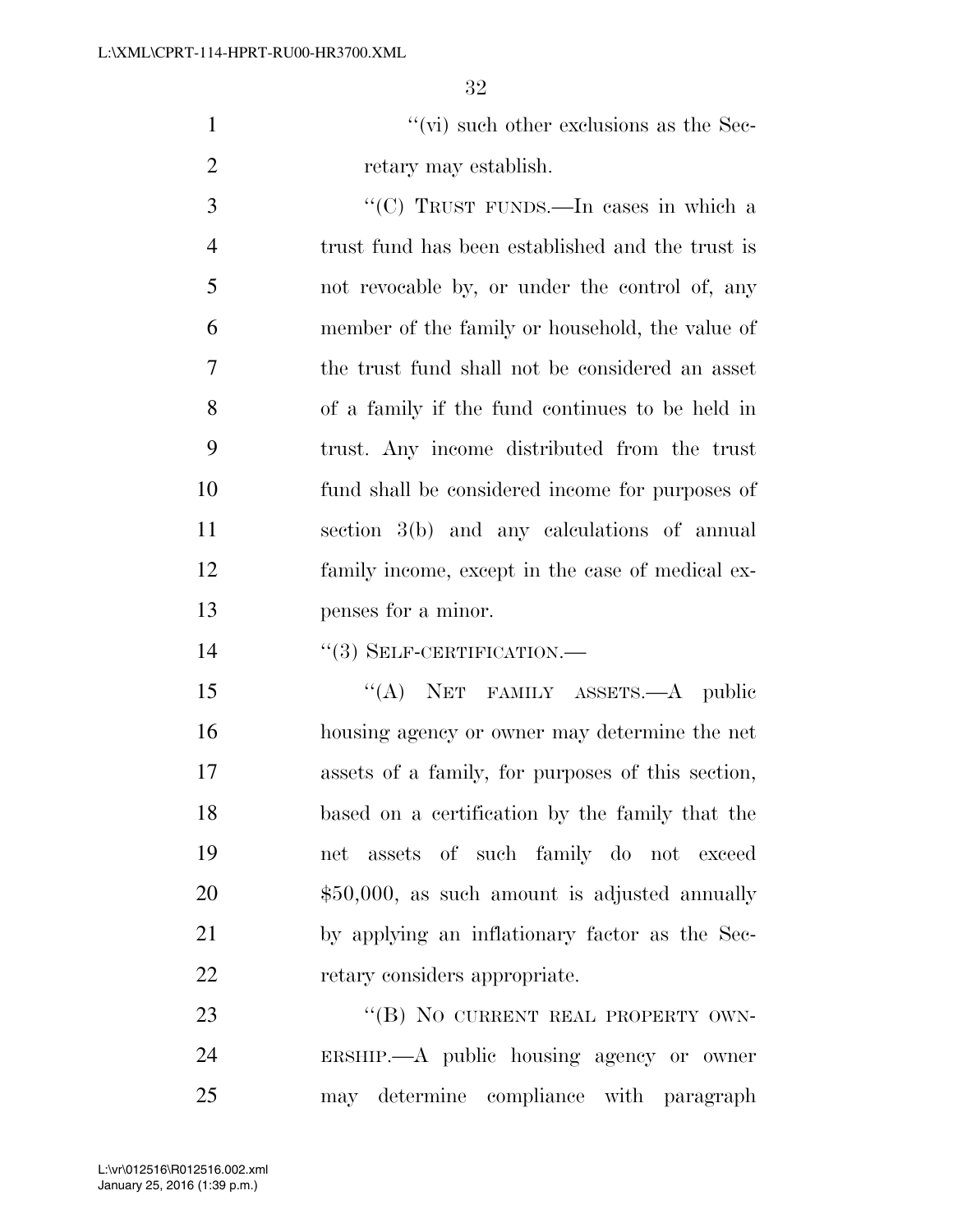''(vi) such other exclusions as the Secretary may establish.

''(C) TRUST FUNDS.—In cases in which a trust fund has been established and the trust is not revocable by, or under the control of, any member of the family or household, the value of the trust fund shall not be considered an asset of a family if the fund continues to be held in trust. Any income distributed from the trust fund shall be considered income for purposes of section 3(b) and any calculations of annual family income, except in the case of medical expenses for a minor.

''(3) SELF-CERTIFICATION.—

''(A) NET FAMILY ASSETS.—A public housing agency or owner may determine the net assets of a family, for purposes of this section, based on a certification by the family that the net assets of such family do not exceed $50,000, as such amount is adjusted annually by applying an inflationary factor as the Secretary considers appropriate.

''(B) NO CURRENT REAL PROPERTY OWNERSHIP.—A public housing agency or owner may determine compliance with paragraph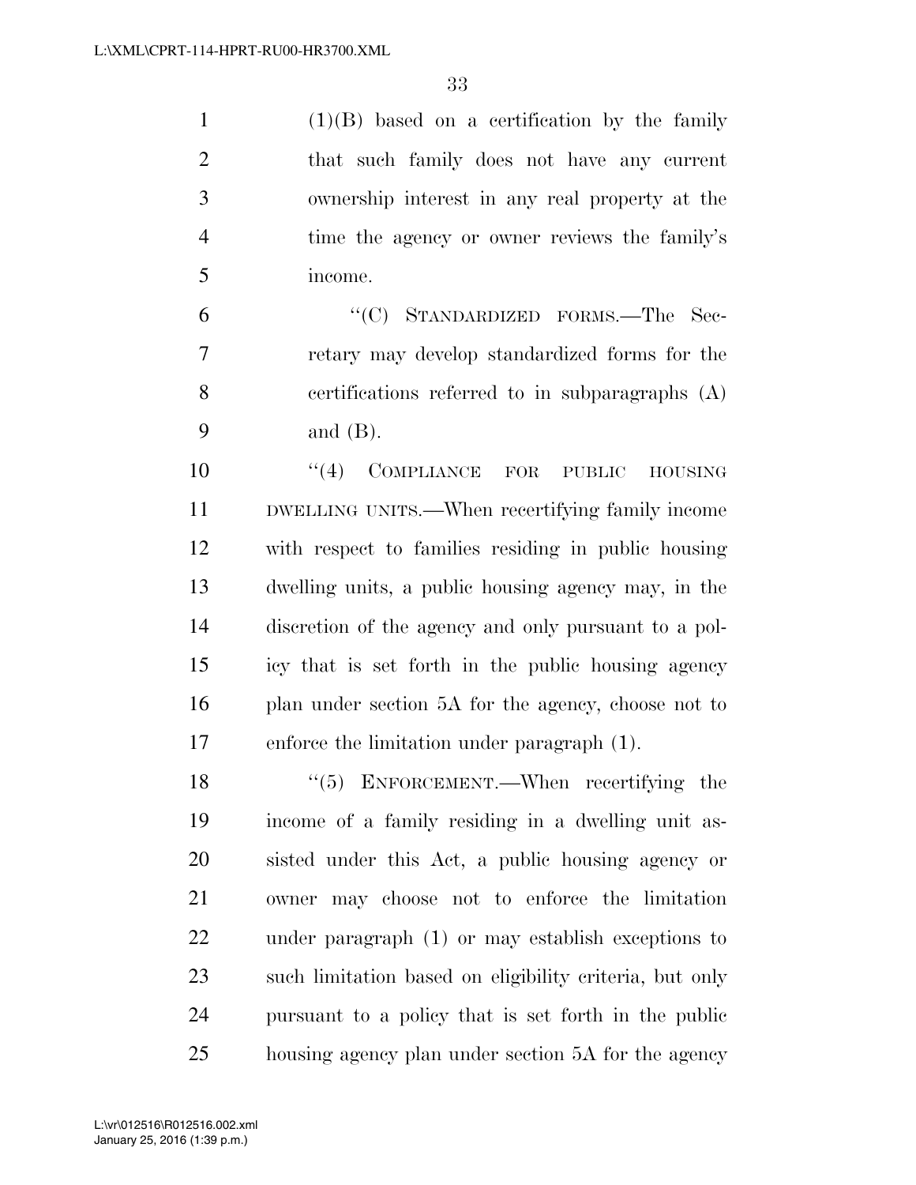(1)(B) based on a certification by the family that such family does not have any current ownership interest in any real property at the time the agency or owner reviews the family's income.

"(C) STANDARDIZED FORMS.—The Secretary may develop standardized forms for the certifications referred to in subparagraphs (A) and (B).

"(4) COMPLIANCE FOR PUBLIC HOUSING DWELLING UNITS.—When recertifying family income with respect to families residing in public housing dwelling units, a public housing agency may, in the discretion of the agency and only pursuant to a policy that is set forth in the public housing agency plan under section 5A for the agency, choose not to enforce the limitation under paragraph (1).

"(5) ENFORCEMENT.—When recertifying the income of a family residing in a dwelling unit assisted under this Act, a public housing agency or owner may choose not to enforce the limitation under paragraph (1) or may establish exceptions to such limitation based on eligibility criteria, but only pursuant to a policy that is set forth in the public housing agency plan under section 5A for the agency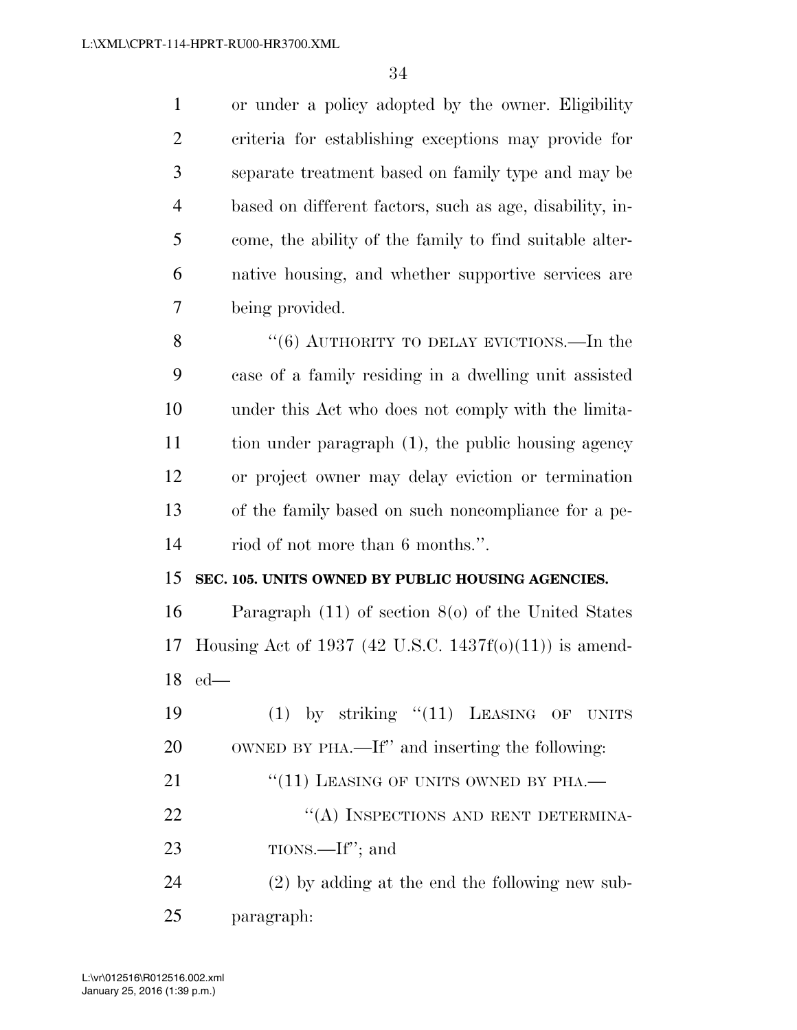or under a policy adopted by the owner. Eligibility criteria for establishing exceptions may provide for separate treatment based on family type and may be based on different factors, such as age, disability, income, the ability of the family to find suitable alternative housing, and whether supportive services are being provided.

"(6) AUTHORITY TO DELAY EVICTIONS.—In the case of a family residing in a dwelling unit assisted under this Act who does not comply with the limitation under paragraph (1), the public housing agency or project owner may delay eviction or termination of the family based on such noncompliance for a period of not more than 6 months.".

**SEC. 105. UNITS OWNED BY PUBLIC HOUSING AGENCIES.**

Paragraph (11) of section 8(o) of the United States Housing Act of 1937 (42 U.S.C. 1437f(o)(11)) is amended—

(1) by striking "(11) LEASING OF UNITS OWNED BY PHA.—If" and inserting the following:

"(11) LEASING OF UNITS OWNED BY PHA.—

"(A) INSPECTIONS AND RENT DETERMINATIONS.—If"; and

(2) by adding at the end the following new subparagraph: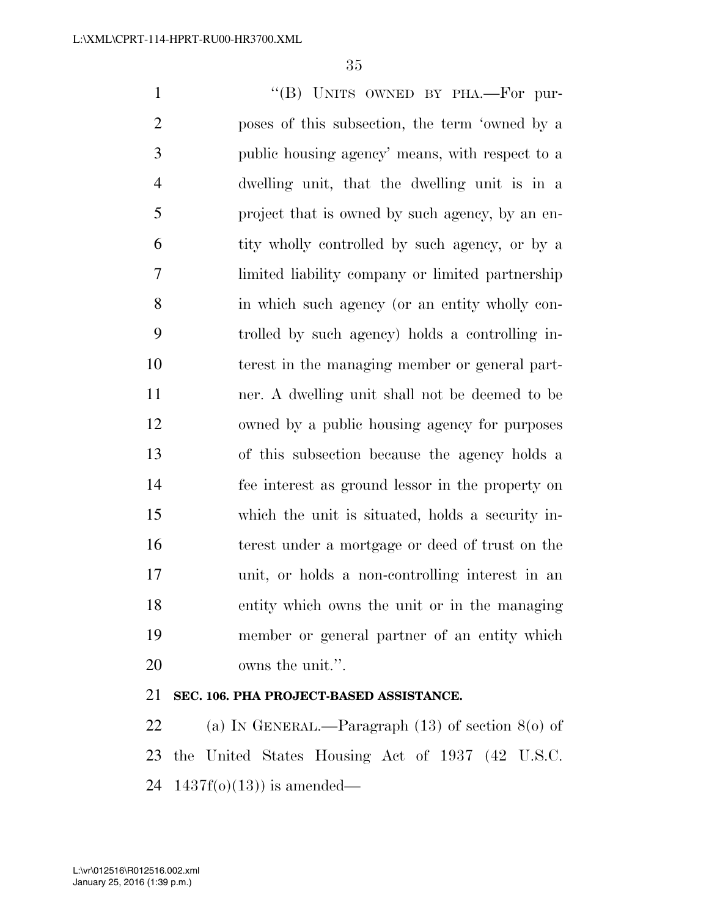"(B) UNITS OWNED BY PHA.—For purposes of this subsection, the term 'owned by a public housing agency' means, with respect to a dwelling unit, that the dwelling unit is in a project that is owned by such agency, by an entity wholly controlled by such agency, or by a limited liability company or limited partnership in which such agency (or an entity wholly controlled by such agency) holds a controlling interest in the managing member or general partner. A dwelling unit shall not be deemed to be owned by a public housing agency for purposes of this subsection because the agency holds a fee interest as ground lessor in the property on which the unit is situated, holds a security interest under a mortgage or deed of trust on the unit, or holds a non-controlling interest in an entity which owns the unit or in the managing member or general partner of an entity which owns the unit.".

**SEC. 106. PHA PROJECT-BASED ASSISTANCE.**

(a) IN GENERAL.—Paragraph (13) of section 8(o) of the United States Housing Act of 1937 (42 U.S.C. 1437f(o)(13)) is amended—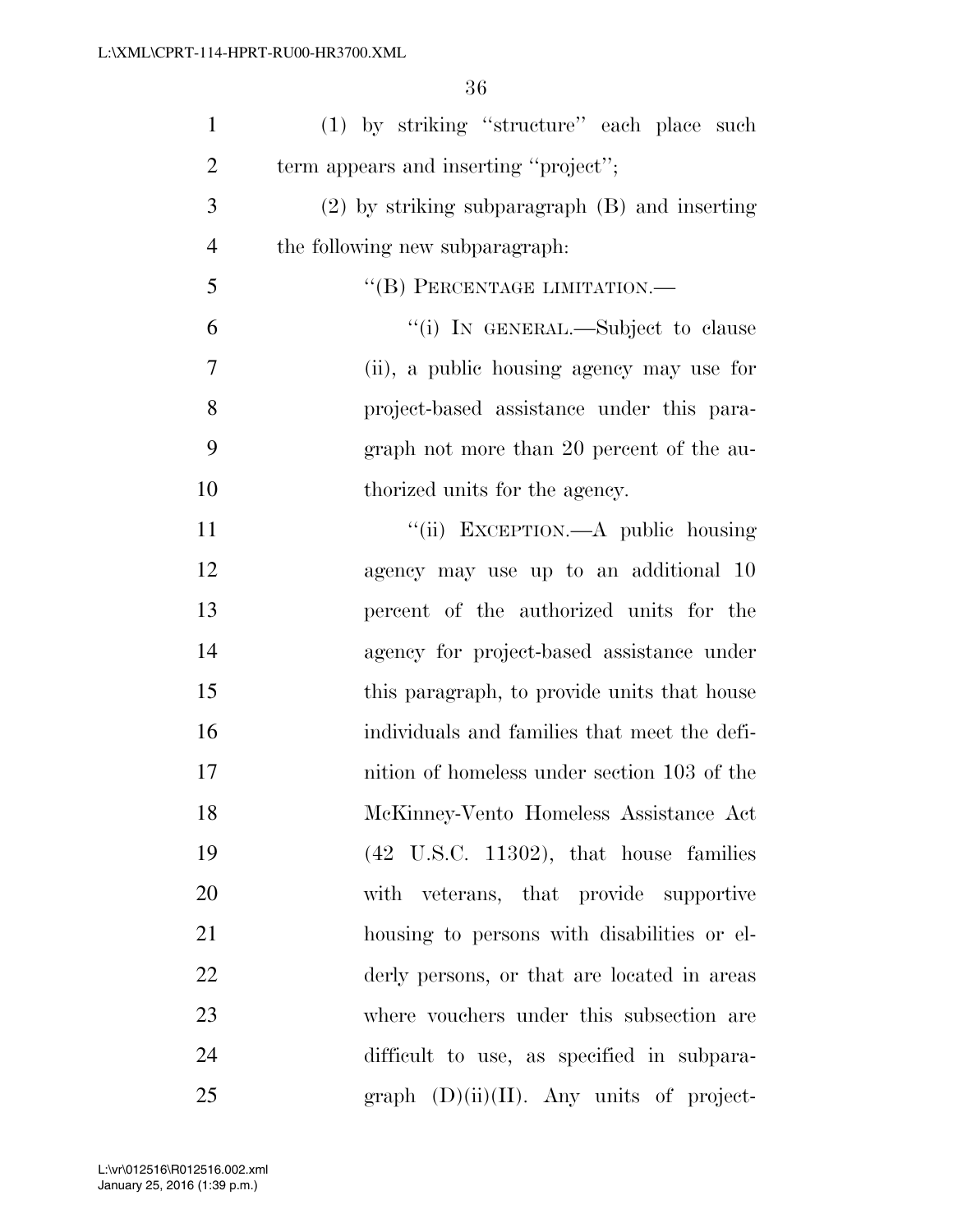(1) by striking "structure" each place such term appears and inserting "project";

(2) by striking subparagraph (B) and inserting the following new subparagraph:

"(B) PERCENTAGE LIMITATION.—

"(i) IN GENERAL.—Subject to clause (ii), a public housing agency may use for project-based assistance under this paragraph not more than 20 percent of the authorized units for the agency.

"(ii) EXCEPTION.—A public housing agency may use up to an additional 10 percent of the authorized units for the agency for project-based assistance under this paragraph, to provide units that house individuals and families that meet the definition of homeless under section 103 of the McKinney-Vento Homeless Assistance Act (42 U.S.C. 11302), that house families with veterans, that provide supportive housing to persons with disabilities or elderly persons, or that are located in areas where vouchers under this subsection are difficult to use, as specified in subparagraph (D)(ii)(II). Any units of project-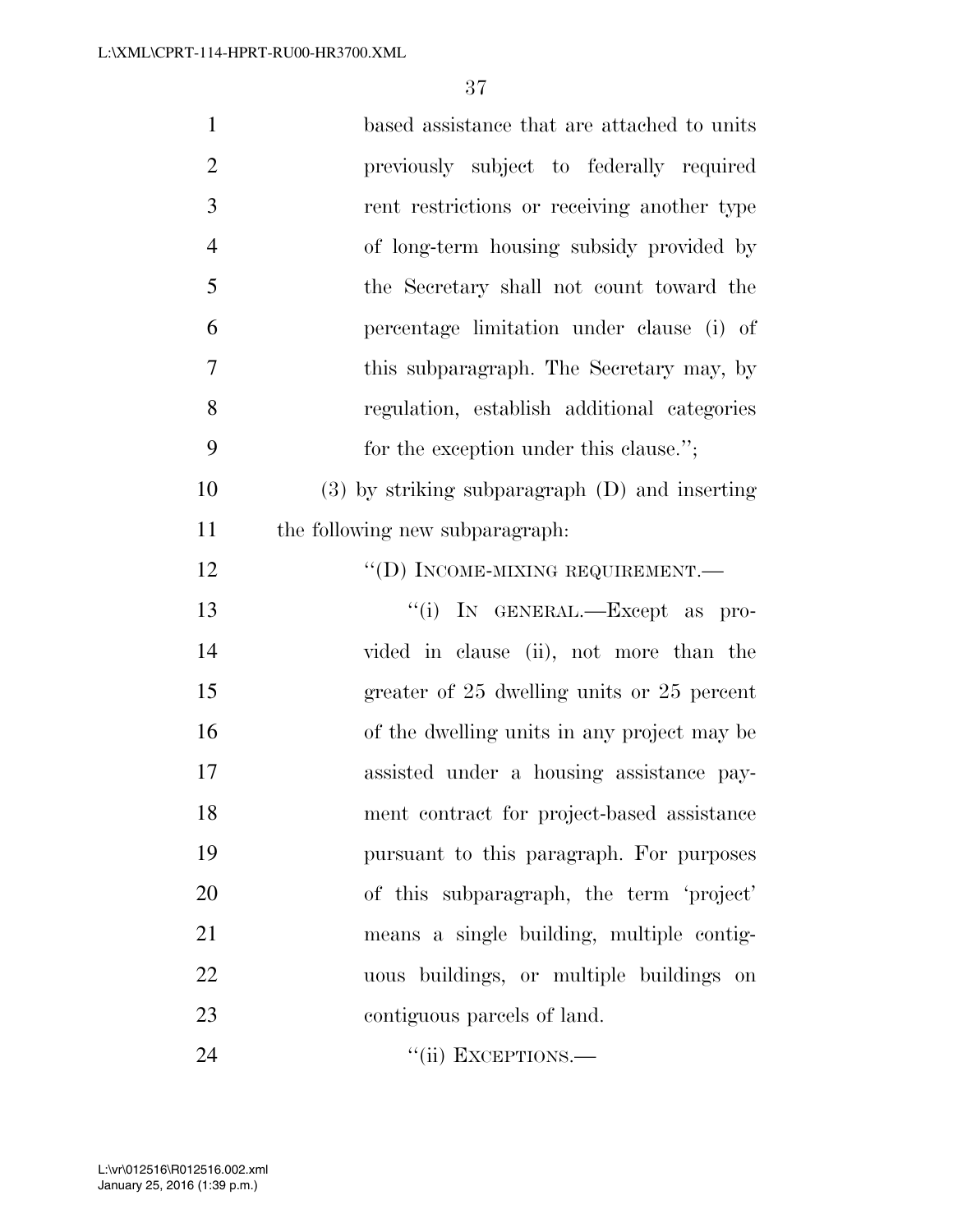based assistance that are attached to units previously subject to federally required rent restrictions or receiving another type of long-term housing subsidy provided by the Secretary shall not count toward the percentage limitation under clause (i) of this subparagraph. The Secretary may, by regulation, establish additional categories for the exception under this clause.'';

(3) by striking subparagraph (D) and inserting the following new subparagraph:

''(D) INCOME-MIXING REQUIREMENT.—

''(i) IN GENERAL.—Except as provided in clause (ii), not more than the greater of 25 dwelling units or 25 percent of the dwelling units in any project may be assisted under a housing assistance payment contract for project-based assistance pursuant to this paragraph. For purposes of this subparagraph, the term 'project' means a single building, multiple contiguous buildings, or multiple buildings on contiguous parcels of land.

''(ii) EXCEPTIONS.—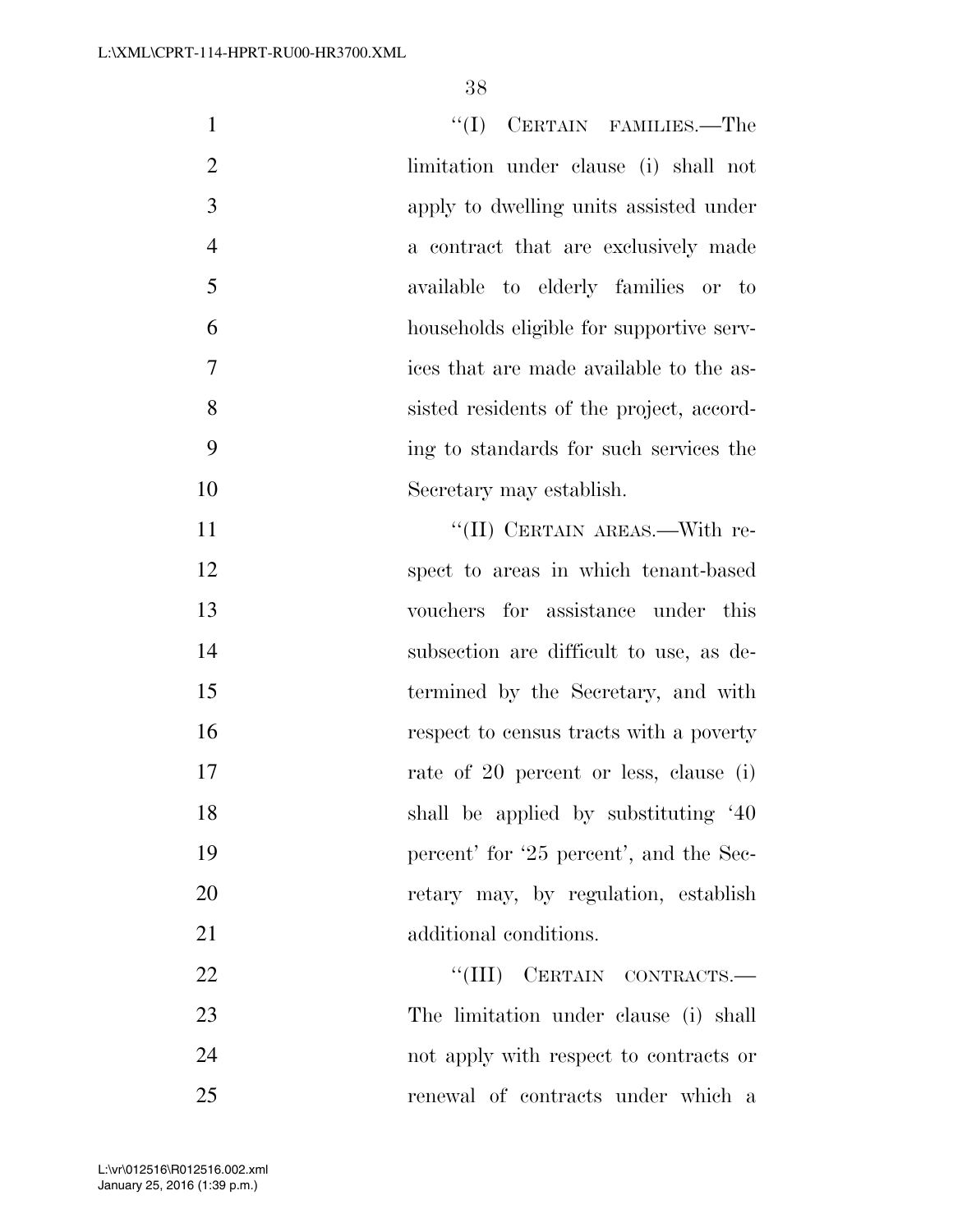"(I) CERTAIN FAMILIES.—The limitation under clause (i) shall not apply to dwelling units assisted under a contract that are exclusively made available to elderly families or to households eligible for supportive services that are made available to the assisted residents of the project, according to standards for such services the Secretary may establish.

"(II) CERTAIN AREAS.—With respect to areas in which tenant-based vouchers for assistance under this subsection are difficult to use, as determined by the Secretary, and with respect to census tracts with a poverty rate of 20 percent or less, clause (i) shall be applied by substituting '40 percent' for '25 percent', and the Secretary may, by regulation, establish additional conditions.

"(III) CERTAIN CONTRACTS.—The limitation under clause (i) shall not apply with respect to contracts or renewal of contracts under which a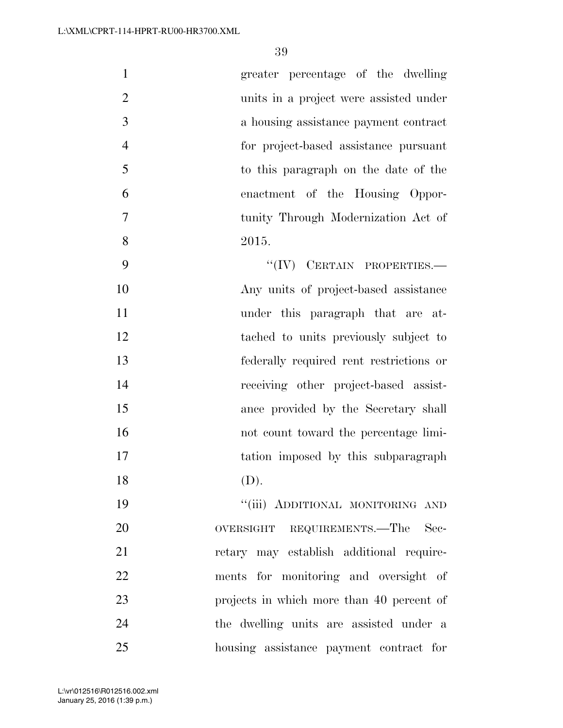greater percentage of the dwelling units in a project were assisted under a housing assistance payment contract for project-based assistance pursuant to this paragraph on the date of the enactment of the Housing Opportunity Through Modernization Act of 2015.

"(IV) CERTAIN PROPERTIES.—Any units of project-based assistance under this paragraph that are attached to units previously subject to federally required rent restrictions or receiving other project-based assistance provided by the Secretary shall not count toward the percentage limitation imposed by this subparagraph (D).

"(iii) ADDITIONAL MONITORING AND OVERSIGHT REQUIREMENTS.—The Secretary may establish additional requirements for monitoring and oversight of projects in which more than 40 percent of the dwelling units are assisted under a housing assistance payment contract for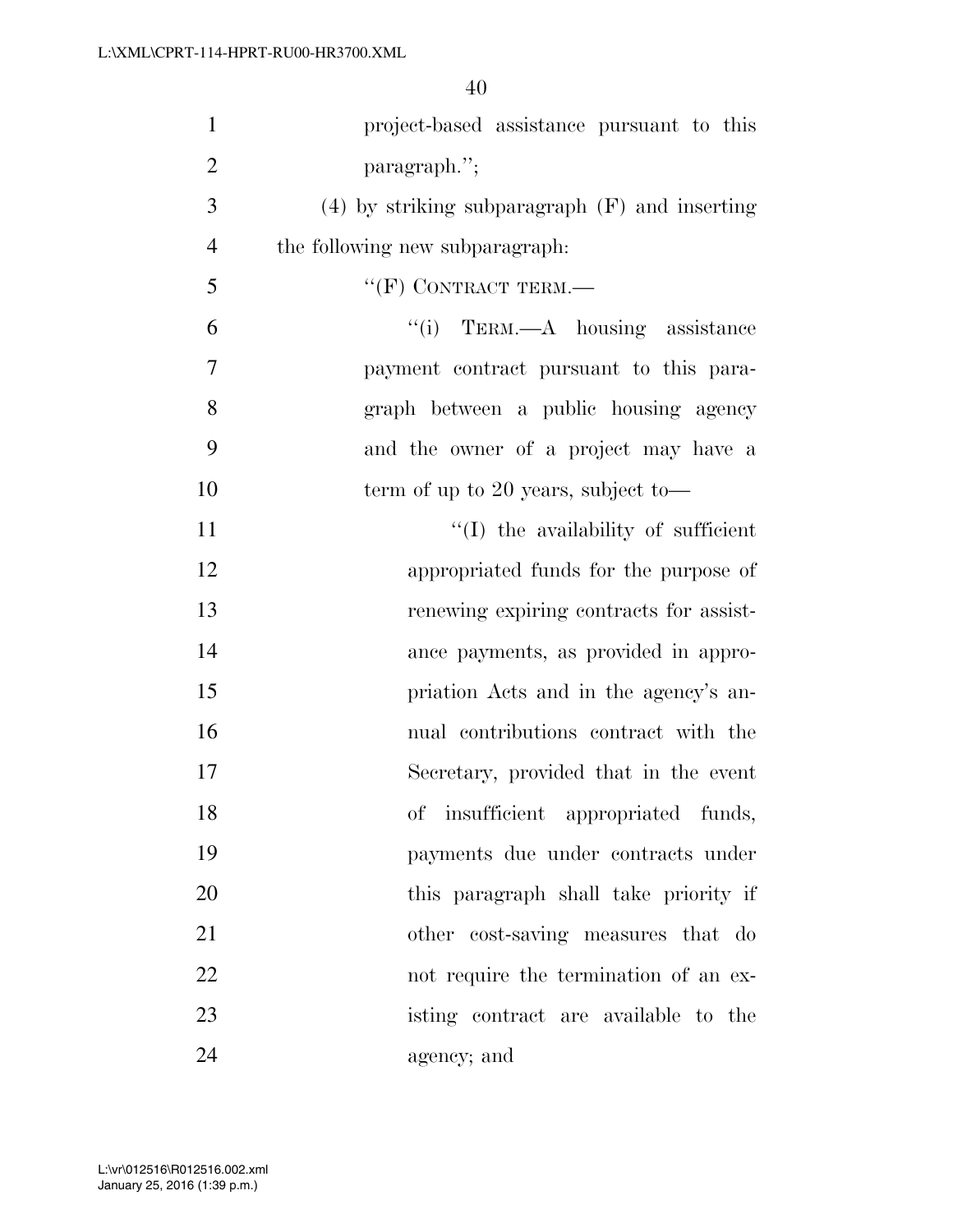project-based assistance pursuant to this paragraph.'';

(4) by striking subparagraph (F) and inserting the following new subparagraph:

''(F) CONTRACT TERM.—

''(i) TERM.—A housing assistance payment contract pursuant to this paragraph between a public housing agency and the owner of a project may have a term of up to 20 years, subject to—

''(I) the availability of sufficient appropriated funds for the purpose of renewing expiring contracts for assistance payments, as provided in appropriation Acts and in the agency's annual contributions contract with the Secretary, provided that in the event of insufficient appropriated funds, payments due under contracts under this paragraph shall take priority if other cost-saving measures that do not require the termination of an existing contract are available to the agency; and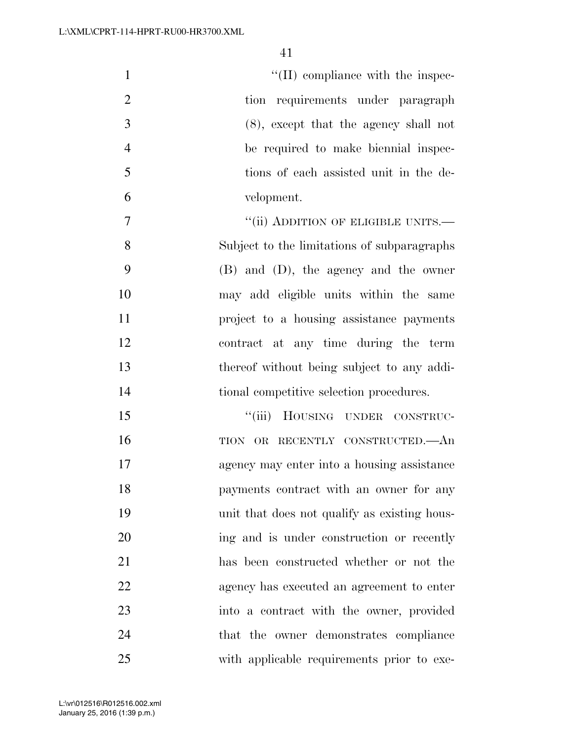"(II) compliance with the inspection requirements under paragraph (8), except that the agency shall not be required to make biennial inspections of each assisted unit in the development.

"(ii) ADDITION OF ELIGIBLE UNITS.—Subject to the limitations of subparagraphs (B) and (D), the agency and the owner may add eligible units within the same project to a housing assistance payments contract at any time during the term thereof without being subject to any additional competitive selection procedures.

"(iii) HOUSING UNDER CONSTRUCTION OR RECENTLY CONSTRUCTED.—An agency may enter into a housing assistance payments contract with an owner for any unit that does not qualify as existing housing and is under construction or recently has been constructed whether or not the agency has executed an agreement to enter into a contract with the owner, provided that the owner demonstrates compliance with applicable requirements prior to exe-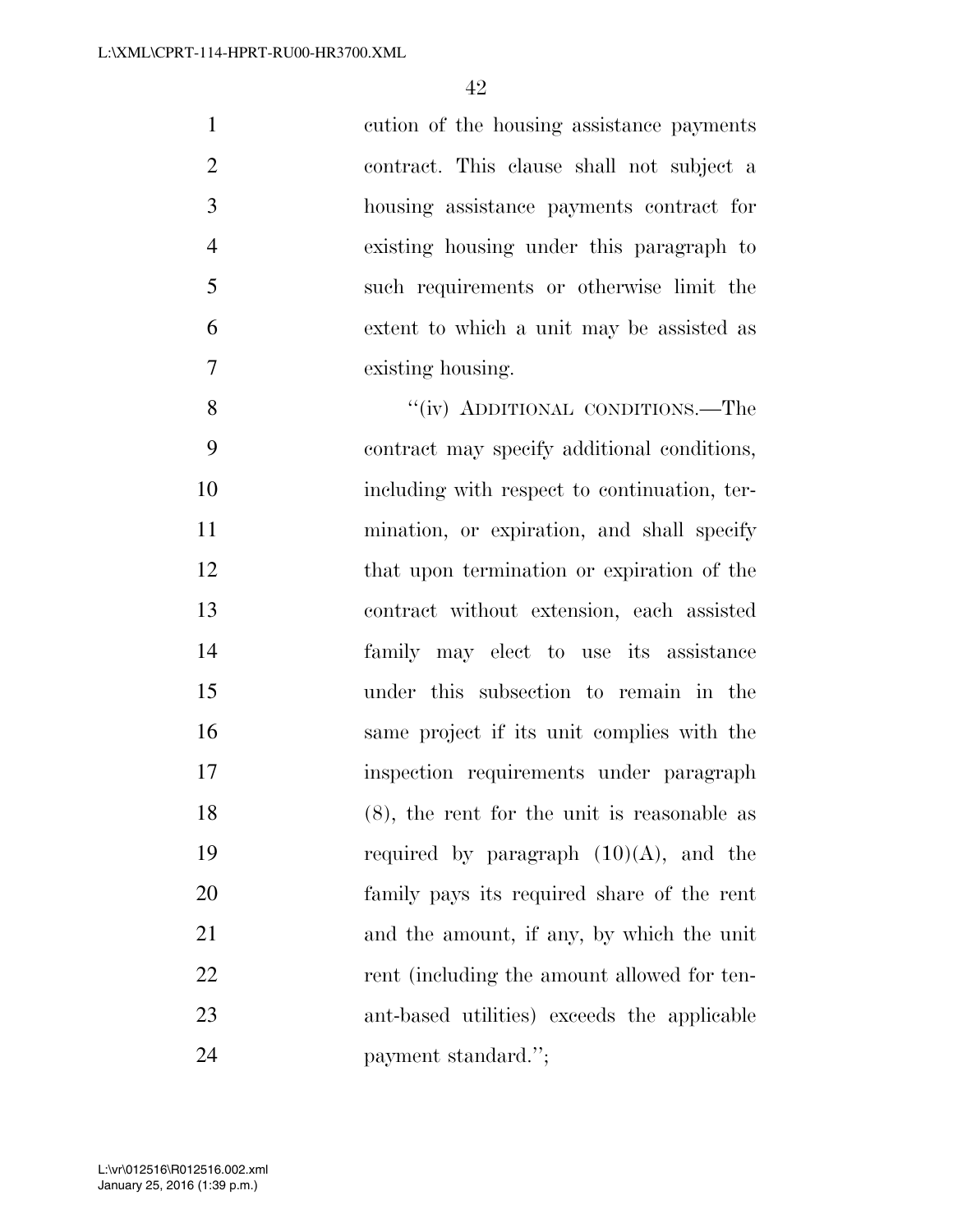cution of the housing assistance payments contract. This clause shall not subject a housing assistance payments contract for existing housing under this paragraph to such requirements or otherwise limit the extent to which a unit may be assisted as existing housing.

"(iv) ADDITIONAL CONDITIONS.—The contract may specify additional conditions, including with respect to continuation, termination, or expiration, and shall specify that upon termination or expiration of the contract without extension, each assisted family may elect to use its assistance under this subsection to remain in the same project if its unit complies with the inspection requirements under paragraph (8), the rent for the unit is reasonable as required by paragraph (10)(A), and the family pays its required share of the rent and the amount, if any, by which the unit rent (including the amount allowed for tenant-based utilities) exceeds the applicable payment standard.";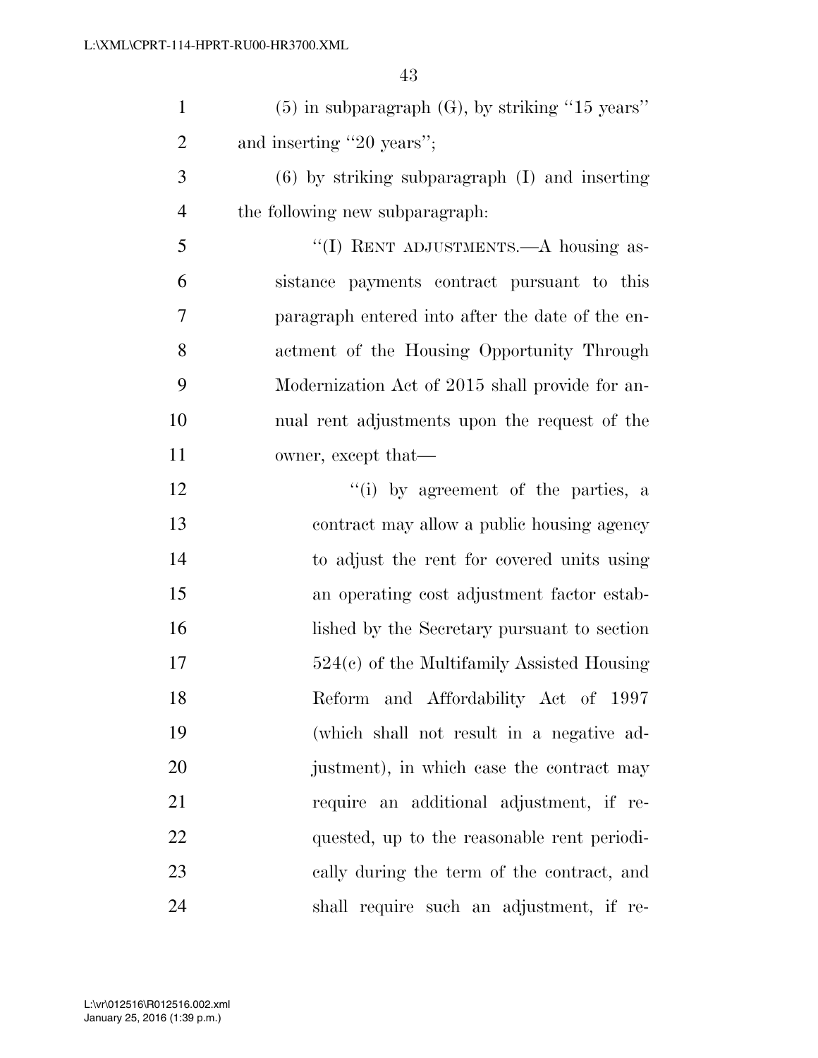(5) in subparagraph (G), by striking "15 years" and inserting "20 years";

(6) by striking subparagraph (I) and inserting the following new subparagraph:

"(I) RENT ADJUSTMENTS.—A housing assistance payments contract pursuant to this paragraph entered into after the date of the enactment of the Housing Opportunity Through Modernization Act of 2015 shall provide for annual rent adjustments upon the request of the owner, except that—

"(i) by agreement of the parties, a contract may allow a public housing agency to adjust the rent for covered units using an operating cost adjustment factor established by the Secretary pursuant to section 524(c) of the Multifamily Assisted Housing Reform and Affordability Act of 1997 (which shall not result in a negative adjustment), in which case the contract may require an additional adjustment, if requested, up to the reasonable rent periodically during the term of the contract, and shall require such an adjustment, if re-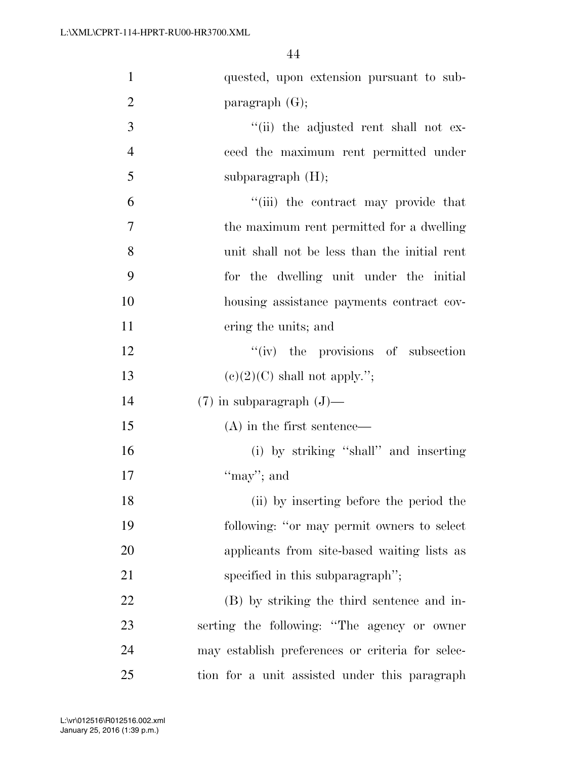quested, upon extension pursuant to subparagraph (G);

"(ii) the adjusted rent shall not exceed the maximum rent permitted under subparagraph (H);

"(iii) the contract may provide that the maximum rent permitted for a dwelling unit shall not be less than the initial rent for the dwelling unit under the initial housing assistance payments contract covering the units; and

"(iv) the provisions of subsection (c)(2)(C) shall not apply.";

(7) in subparagraph (J)—

(A) in the first sentence—

(i) by striking "shall" and inserting "may"; and

(ii) by inserting before the period the following: "or may permit owners to select applicants from site-based waiting lists as specified in this subparagraph";

(B) by striking the third sentence and inserting the following: "The agency or owner may establish preferences or criteria for selection for a unit assisted under this paragraph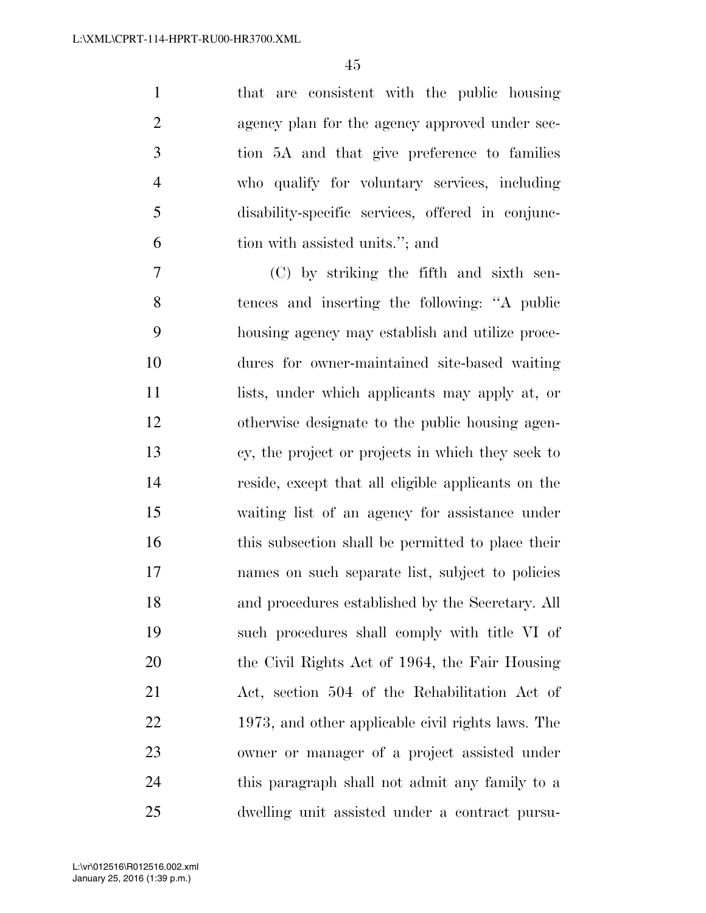that are consistent with the public housing agency plan for the agency approved under section 5A and that give preference to families who qualify for voluntary services, including disability-specific services, offered in conjunction with assisted units.''; and

(C) by striking the fifth and sixth sentences and inserting the following: ''A public housing agency may establish and utilize procedures for owner-maintained site-based waiting lists, under which applicants may apply at, or otherwise designate to the public housing agency, the project or projects in which they seek to reside, except that all eligible applicants on the waiting list of an agency for assistance under this subsection shall be permitted to place their names on such separate list, subject to policies and procedures established by the Secretary. All such procedures shall comply with title VI of the Civil Rights Act of 1964, the Fair Housing Act, section 504 of the Rehabilitation Act of 1973, and other applicable civil rights laws. The owner or manager of a project assisted under this paragraph shall not admit any family to a dwelling unit assisted under a contract pursu-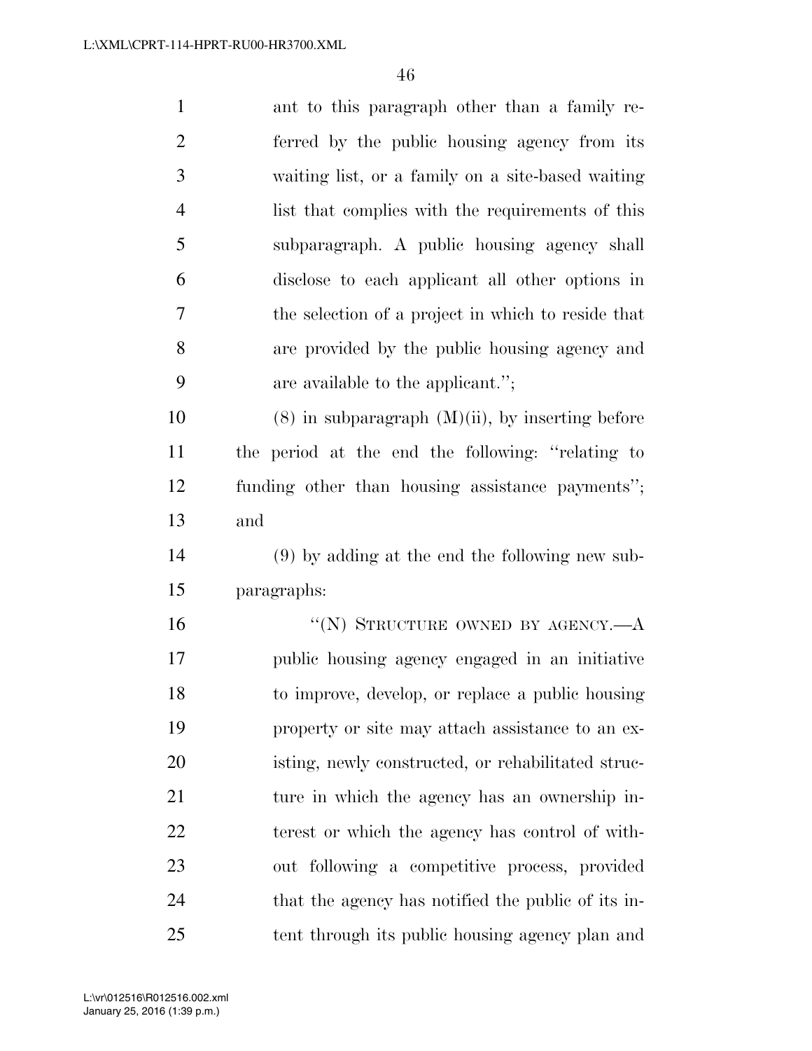ant to this paragraph other than a family referred by the public housing agency from its waiting list, or a family on a site-based waiting list that complies with the requirements of this subparagraph. A public housing agency shall disclose to each applicant all other options in the selection of a project in which to reside that are provided by the public housing agency and are available to the applicant.'';

(8) in subparagraph (M)(ii), by inserting before the period at the end the following: ''relating to funding other than housing assistance payments''; and

(9) by adding at the end the following new subparagraphs:

''(N) STRUCTURE OWNED BY AGENCY.—A public housing agency engaged in an initiative to improve, develop, or replace a public housing property or site may attach assistance to an existing, newly constructed, or rehabilitated structure in which the agency has an ownership interest or which the agency has control of without following a competitive process, provided that the agency has notified the public of its intent through its public housing agency plan and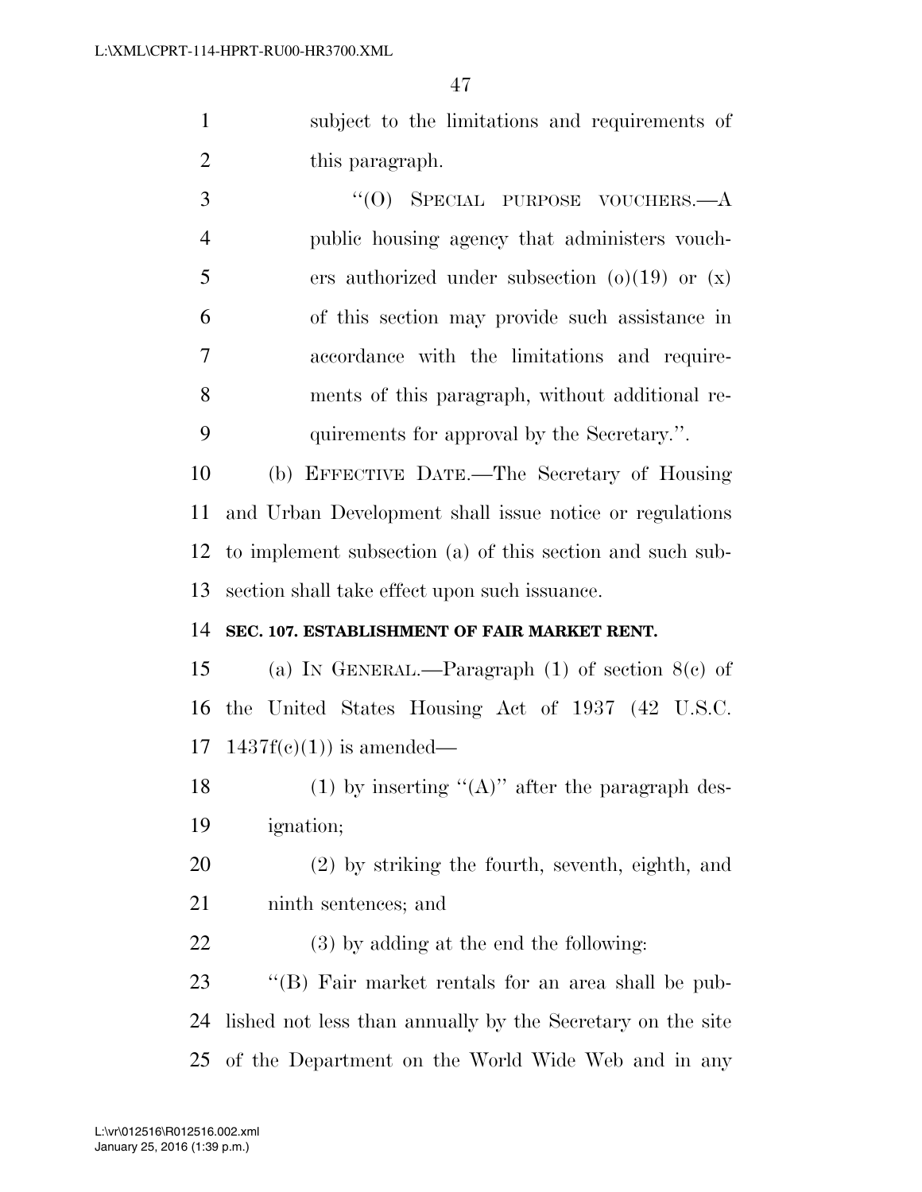subject to the limitations and requirements of this paragraph.

"(O) SPECIAL PURPOSE VOUCHERS.—A public housing agency that administers vouchers authorized under subsection (o)(19) or (x) of this section may provide such assistance in accordance with the limitations and requirements of this paragraph, without additional requirements for approval by the Secretary.".

(b) EFFECTIVE DATE.—The Secretary of Housing and Urban Development shall issue notice or regulations to implement subsection (a) of this section and such subsection shall take effect upon such issuance.

**SEC. 107. ESTABLISHMENT OF FAIR MARKET RENT.**

(a) IN GENERAL.—Paragraph (1) of section 8(c) of the United States Housing Act of 1937 (42 U.S.C. 1437f(c)(1)) is amended—

(1) by inserting "(A)" after the paragraph designation;

(2) by striking the fourth, seventh, eighth, and ninth sentences; and

(3) by adding at the end the following:

"(B) Fair market rentals for an area shall be published not less than annually by the Secretary on the site of the Department on the World Wide Web and in any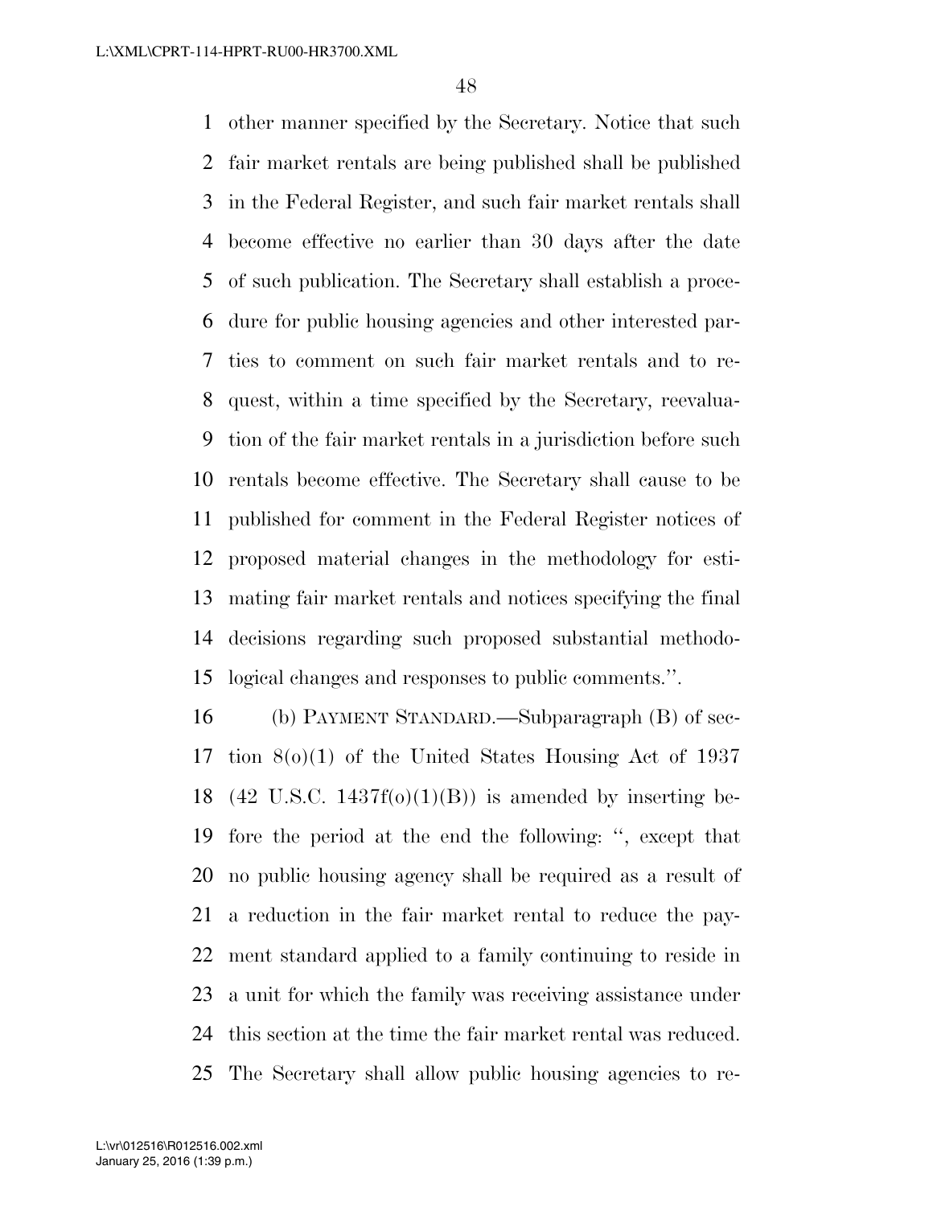other manner specified by the Secretary. Notice that such fair market rentals are being published shall be published in the Federal Register, and such fair market rentals shall become effective no earlier than 30 days after the date of such publication. The Secretary shall establish a procedure for public housing agencies and other interested parties to comment on such fair market rentals and to request, within a time specified by the Secretary, reevaluation of the fair market rentals in a jurisdiction before such rentals become effective. The Secretary shall cause to be published for comment in the Federal Register notices of proposed material changes in the methodology for estimating fair market rentals and notices specifying the final decisions regarding such proposed substantial methodological changes and responses to public comments.''.

(b) PAYMENT STANDARD.—Subparagraph (B) of section 8(o)(1) of the United States Housing Act of 1937 (42 U.S.C. 1437f(o)(1)(B)) is amended by inserting before the period at the end the following: '', except that no public housing agency shall be required as a result of a reduction in the fair market rental to reduce the payment standard applied to a family continuing to reside in a unit for which the family was receiving assistance under this section at the time the fair market rental was reduced. The Secretary shall allow public housing agencies to re-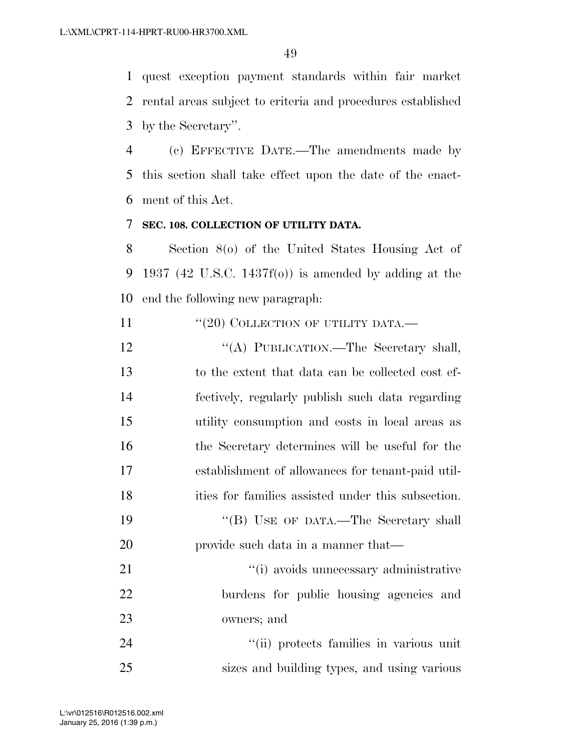quest exception payment standards within fair market rental areas subject to criteria and procedures established by the Secretary''.

(c) EFFECTIVE DATE.—The amendments made by this section shall take effect upon the date of the enactment of this Act.

**SEC. 108. COLLECTION OF UTILITY DATA.**

Section 8(o) of the United States Housing Act of 1937 (42 U.S.C. 1437f(o)) is amended by adding at the end the following new paragraph:

> ''(20) COLLECTION OF UTILITY DATA.—
>
> > ''(A) PUBLICATION.—The Secretary shall, to the extent that data can be collected cost effectively, regularly publish such data regarding utility consumption and costs in local areas as the Secretary determines will be useful for the establishment of allowances for tenant-paid utilities for families assisted under this subsection.
> >
> > ''(B) USE OF DATA.—The Secretary shall provide such data in a manner that—
> >
> > > ''(i) avoids unnecessary administrative burdens for public housing agencies and owners; and
> > >
> > > ''(ii) protects families in various unit sizes and building types, and using various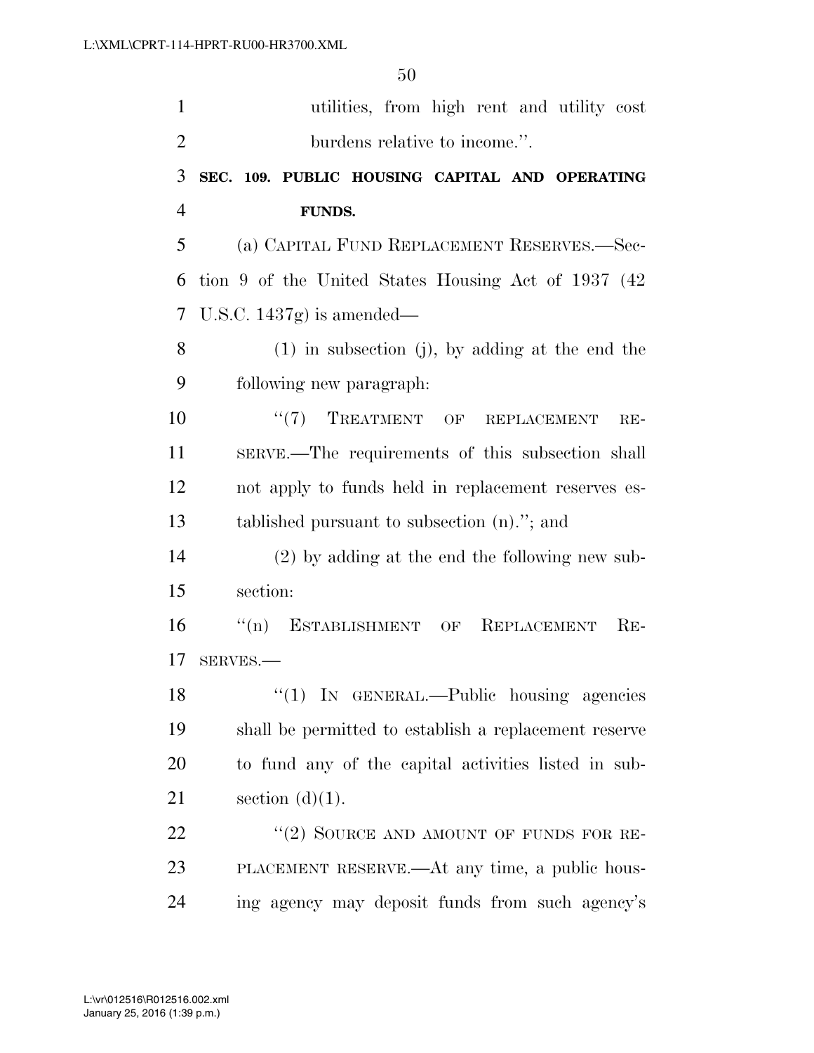utilities, from high rent and utility cost burdens relative to income.''.

**SEC. 109. PUBLIC HOUSING CAPITAL AND OPERATING FUNDS.**

(a) CAPITAL FUND REPLACEMENT RESERVES.—Section 9 of the United States Housing Act of 1937 (42 U.S.C. 1437g) is amended—

(1) in subsection (j), by adding at the end the following new paragraph:

''(7) TREATMENT OF REPLACEMENT RESERVE.—The requirements of this subsection shall not apply to funds held in replacement reserves established pursuant to subsection (n).''; and

(2) by adding at the end the following new subsection:

''(n) ESTABLISHMENT OF REPLACEMENT RESERVES.—

''(1) IN GENERAL.—Public housing agencies shall be permitted to establish a replacement reserve to fund any of the capital activities listed in subsection (d)(1).

''(2) SOURCE AND AMOUNT OF FUNDS FOR REPLACEMENT RESERVE.—At any time, a public housing agency may deposit funds from such agency's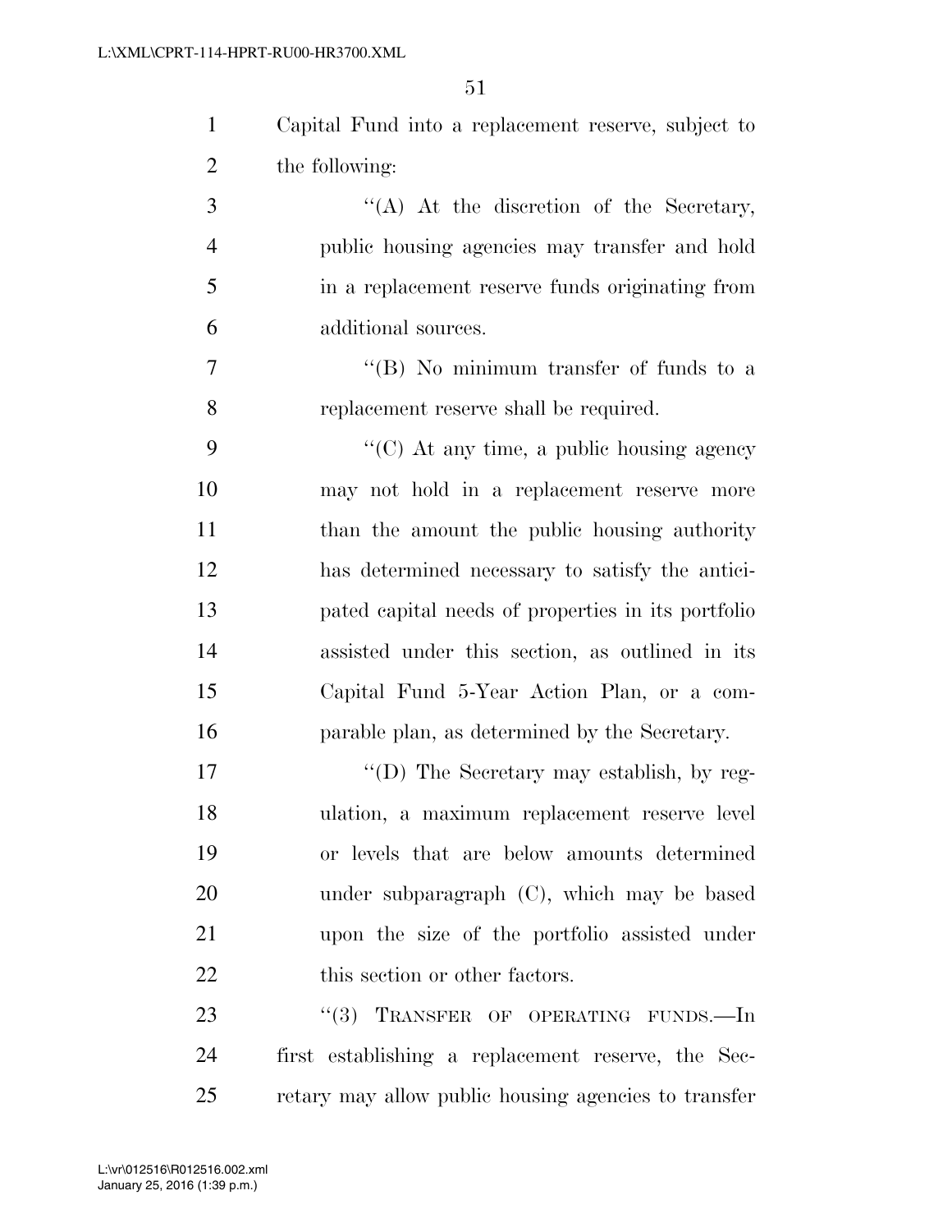Capital Fund into a replacement reserve, subject to the following:

"(A) At the discretion of the Secretary, public housing agencies may transfer and hold in a replacement reserve funds originating from additional sources.

"(B) No minimum transfer of funds to a replacement reserve shall be required.

"(C) At any time, a public housing agency may not hold in a replacement reserve more than the amount the public housing authority has determined necessary to satisfy the anticipated capital needs of properties in its portfolio assisted under this section, as outlined in its Capital Fund 5-Year Action Plan, or a comparable plan, as determined by the Secretary.

"(D) The Secretary may establish, by regulation, a maximum replacement reserve level or levels that are below amounts determined under subparagraph (C), which may be based upon the size of the portfolio assisted under this section or other factors.

"(3) TRANSFER OF OPERATING FUNDS.—In first establishing a replacement reserve, the Secretary may allow public housing agencies to transfer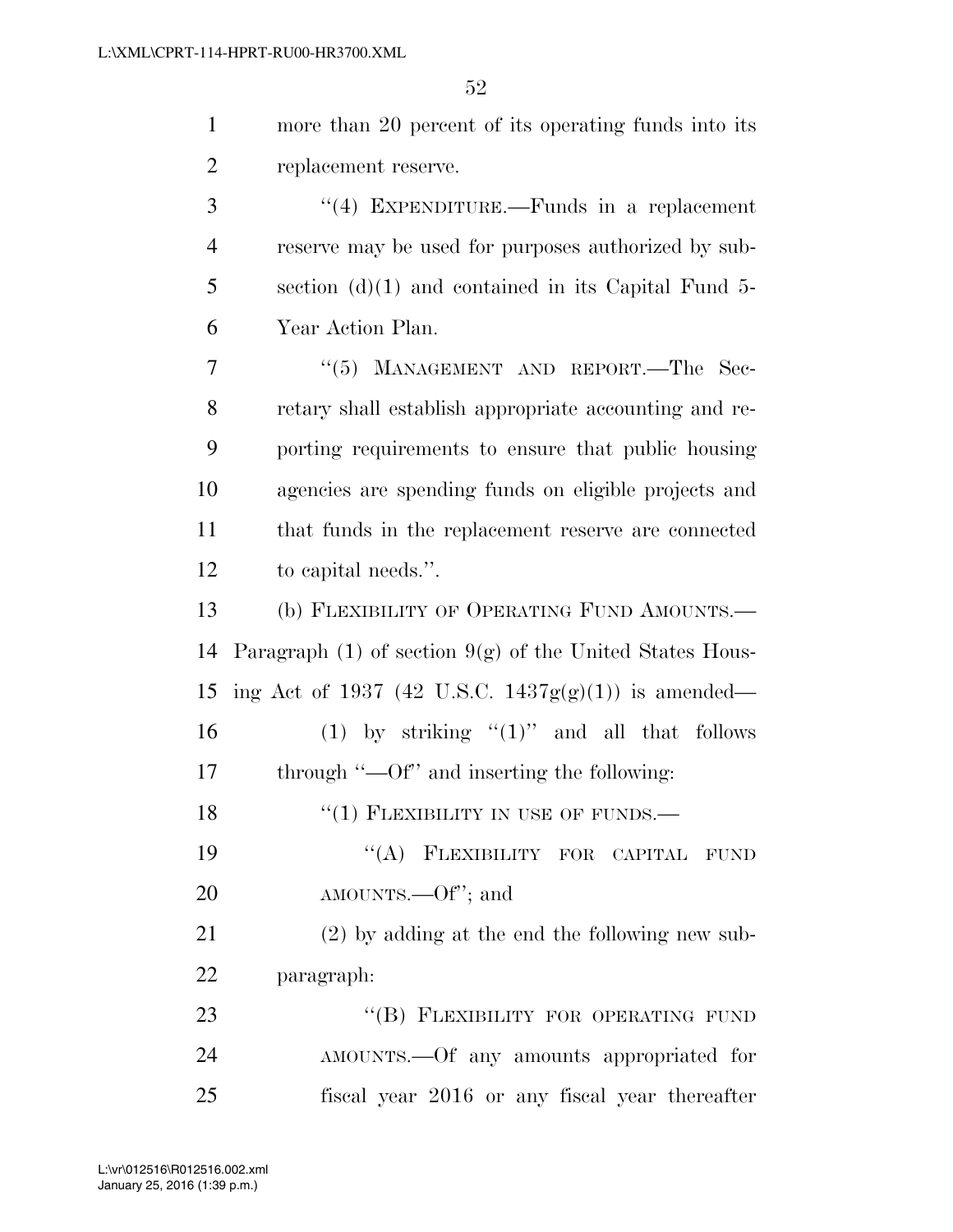more than 20 percent of its operating funds into its replacement reserve.

"(4) EXPENDITURE.—Funds in a replacement reserve may be used for purposes authorized by subsection (d)(1) and contained in its Capital Fund 5-Year Action Plan.

"(5) MANAGEMENT AND REPORT.—The Secretary shall establish appropriate accounting and reporting requirements to ensure that public housing agencies are spending funds on eligible projects and that funds in the replacement reserve are connected to capital needs.".

(b) FLEXIBILITY OF OPERATING FUND AMOUNTS.—Paragraph (1) of section 9(g) of the United States Housing Act of 1937 (42 U.S.C. 1437g(g)(1)) is amended—

(1) by striking "(1)" and all that follows through "—Of" and inserting the following:

"(1) FLEXIBILITY IN USE OF FUNDS.—

"(A) FLEXIBILITY FOR CAPITAL FUND AMOUNTS.—Of"; and

(2) by adding at the end the following new subparagraph:

"(B) FLEXIBILITY FOR OPERATING FUND AMOUNTS.—Of any amounts appropriated for fiscal year 2016 or any fiscal year thereafter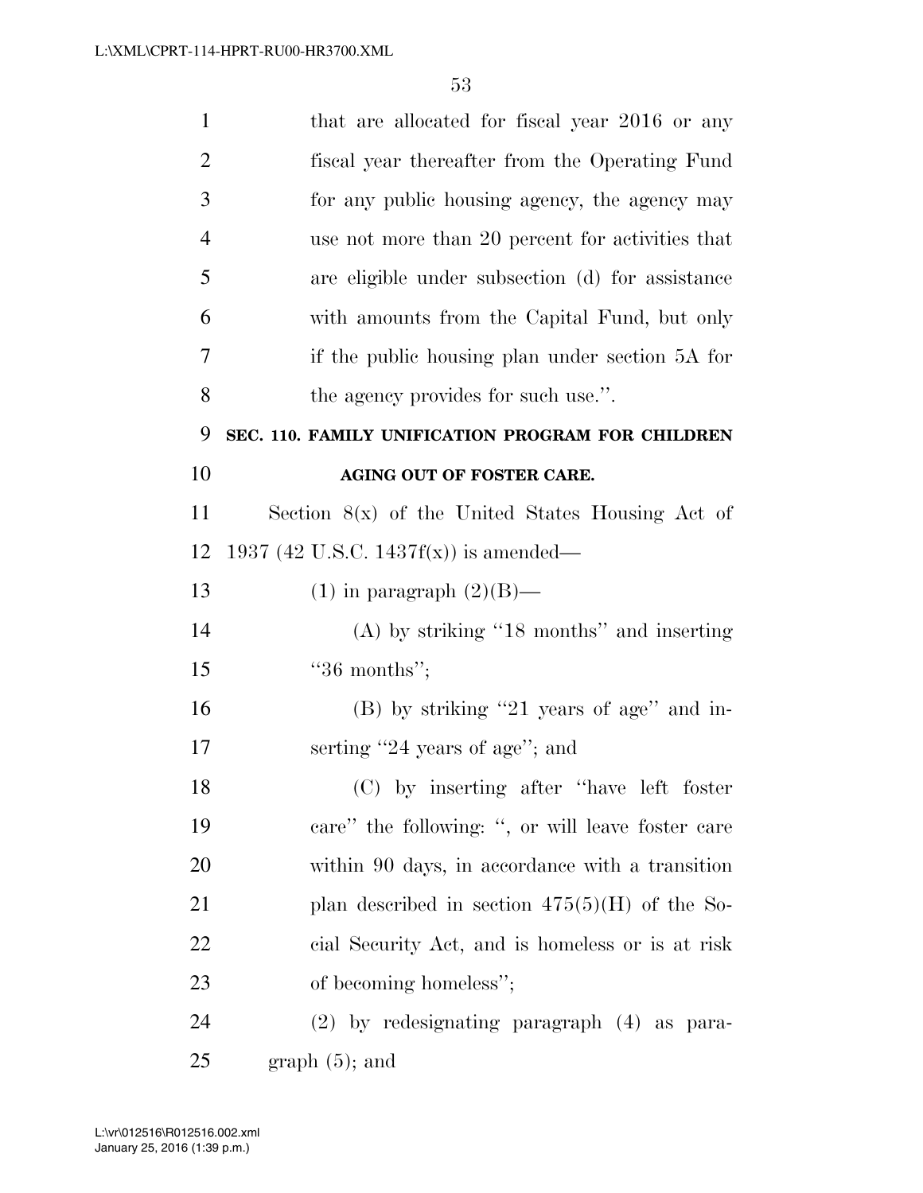that are allocated for fiscal year 2016 or any fiscal year thereafter from the Operating Fund for any public housing agency, the agency may use not more than 20 percent for activities that are eligible under subsection (d) for assistance with amounts from the Capital Fund, but only if the public housing plan under section 5A for the agency provides for such use.''.

**SEC. 110. FAMILY UNIFICATION PROGRAM FOR CHILDREN AGING OUT OF FOSTER CARE.**

Section 8(x) of the United States Housing Act of 1937 (42 U.S.C. 1437f(x)) is amended—

(1) in paragraph (2)(B)—

(A) by striking ''18 months'' and inserting ''36 months'';

(B) by striking ''21 years of age'' and inserting ''24 years of age''; and

(C) by inserting after ''have left foster care'' the following: '', or will leave foster care within 90 days, in accordance with a transition plan described in section 475(5)(H) of the Social Security Act, and is homeless or is at risk of becoming homeless'';

(2) by redesignating paragraph (4) as paragraph (5); and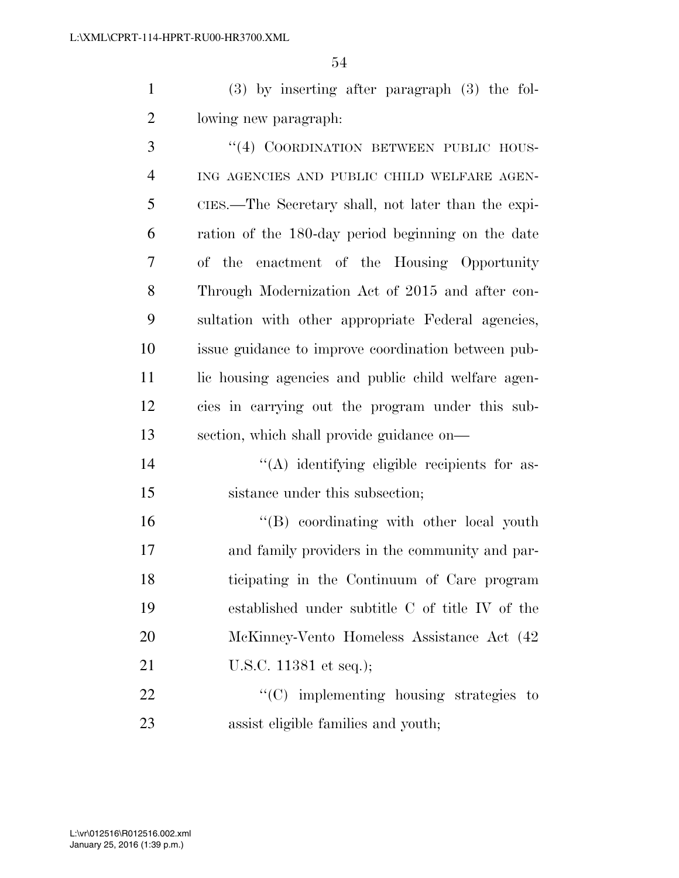(3) by inserting after paragraph (3) the following new paragraph:

"(4) COORDINATION BETWEEN PUBLIC HOUSING AGENCIES AND PUBLIC CHILD WELFARE AGENCIES.—The Secretary shall, not later than the expiration of the 180-day period beginning on the date of the enactment of the Housing Opportunity Through Modernization Act of 2015 and after consultation with other appropriate Federal agencies, issue guidance to improve coordination between public housing agencies and public child welfare agencies in carrying out the program under this subsection, which shall provide guidance on—

"(A) identifying eligible recipients for assistance under this subsection;

"(B) coordinating with other local youth and family providers in the community and participating in the Continuum of Care program established under subtitle C of title IV of the McKinney-Vento Homeless Assistance Act (42 U.S.C. 11381 et seq.);

"(C) implementing housing strategies to assist eligible families and youth;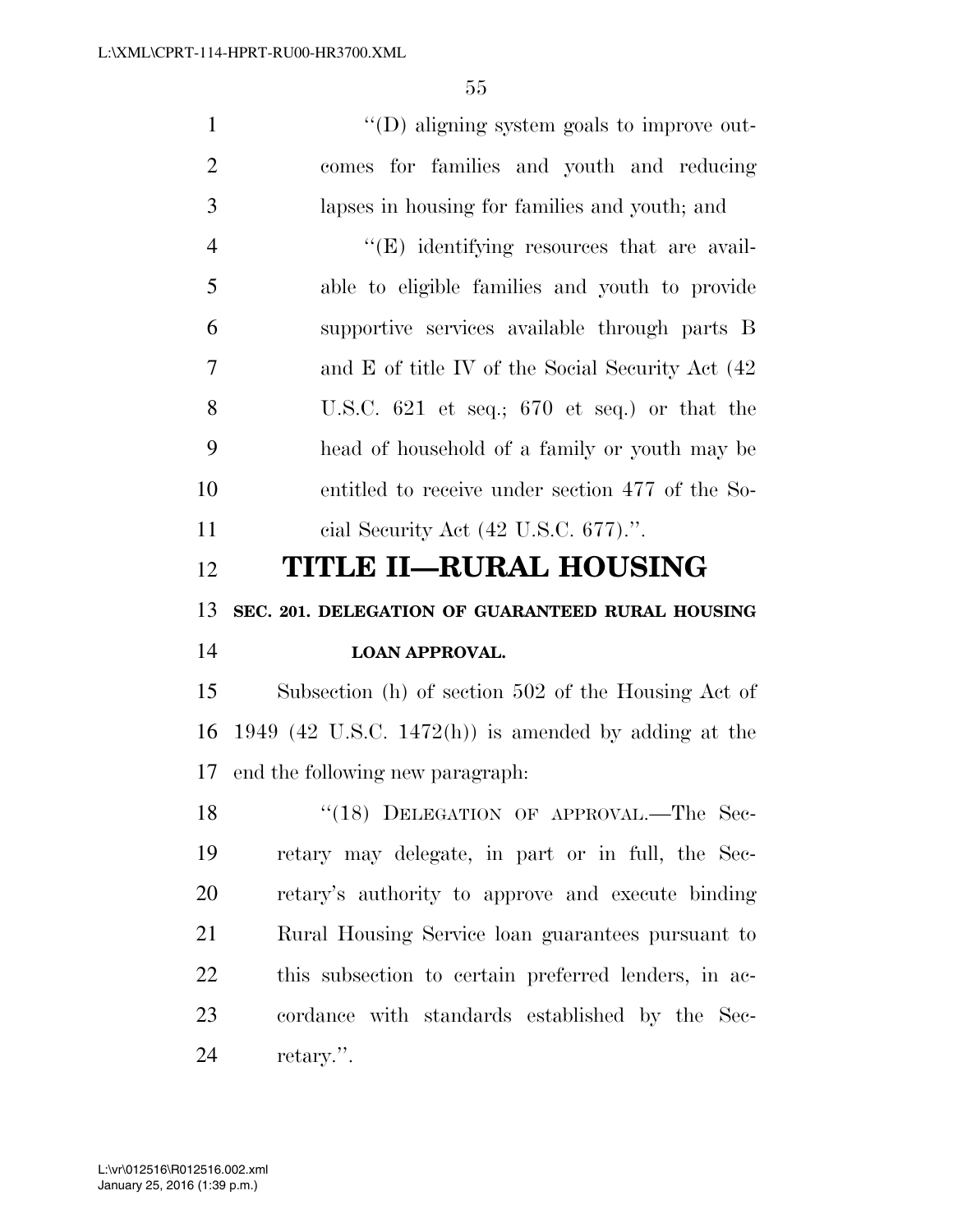"(D) aligning system goals to improve outcomes for families and youth and reducing lapses in housing for families and youth; and

"(E) identifying resources that are available to eligible families and youth to provide supportive services available through parts B and E of title IV of the Social Security Act (42 U.S.C. 621 et seq.; 670 et seq.) or that the head of household of a family or youth may be entitled to receive under section 477 of the Social Security Act (42 U.S.C. 677).".

# TITLE II—RURAL HOUSING

## SEC. 201. DELEGATION OF GUARANTEED RURAL HOUSING LOAN APPROVAL.

Subsection (h) of section 502 of the Housing Act of 1949 (42 U.S.C. 1472(h)) is amended by adding at the end the following new paragraph:

"(18) DELEGATION OF APPROVAL.—The Secretary may delegate, in part or in full, the Secretary's authority to approve and execute binding Rural Housing Service loan guarantees pursuant to this subsection to certain preferred lenders, in accordance with standards established by the Secretary.".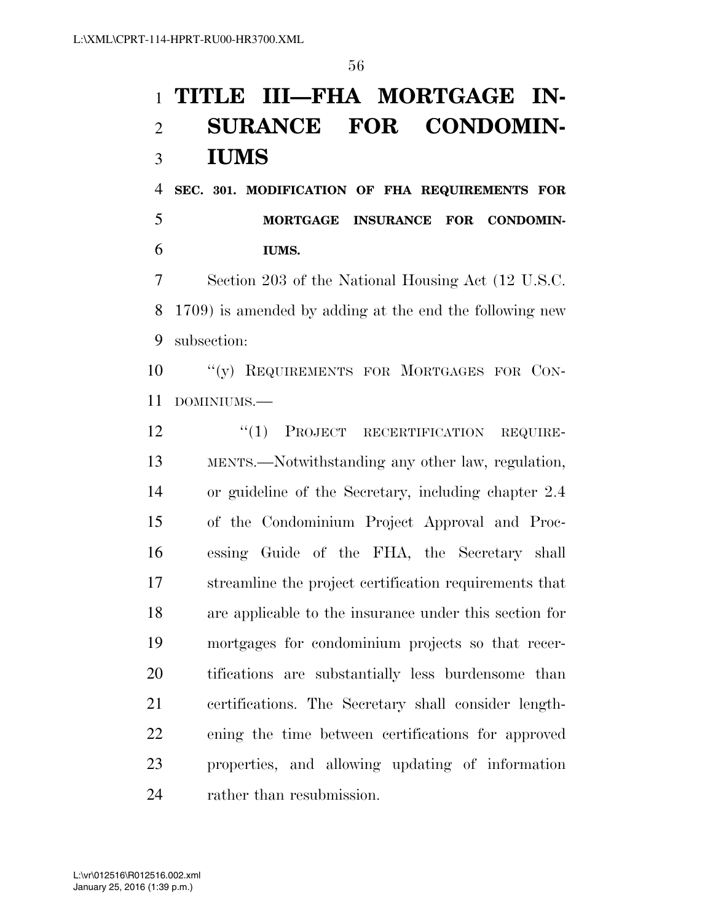# TITLE III—FHA MORTGAGE INSURANCE FOR CONDOMINIUMS

## SEC. 301. MODIFICATION OF FHA REQUIREMENTS FOR MORTGAGE INSURANCE FOR CONDOMINIUMS.

Section 203 of the National Housing Act (12 U.S.C. 1709) is amended by adding at the end the following new subsection:

"(y) REQUIREMENTS FOR MORTGAGES FOR CONDOMINIUMS.—

"(1) PROJECT RECERTIFICATION REQUIREMENTS.—Notwithstanding any other law, regulation, or guideline of the Secretary, including chapter 2.4 of the Condominium Project Approval and Processing Guide of the FHA, the Secretary shall streamline the project certification requirements that are applicable to the insurance under this section for mortgages for condominium projects so that recertifications are substantially less burdensome than certifications. The Secretary shall consider lengthening the time between certifications for approved properties, and allowing updating of information rather than resubmission.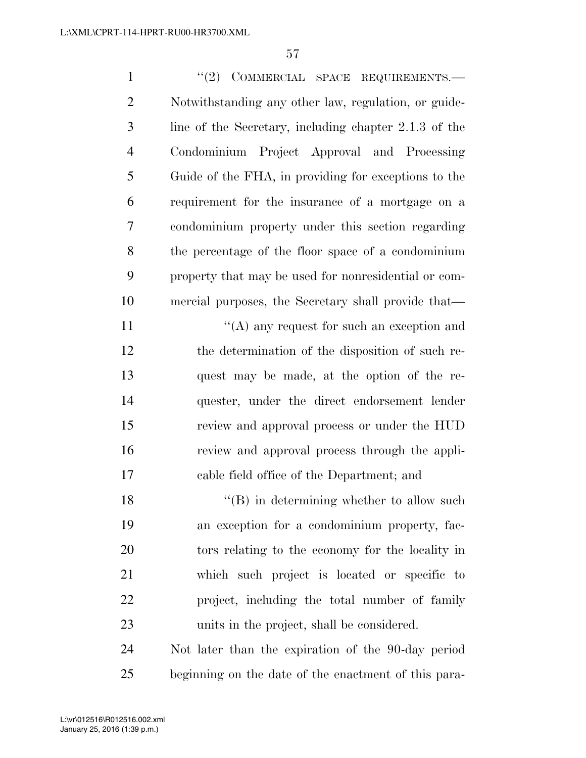"(2) COMMERCIAL SPACE REQUIREMENTS.—Notwithstanding any other law, regulation, or guideline of the Secretary, including chapter 2.1.3 of the Condominium Project Approval and Processing Guide of the FHA, in providing for exceptions to the requirement for the insurance of a mortgage on a condominium property under this section regarding the percentage of the floor space of a condominium property that may be used for nonresidential or commercial purposes, the Secretary shall provide that—

"(A) any request for such an exception and the determination of the disposition of such request may be made, at the option of the requester, under the direct endorsement lender review and approval process or under the HUD review and approval process through the applicable field office of the Department; and

"(B) in determining whether to allow such an exception for a condominium property, factors relating to the economy for the locality in which such project is located or specific to project, including the total number of family units in the project, shall be considered.

Not later than the expiration of the 90-day period beginning on the date of the enactment of this para-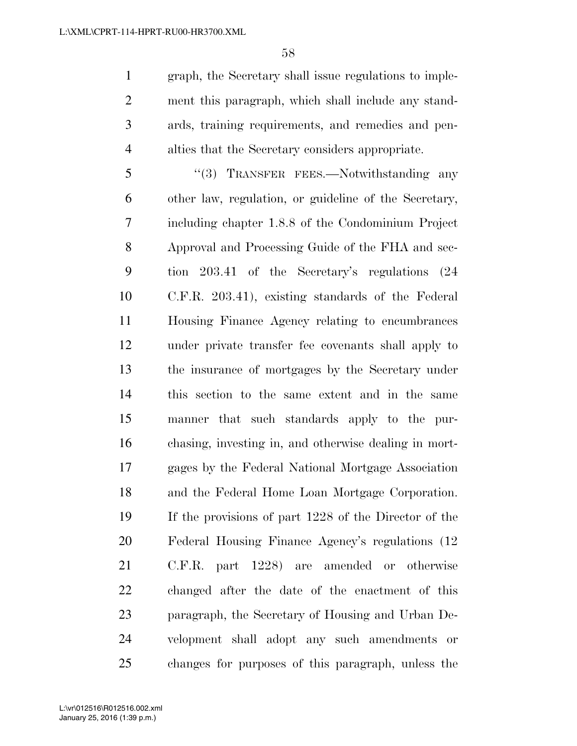graph, the Secretary shall issue regulations to implement this paragraph, which shall include any standards, training requirements, and remedies and penalties that the Secretary considers appropriate.

"(3) TRANSFER FEES.—Notwithstanding any other law, regulation, or guideline of the Secretary, including chapter 1.8.8 of the Condominium Project Approval and Processing Guide of the FHA and section 203.41 of the Secretary's regulations (24 C.F.R. 203.41), existing standards of the Federal Housing Finance Agency relating to encumbrances under private transfer fee covenants shall apply to the insurance of mortgages by the Secretary under this section to the same extent and in the same manner that such standards apply to the purchasing, investing in, and otherwise dealing in mortgages by the Federal National Mortgage Association and the Federal Home Loan Mortgage Corporation. If the provisions of part 1228 of the Director of the Federal Housing Finance Agency's regulations (12 C.F.R. part 1228) are amended or otherwise changed after the date of the enactment of this paragraph, the Secretary of Housing and Urban Development shall adopt any such amendments or changes for purposes of this paragraph, unless the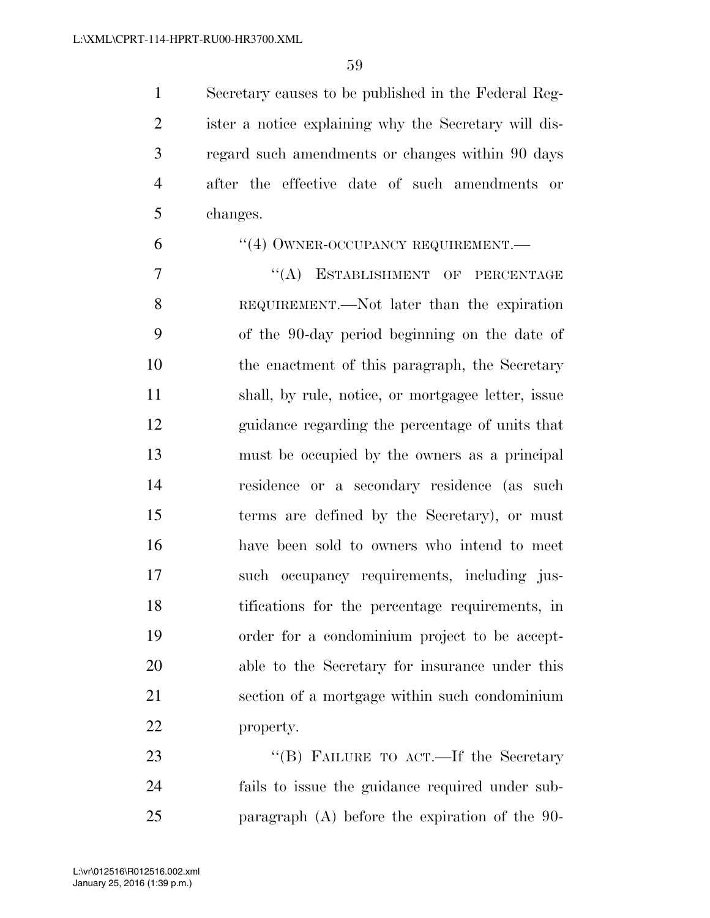Secretary causes to be published in the Federal Register a notice explaining why the Secretary will disregard such amendments or changes within 90 days after the effective date of such amendments or changes.

"(4) OWNER-OCCUPANCY REQUIREMENT.—

"(A) ESTABLISHMENT OF PERCENTAGE REQUIREMENT.—Not later than the expiration of the 90-day period beginning on the date of the enactment of this paragraph, the Secretary shall, by rule, notice, or mortgagee letter, issue guidance regarding the percentage of units that must be occupied by the owners as a principal residence or a secondary residence (as such terms are defined by the Secretary), or must have been sold to owners who intend to meet such occupancy requirements, including justifications for the percentage requirements, in order for a condominium project to be acceptable to the Secretary for insurance under this section of a mortgage within such condominium property.

"(B) FAILURE TO ACT.—If the Secretary fails to issue the guidance required under subparagraph (A) before the expiration of the 90-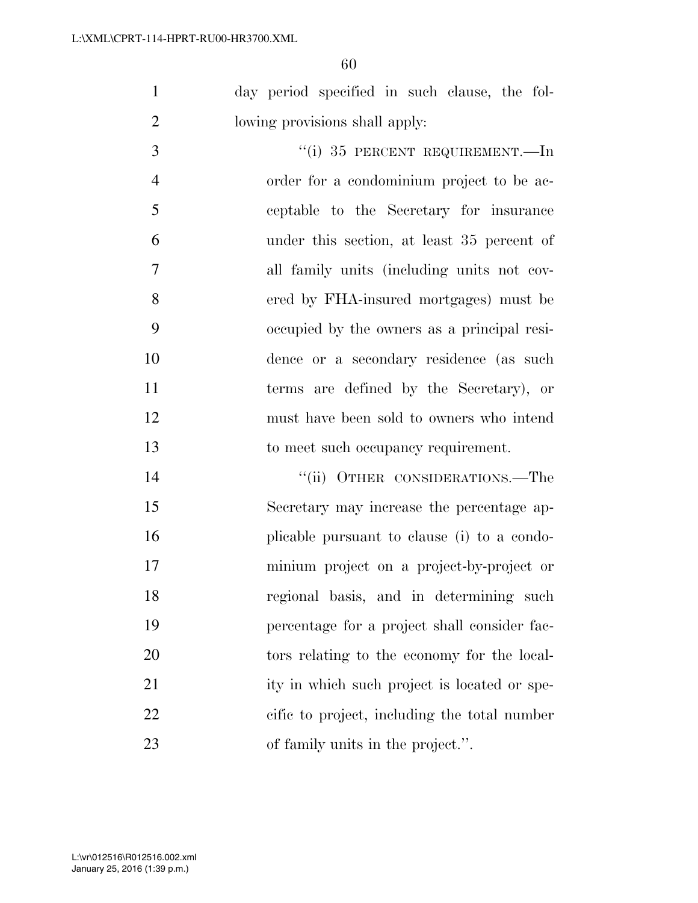day period specified in such clause, the following provisions shall apply:

"(i) 35 PERCENT REQUIREMENT.—In order for a condominium project to be acceptable to the Secretary for insurance under this section, at least 35 percent of all family units (including units not covered by FHA-insured mortgages) must be occupied by the owners as a principal residence or a secondary residence (as such terms are defined by the Secretary), or must have been sold to owners who intend to meet such occupancy requirement.

"(ii) OTHER CONSIDERATIONS.—The Secretary may increase the percentage applicable pursuant to clause (i) to a condominium project on a project-by-project or regional basis, and in determining such percentage for a project shall consider factors relating to the economy for the locality in which such project is located or specific to project, including the total number of family units in the project.".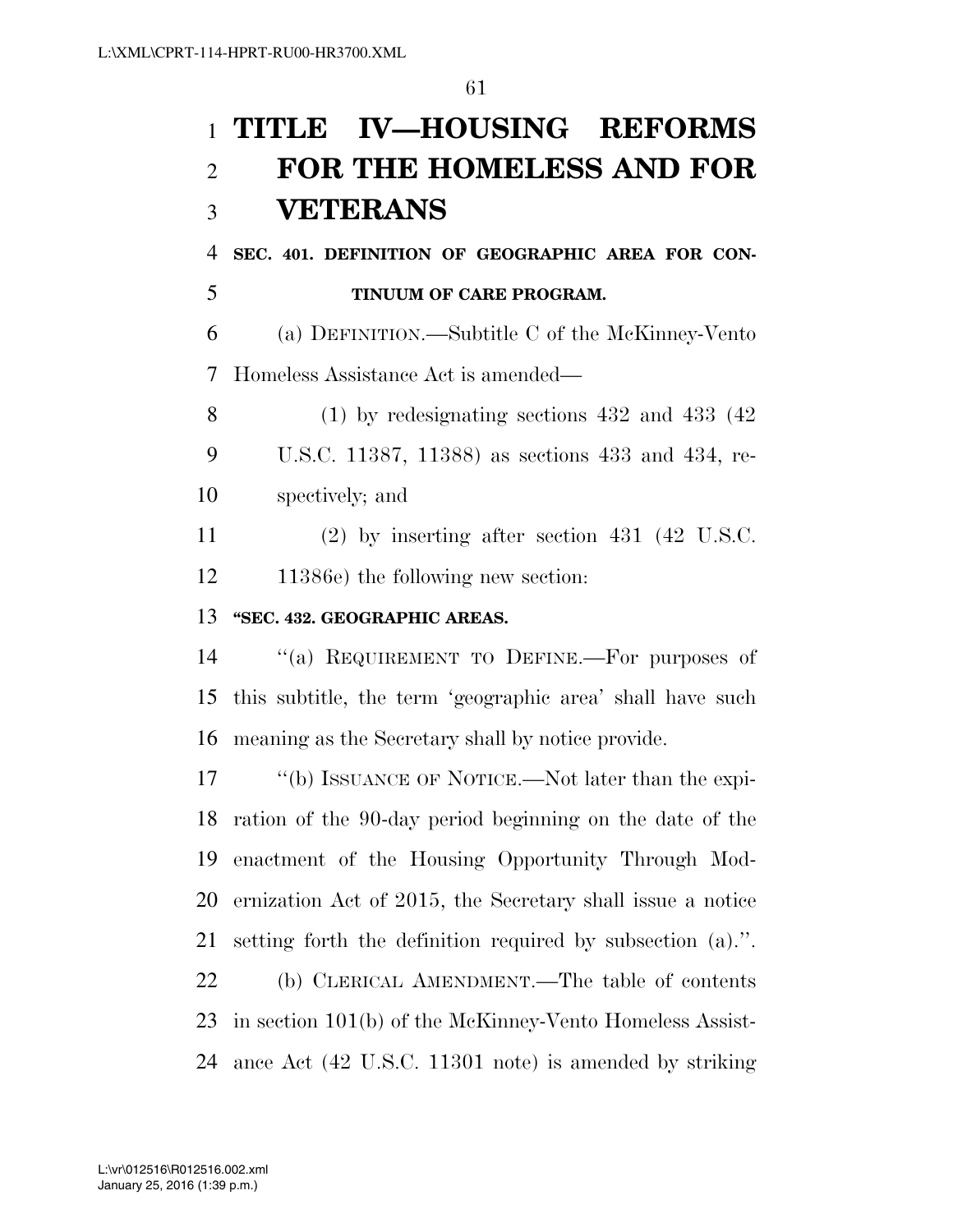# TITLE IV—HOUSING REFORMS FOR THE HOMELESS AND FOR VETERANS

## SEC. 401. DEFINITION OF GEOGRAPHIC AREA FOR CONTINUUM OF CARE PROGRAM.

(a) DEFINITION.—Subtitle C of the McKinney-Vento Homeless Assistance Act is amended—

(1) by redesignating sections 432 and 433 (42 U.S.C. 11387, 11388) as sections 433 and 434, respectively; and

(2) by inserting after section 431 (42 U.S.C. 11386e) the following new section:

**"SEC. 432. GEOGRAPHIC AREAS.**

"(a) REQUIREMENT TO DEFINE.—For purposes of this subtitle, the term 'geographic area' shall have such meaning as the Secretary shall by notice provide.

"(b) ISSUANCE OF NOTICE.—Not later than the expiration of the 90-day period beginning on the date of the enactment of the Housing Opportunity Through Modernization Act of 2015, the Secretary shall issue a notice setting forth the definition required by subsection (a).".

(b) CLERICAL AMENDMENT.—The table of contents in section 101(b) of the McKinney-Vento Homeless Assistance Act (42 U.S.C. 11301 note) is amended by striking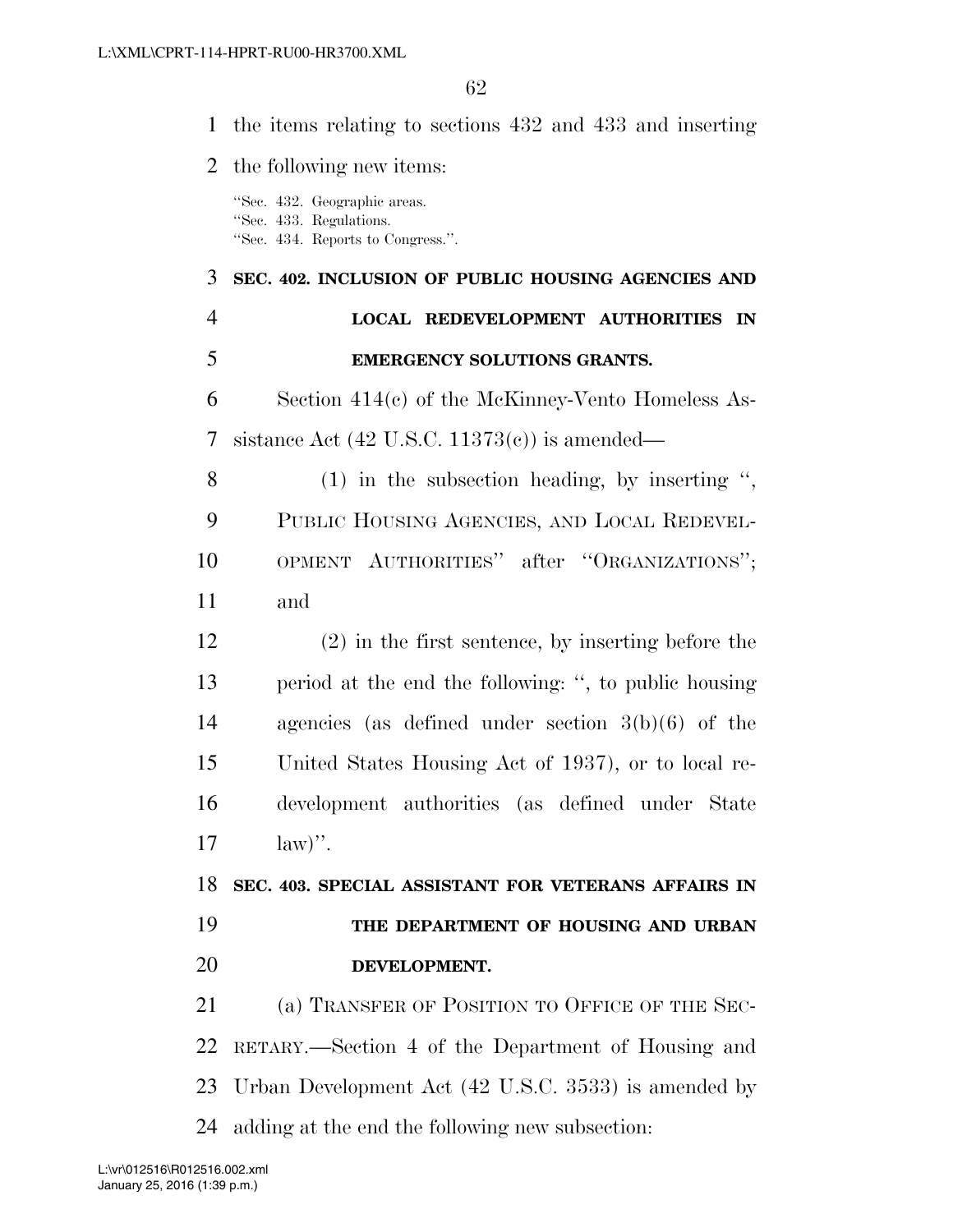the items relating to sections 432 and 433 and inserting the following new items:

"Sec. 432. Geographic areas.
"Sec. 433. Regulations.
"Sec. 434. Reports to Congress.".

**SEC. 402. INCLUSION OF PUBLIC HOUSING AGENCIES AND LOCAL REDEVELOPMENT AUTHORITIES IN EMERGENCY SOLUTIONS GRANTS.**

Section 414(c) of the McKinney-Vento Homeless Assistance Act (42 U.S.C. 11373(c)) is amended—

(1) in the subsection heading, by inserting ", PUBLIC HOUSING AGENCIES, AND LOCAL REDEVELOPMENT AUTHORITIES" after "ORGANIZATIONS"; and

(2) in the first sentence, by inserting before the period at the end the following: ", to public housing agencies (as defined under section 3(b)(6) of the United States Housing Act of 1937), or to local redevelopment authorities (as defined under State law)".

**SEC. 403. SPECIAL ASSISTANT FOR VETERANS AFFAIRS IN THE DEPARTMENT OF HOUSING AND URBAN DEVELOPMENT.**

(a) TRANSFER OF POSITION TO OFFICE OF THE SECRETARY.—Section 4 of the Department of Housing and Urban Development Act (42 U.S.C. 3533) is amended by adding at the end the following new subsection: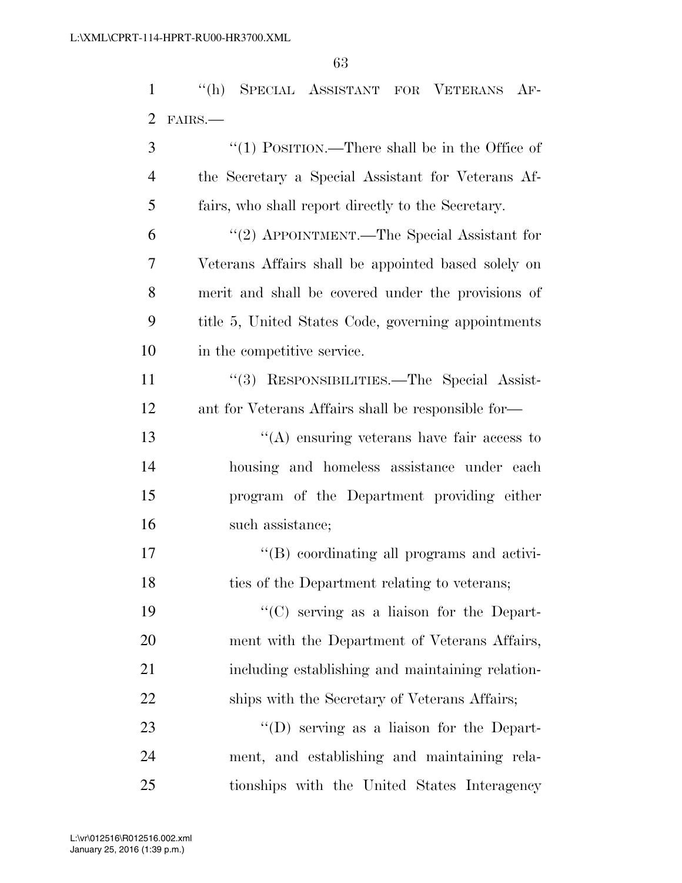"(h) SPECIAL ASSISTANT FOR VETERANS AFFAIRS.—

"(1) POSITION.—There shall be in the Office of the Secretary a Special Assistant for Veterans Affairs, who shall report directly to the Secretary.

"(2) APPOINTMENT.—The Special Assistant for Veterans Affairs shall be appointed based solely on merit and shall be covered under the provisions of title 5, United States Code, governing appointments in the competitive service.

"(3) RESPONSIBILITIES.—The Special Assistant for Veterans Affairs shall be responsible for—

"(A) ensuring veterans have fair access to housing and homeless assistance under each program of the Department providing either such assistance;

"(B) coordinating all programs and activities of the Department relating to veterans;

"(C) serving as a liaison for the Department with the Department of Veterans Affairs, including establishing and maintaining relationships with the Secretary of Veterans Affairs;

"(D) serving as a liaison for the Department, and establishing and maintaining relationships with the United States Interagency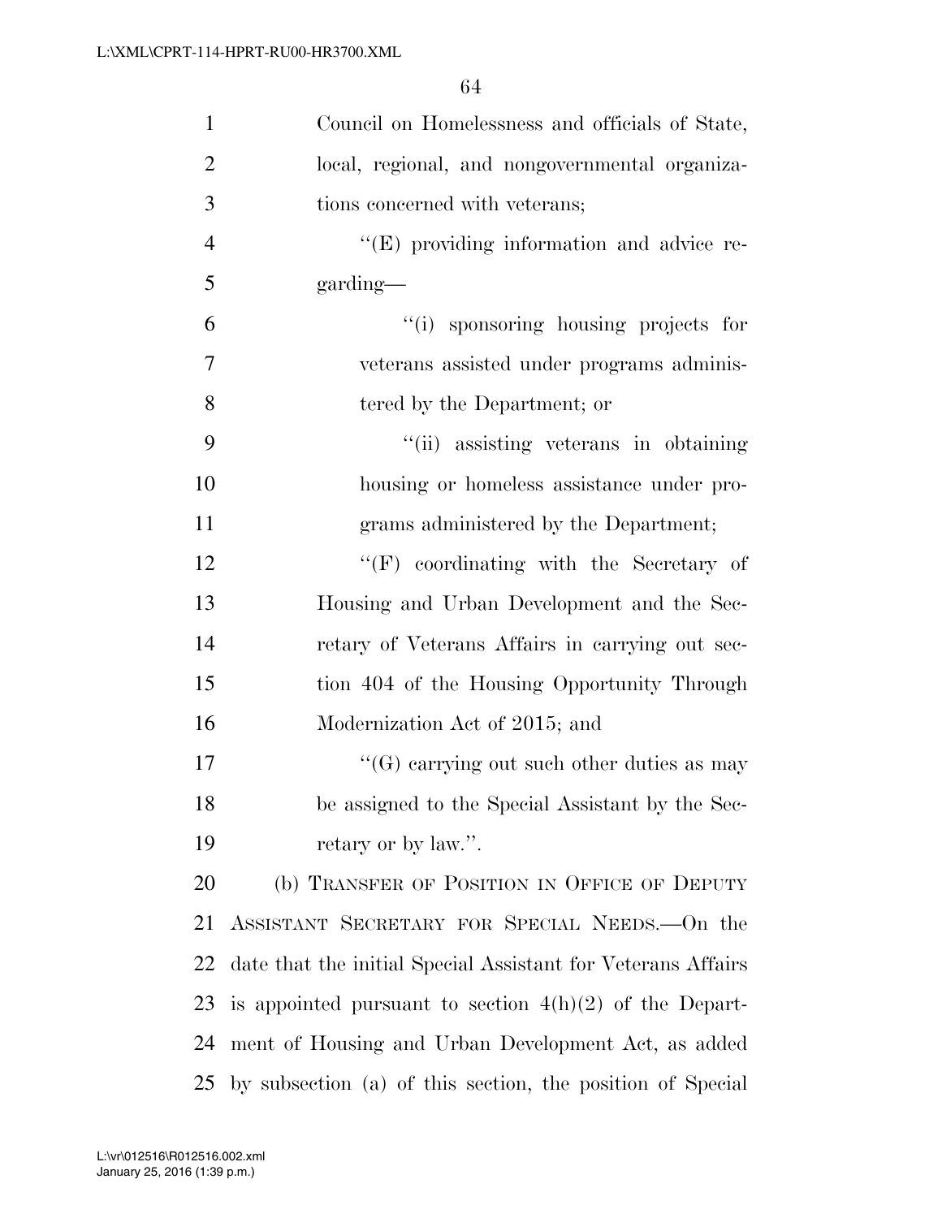Council on Homelessness and officials of State, local, regional, and nongovernmental organizations concerned with veterans;

"(E) providing information and advice regarding—

"(i) sponsoring housing projects for veterans assisted under programs administered by the Department; or

"(ii) assisting veterans in obtaining housing or homeless assistance under programs administered by the Department;

"(F) coordinating with the Secretary of Housing and Urban Development and the Secretary of Veterans Affairs in carrying out section 404 of the Housing Opportunity Through Modernization Act of 2015; and

"(G) carrying out such other duties as may be assigned to the Special Assistant by the Secretary or by law.".

(b) TRANSFER OF POSITION IN OFFICE OF DEPUTY ASSISTANT SECRETARY FOR SPECIAL NEEDS.—On the date that the initial Special Assistant for Veterans Affairs is appointed pursuant to section 4(h)(2) of the Department of Housing and Urban Development Act, as added by subsection (a) of this section, the position of Special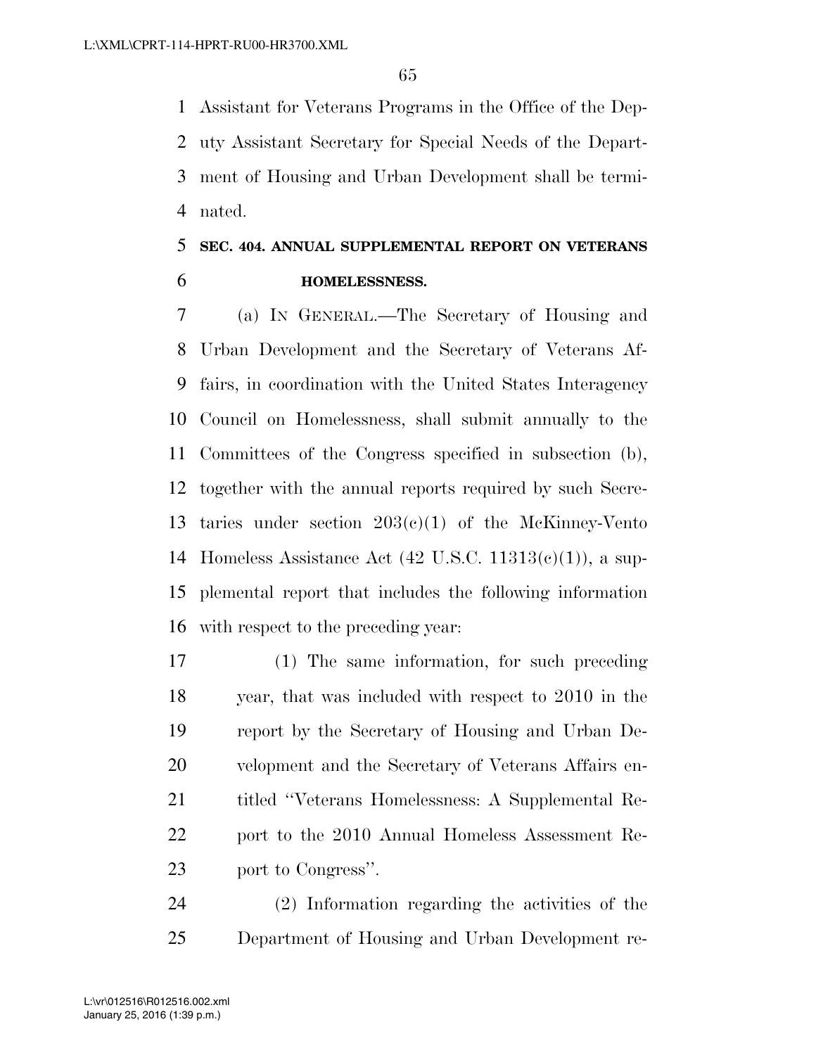Assistant for Veterans Programs in the Office of the Deputy Assistant Secretary for Special Needs of the Department of Housing and Urban Development shall be terminated.

**SEC. 404. ANNUAL SUPPLEMENTAL REPORT ON VETERANS HOMELESSNESS.**

(a) IN GENERAL.—The Secretary of Housing and Urban Development and the Secretary of Veterans Affairs, in coordination with the United States Interagency Council on Homelessness, shall submit annually to the Committees of the Congress specified in subsection (b), together with the annual reports required by such Secretaries under section 203(c)(1) of the McKinney-Vento Homeless Assistance Act (42 U.S.C. 11313(c)(1)), a supplemental report that includes the following information with respect to the preceding year:

(1) The same information, for such preceding year, that was included with respect to 2010 in the report by the Secretary of Housing and Urban Development and the Secretary of Veterans Affairs entitled ''Veterans Homelessness: A Supplemental Report to the 2010 Annual Homeless Assessment Report to Congress''.

(2) Information regarding the activities of the Department of Housing and Urban Development re-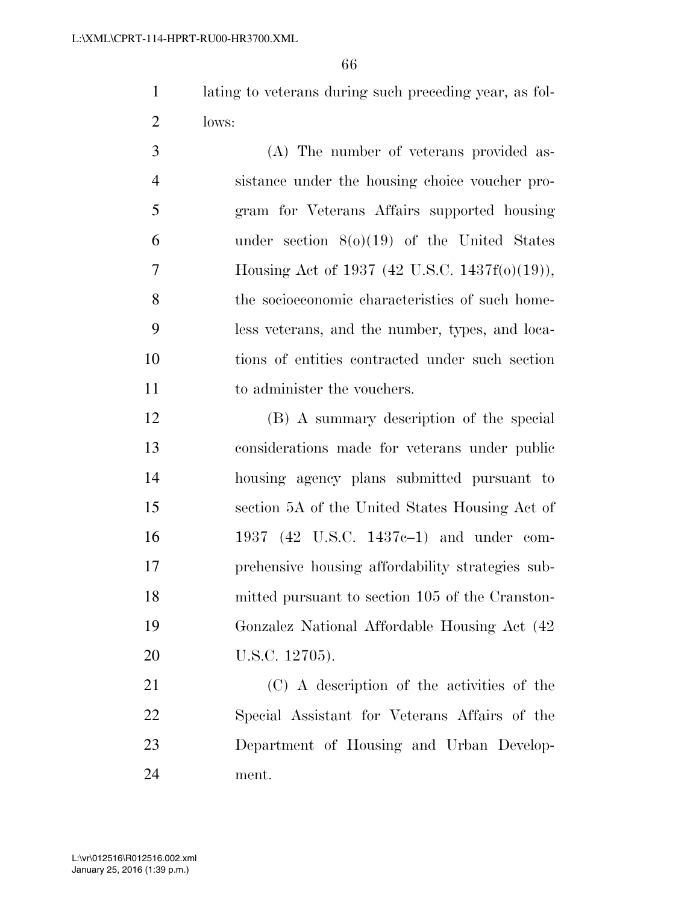lating to veterans during such preceding year, as follows:

(A) The number of veterans provided assistance under the housing choice voucher program for Veterans Affairs supported housing under section 8(o)(19) of the United States Housing Act of 1937 (42 U.S.C. 1437f(o)(19)), the socioeconomic characteristics of such homeless veterans, and the number, types, and locations of entities contracted under such section to administer the vouchers.

(B) A summary description of the special considerations made for veterans under public housing agency plans submitted pursuant to section 5A of the United States Housing Act of 1937 (42 U.S.C. 1437c–1) and under comprehensive housing affordability strategies submitted pursuant to section 105 of the Cranston-Gonzalez National Affordable Housing Act (42 U.S.C. 12705).

(C) A description of the activities of the Special Assistant for Veterans Affairs of the Department of Housing and Urban Development.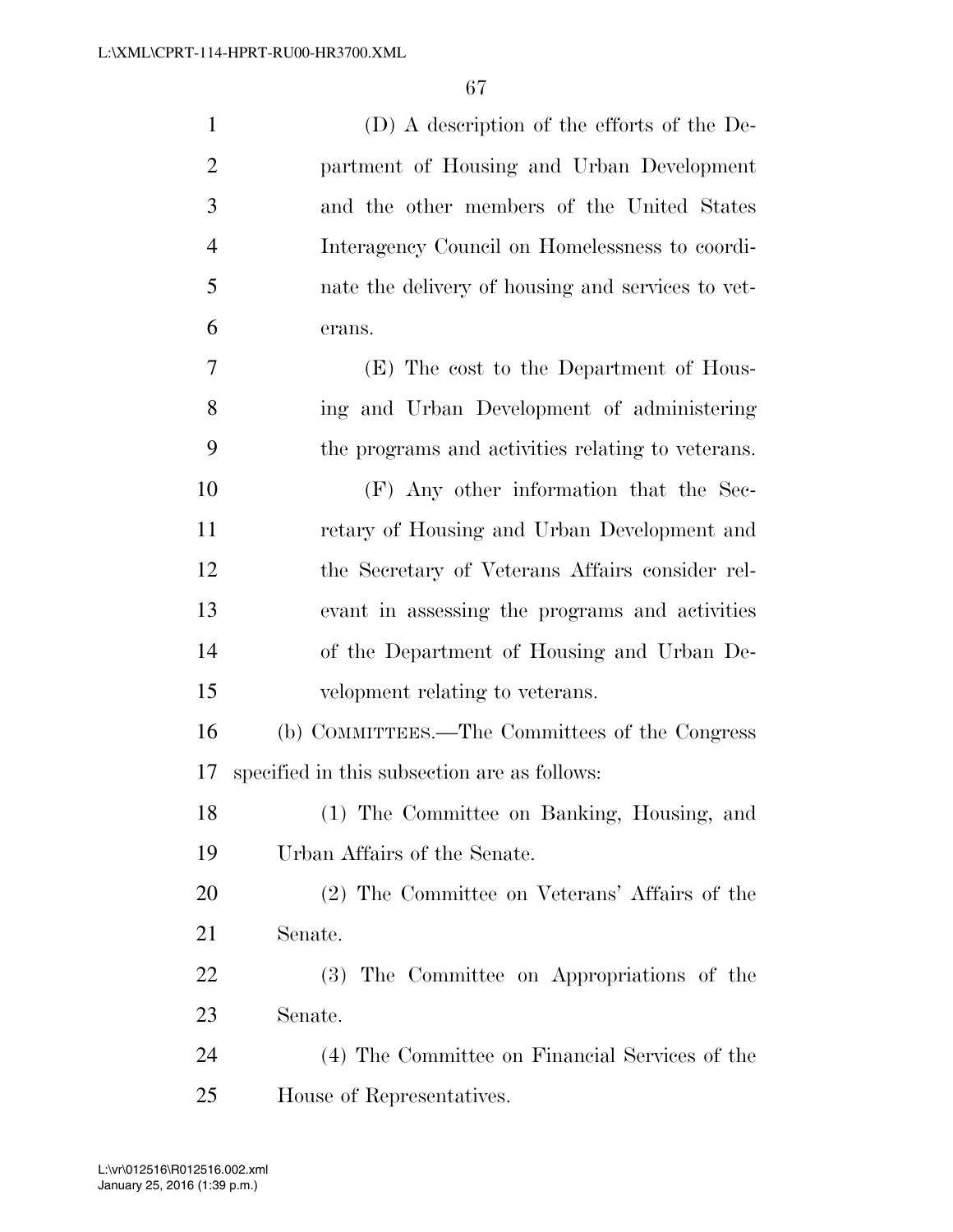(D) A description of the efforts of the Department of Housing and Urban Development and the other members of the United States Interagency Council on Homelessness to coordinate the delivery of housing and services to veterans.

(E) The cost to the Department of Housing and Urban Development of administering the programs and activities relating to veterans.

(F) Any other information that the Secretary of Housing and Urban Development and the Secretary of Veterans Affairs consider relevant in assessing the programs and activities of the Department of Housing and Urban Development relating to veterans.

(b) COMMITTEES.—The Committees of the Congress specified in this subsection are as follows:

(1) The Committee on Banking, Housing, and Urban Affairs of the Senate.

(2) The Committee on Veterans' Affairs of the Senate.

(3) The Committee on Appropriations of the Senate.

(4) The Committee on Financial Services of the House of Representatives.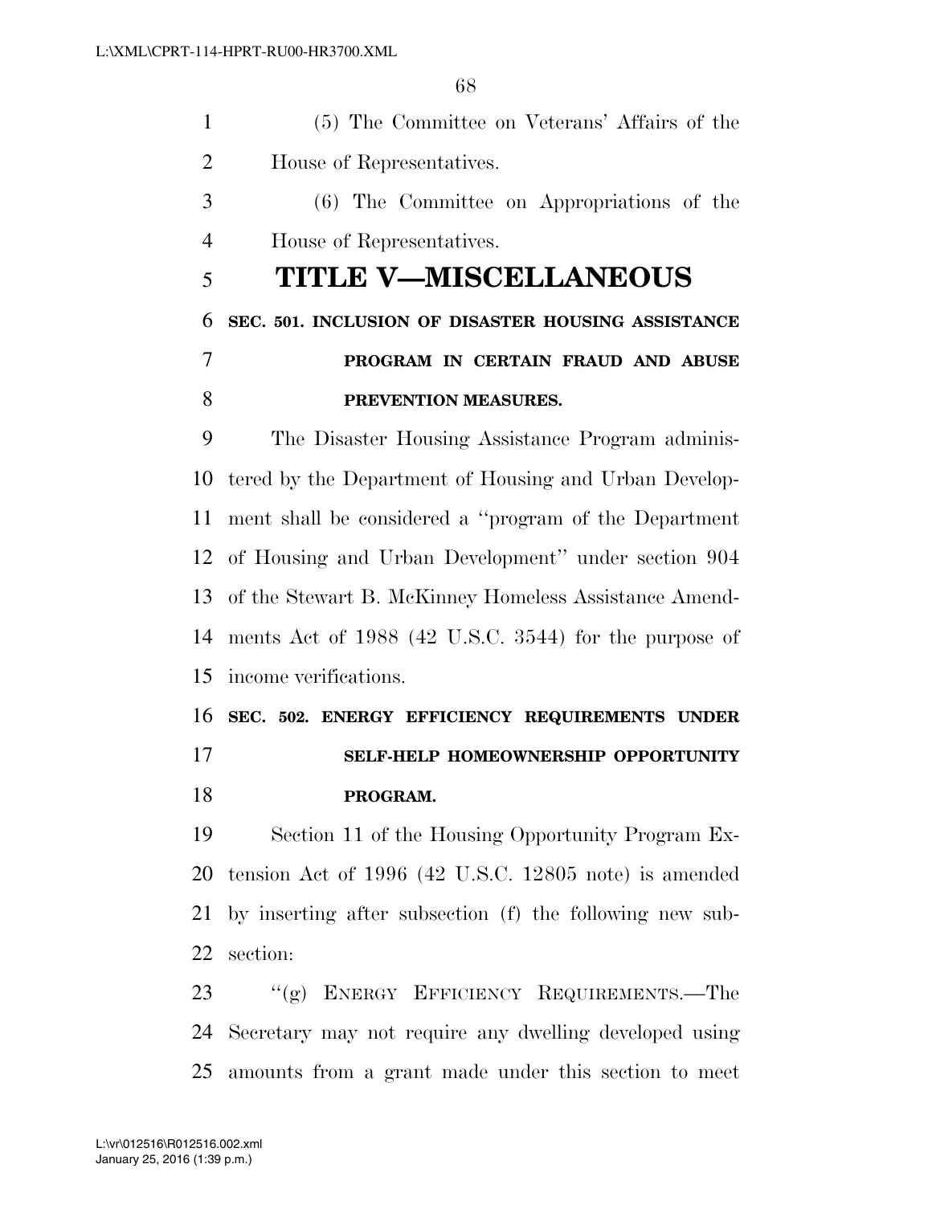(5) The Committee on Veterans' Affairs of the House of Representatives.

(6) The Committee on Appropriations of the House of Representatives.

# TITLE V—MISCELLANEOUS

### SEC. 501. INCLUSION OF DISASTER HOUSING ASSISTANCE PROGRAM IN CERTAIN FRAUD AND ABUSE PREVENTION MEASURES.

The Disaster Housing Assistance Program administered by the Department of Housing and Urban Development shall be considered a "program of the Department of Housing and Urban Development" under section 904 of the Stewart B. McKinney Homeless Assistance Amendments Act of 1988 (42 U.S.C. 3544) for the purpose of income verifications.

### SEC. 502. ENERGY EFFICIENCY REQUIREMENTS UNDER SELF-HELP HOMEOWNERSHIP OPPORTUNITY PROGRAM.

Section 11 of the Housing Opportunity Program Extension Act of 1996 (42 U.S.C. 12805 note) is amended by inserting after subsection (f) the following new subsection:

"(g) ENERGY EFFICIENCY REQUIREMENTS.—The Secretary may not require any dwelling developed using amounts from a grant made under this section to meet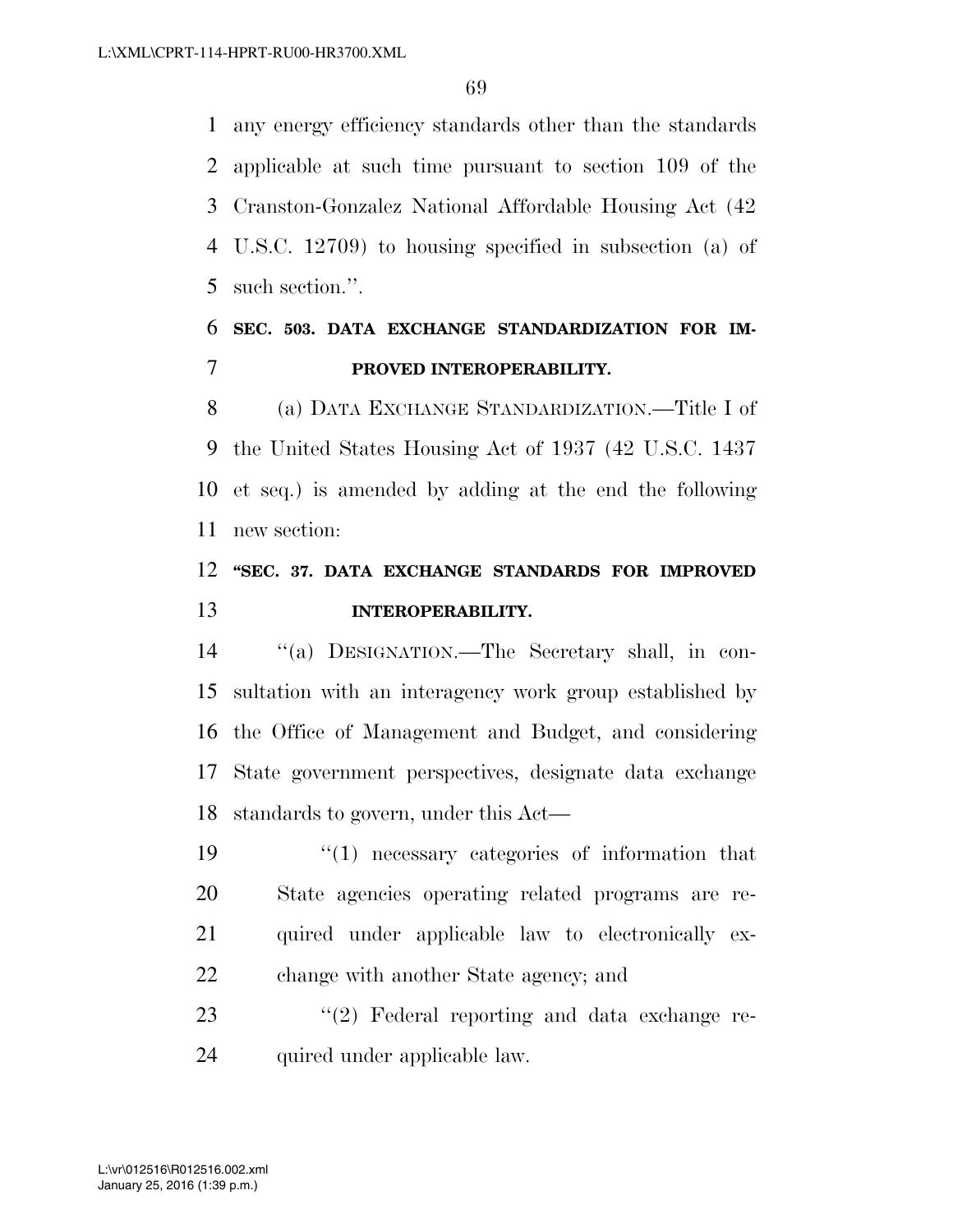any energy efficiency standards other than the standards applicable at such time pursuant to section 109 of the Cranston-Gonzalez National Affordable Housing Act (42 U.S.C. 12709) to housing specified in subsection (a) of such section.''.

**SEC. 503. DATA EXCHANGE STANDARDIZATION FOR IMPROVED INTEROPERABILITY.**

(a) DATA EXCHANGE STANDARDIZATION.—Title I of the United States Housing Act of 1937 (42 U.S.C. 1437 et seq.) is amended by adding at the end the following new section:

**''SEC. 37. DATA EXCHANGE STANDARDS FOR IMPROVED INTEROPERABILITY.**

''(a) DESIGNATION.—The Secretary shall, in consultation with an interagency work group established by the Office of Management and Budget, and considering State government perspectives, designate data exchange standards to govern, under this Act—

''(1) necessary categories of information that State agencies operating related programs are required under applicable law to electronically exchange with another State agency; and

''(2) Federal reporting and data exchange required under applicable law.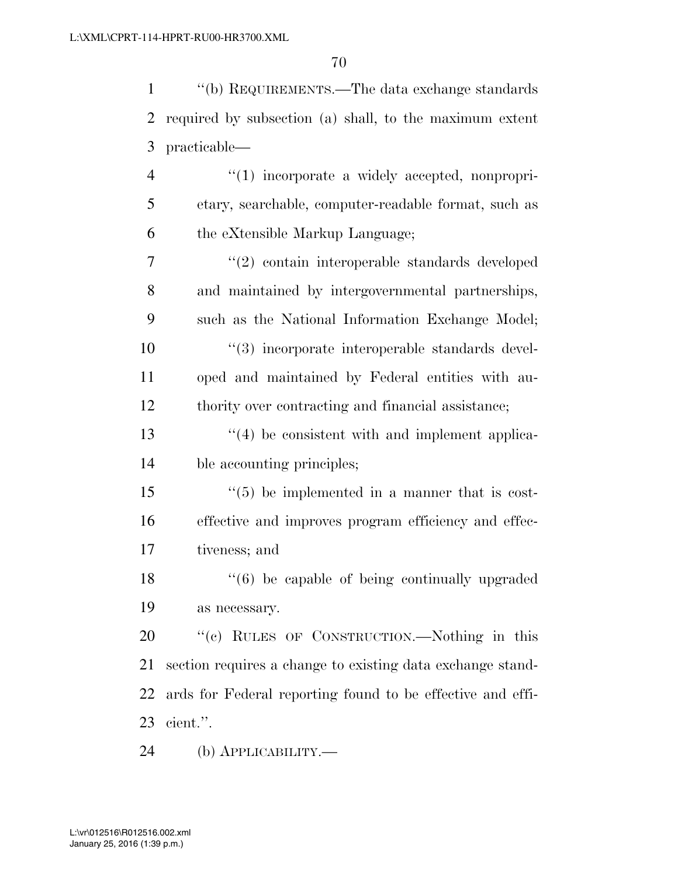"(b) REQUIREMENTS.—The data exchange standards required by subsection (a) shall, to the maximum extent practicable—

"(1) incorporate a widely accepted, nonproprietary, searchable, computer-readable format, such as the eXtensible Markup Language;

"(2) contain interoperable standards developed and maintained by intergovernmental partnerships, such as the National Information Exchange Model;

"(3) incorporate interoperable standards developed and maintained by Federal entities with authority over contracting and financial assistance;

"(4) be consistent with and implement applicable accounting principles;

"(5) be implemented in a manner that is cost-effective and improves program efficiency and effectiveness; and

"(6) be capable of being continually upgraded as necessary.

"(c) RULES OF CONSTRUCTION.—Nothing in this section requires a change to existing data exchange standards for Federal reporting found to be effective and efficient.".

(b) APPLICABILITY.—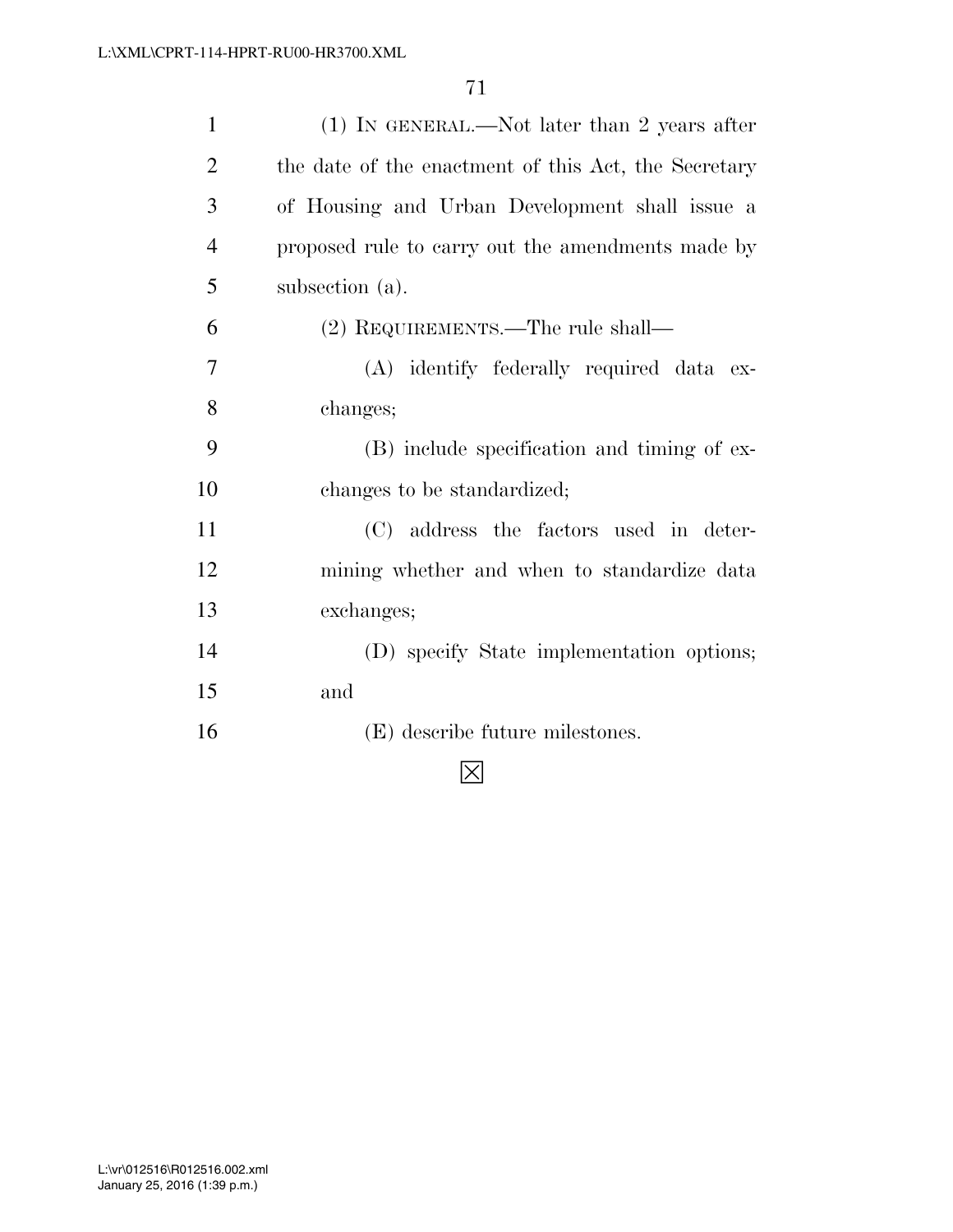(1) IN GENERAL.—Not later than 2 years after the date of the enactment of this Act, the Secretary of Housing and Urban Development shall issue a proposed rule to carry out the amendments made by subsection (a).

(2) REQUIREMENTS.—The rule shall—

(A) identify federally required data exchanges;

(B) include specification and timing of exchanges to be standardized;

(C) address the factors used in determining whether and when to standardize data exchanges;

(D) specify State implementation options; and

(E) describe future milestones.